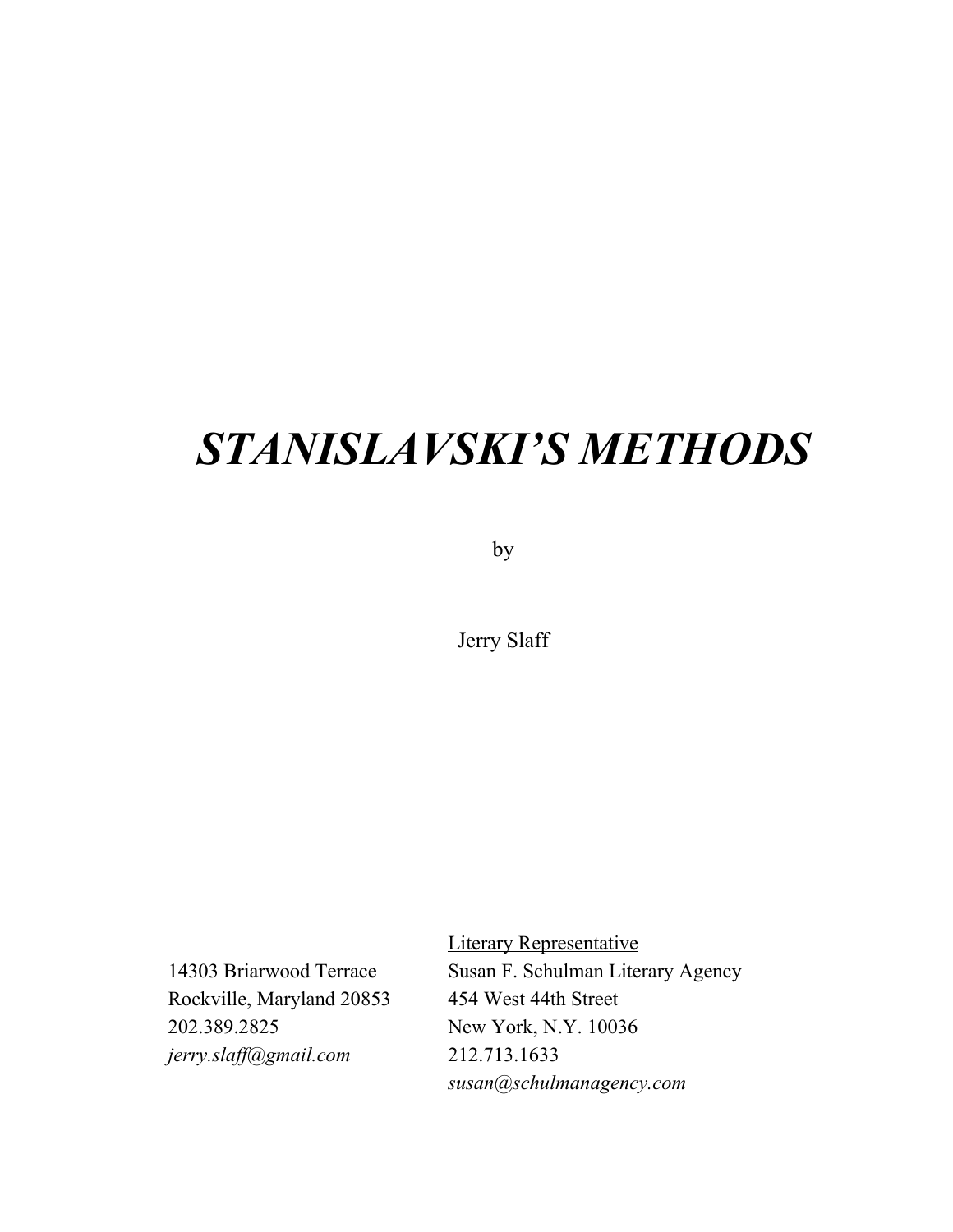# *STANISLAVSKI'S METHODS*

by

Jerry Slaff

14303 Briarwood Terrace
Rockville, Maryland 20853
202.389.2825
*jerry.slaff@gmail.com*

Literary Representative
Susan F. Schulman Literary Agency
454 West 44th Street
New York, N.Y. 10036
212.713.1633
*susan@schulmanagency.com*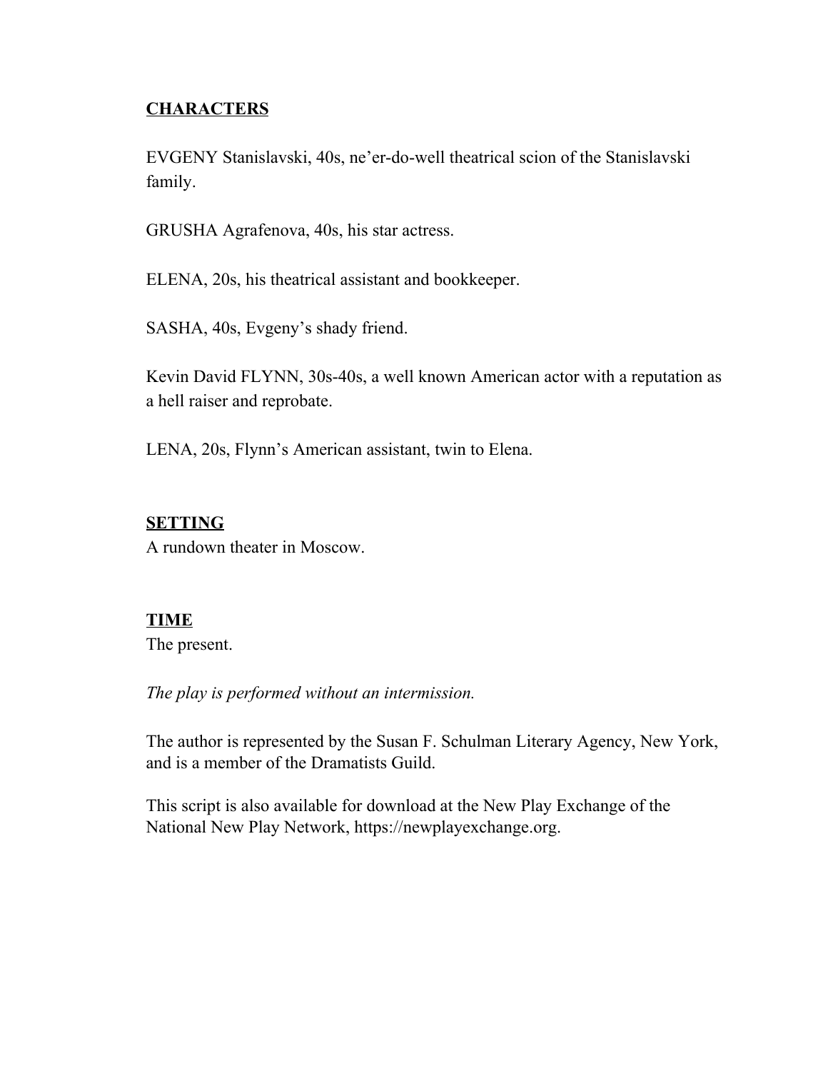## **CHARACTERS**

EVGENY Stanislavski, 40s, ne'er-do-well theatrical scion of the Stanislavski family.

GRUSHA Agrafenova, 40s, his star actress.

ELENA, 20s, his theatrical assistant and bookkeeper.

SASHA, 40s, Evgeny's shady friend.

Kevin David FLYNN, 30s-40s, a well known American actor with a reputation as a hell raiser and reprobate.

LENA, 20s, Flynn's American assistant, twin to Elena.

## **SETTING**

A rundown theater in Moscow.

## **TIME**

The present.

*The play is performed without an intermission.*

The author is represented by the Susan F. Schulman Literary Agency, New York, and is a member of the Dramatists Guild.

This script is also available for download at the New Play Exchange of the National New Play Network, https://newplayexchange.org.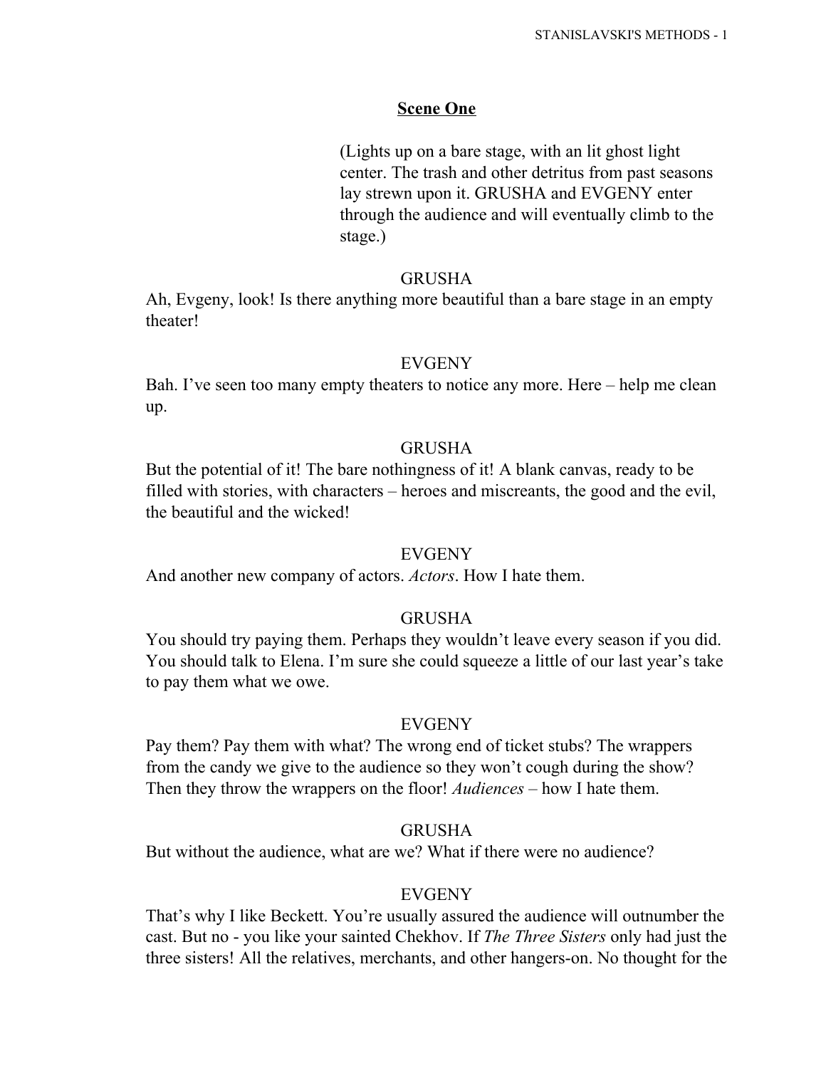## Scene One

(Lights up on a bare stage, with an lit ghost light center. The trash and other detritus from past seasons lay strewn upon it. GRUSHA and EVGENY enter through the audience and will eventually climb to the stage.)

GRUSHA

Ah, Evgeny, look! Is there anything more beautiful than a bare stage in an empty theater!

EVGENY

Bah. I've seen too many empty theaters to notice any more. Here – help me clean up.

GRUSHA

But the potential of it! The bare nothingness of it! A blank canvas, ready to be filled with stories, with characters – heroes and miscreants, the good and the evil, the beautiful and the wicked!

EVGENY

And another new company of actors. *Actors*. How I hate them.

GRUSHA

You should try paying them. Perhaps they wouldn't leave every season if you did. You should talk to Elena. I'm sure she could squeeze a little of our last year's take to pay them what we owe.

EVGENY

Pay them? Pay them with what? The wrong end of ticket stubs? The wrappers from the candy we give to the audience so they won't cough during the show? Then they throw the wrappers on the floor! *Audiences* – how I hate them.

GRUSHA

But without the audience, what are we? What if there were no audience?

EVGENY

That's why I like Beckett. You're usually assured the audience will outnumber the cast. But no - you like your sainted Chekhov. If *The Three Sisters* only had just the three sisters! All the relatives, merchants, and other hangers-on. No thought for the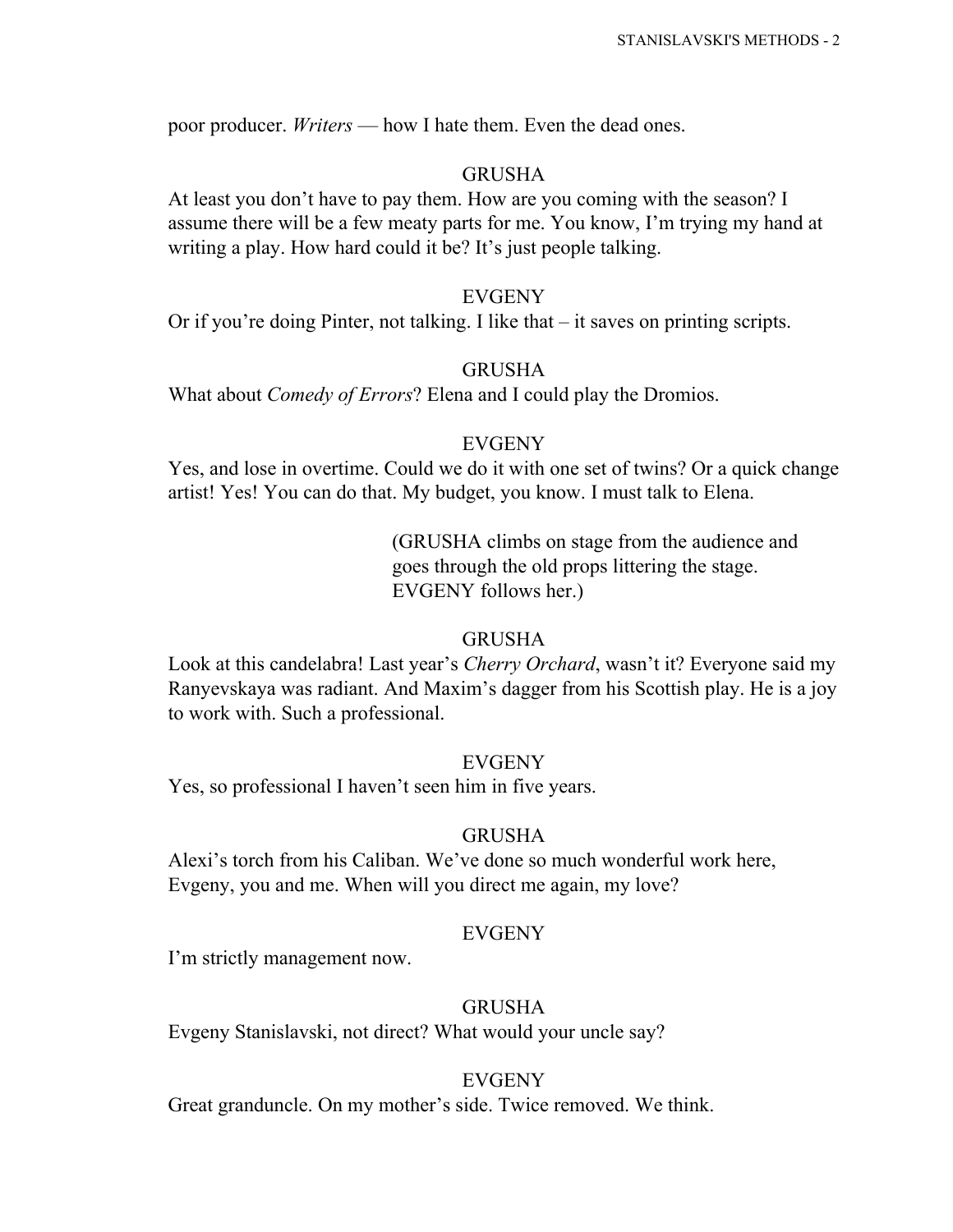poor producer. *Writers* — how I hate them. Even the dead ones.

GRUSHA

At least you don't have to pay them. How are you coming with the season? I assume there will be a few meaty parts for me. You know, I'm trying my hand at writing a play. How hard could it be? It's just people talking.

EVGENY

Or if you're doing Pinter, not talking. I like that – it saves on printing scripts.

GRUSHA

What about *Comedy of Errors*? Elena and I could play the Dromios.

EVGENY

Yes, and lose in overtime. Could we do it with one set of twins? Or a quick change artist! Yes! You can do that. My budget, you know. I must talk to Elena.

(GRUSHA climbs on stage from the audience and goes through the old props littering the stage. EVGENY follows her.)

GRUSHA

Look at this candelabra! Last year's *Cherry Orchard*, wasn't it? Everyone said my Ranyevskaya was radiant. And Maxim's dagger from his Scottish play. He is a joy to work with. Such a professional.

EVGENY

Yes, so professional I haven't seen him in five years.

GRUSHA

Alexi's torch from his Caliban. We've done so much wonderful work here, Evgeny, you and me. When will you direct me again, my love?

EVGENY

I'm strictly management now.

GRUSHA

Evgeny Stanislavski, not direct? What would your uncle say?

EVGENY

Great granduncle. On my mother's side. Twice removed. We think.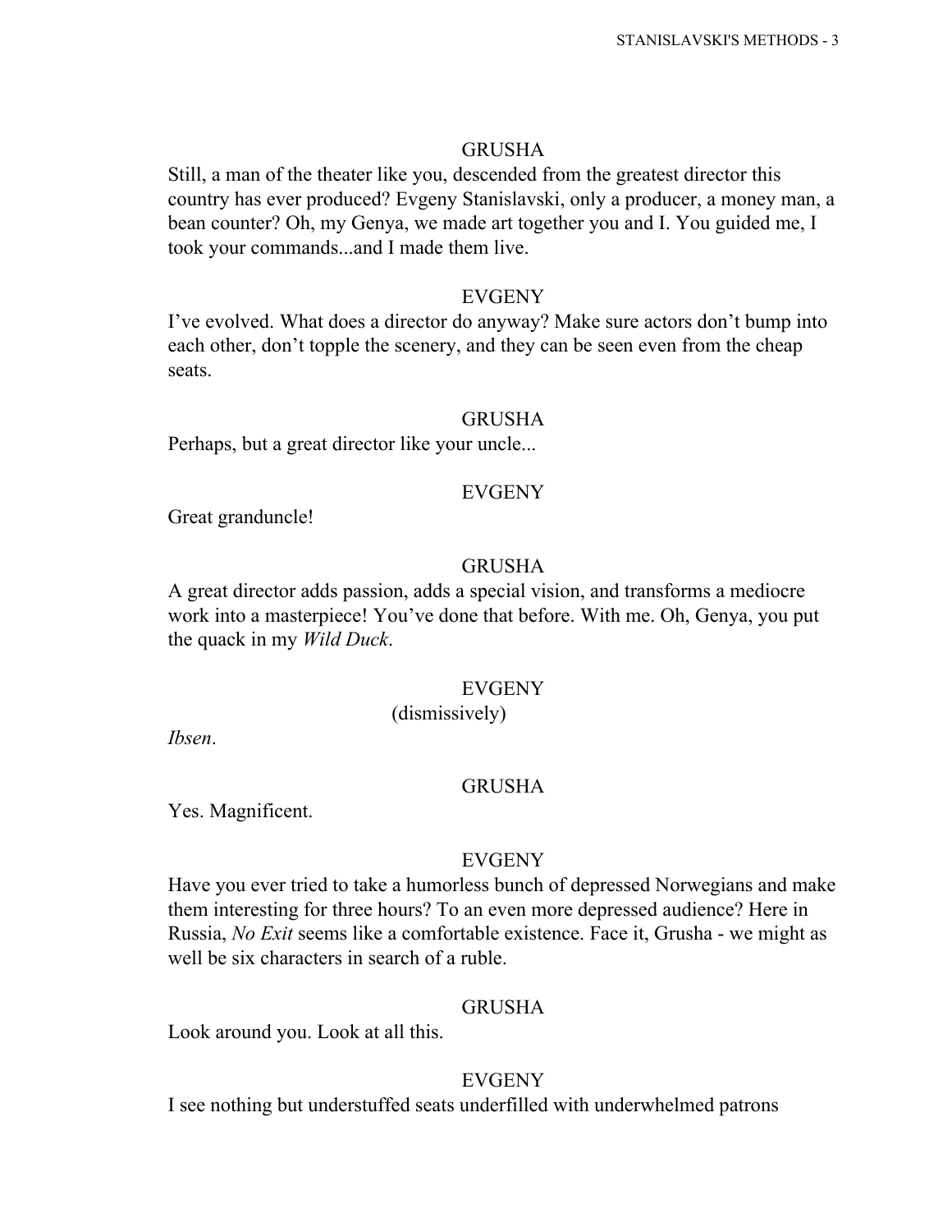GRUSHA

Still, a man of the theater like you, descended from the greatest director this country has ever produced? Evgeny Stanislavski, only a producer, a money man, a bean counter? Oh, my Genya, we made art together you and I. You guided me, I took your commands...and I made them live.

EVGENY

I've evolved. What does a director do anyway? Make sure actors don't bump into each other, don't topple the scenery, and they can be seen even from the cheap seats.

GRUSHA

Perhaps, but a great director like your uncle...

EVGENY

Great granduncle!

GRUSHA

A great director adds passion, adds a special vision, and transforms a mediocre work into a masterpiece! You've done that before. With me. Oh, Genya, you put the quack in my *Wild Duck*.

EVGENY

(dismissively)

*Ibsen*.

GRUSHA

Yes. Magnificent.

EVGENY

Have you ever tried to take a humorless bunch of depressed Norwegians and make them interesting for three hours? To an even more depressed audience? Here in Russia, *No Exit* seems like a comfortable existence. Face it, Grusha - we might as well be six characters in search of a ruble.

GRUSHA

Look around you. Look at all this.

EVGENY

I see nothing but understuffed seats underfilled with underwhelmed patrons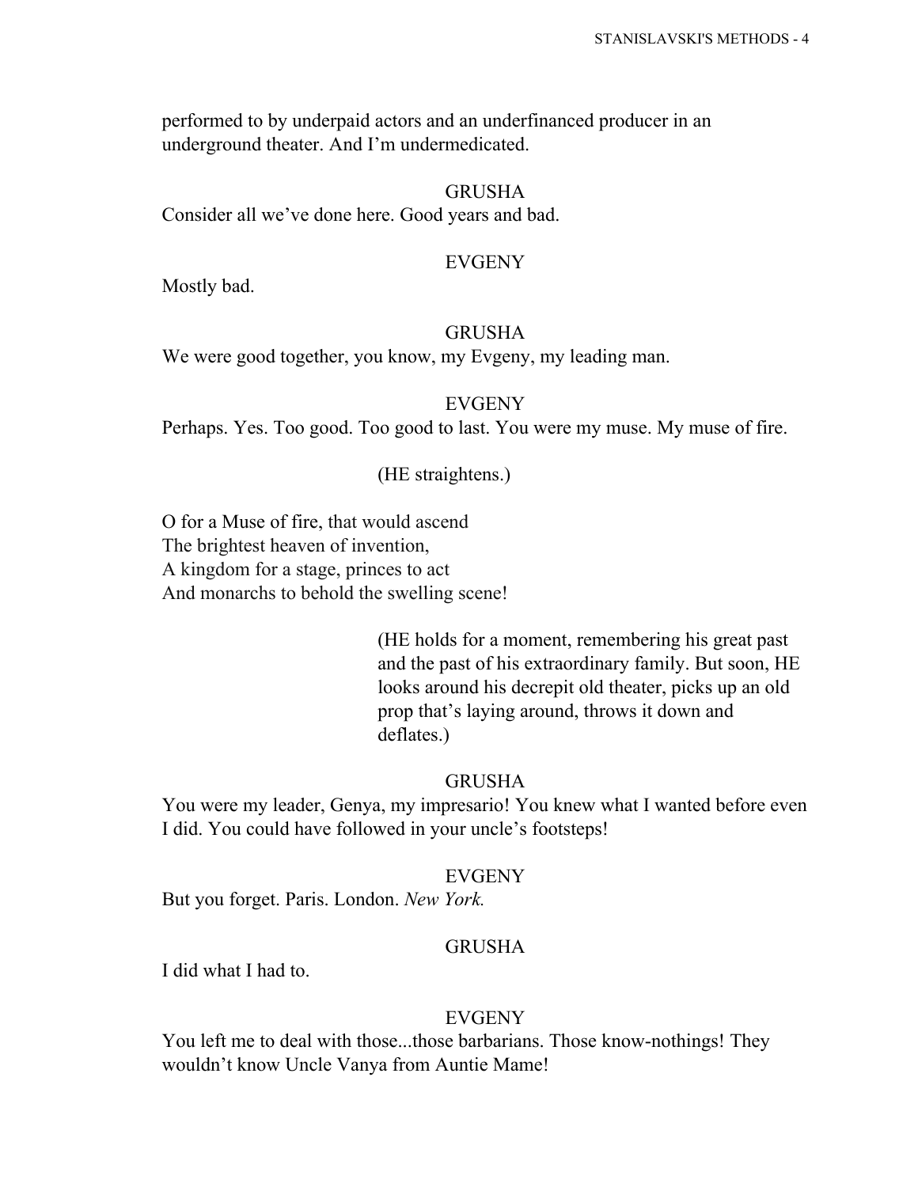performed to by underpaid actors and an underfinanced producer in an underground theater. And I'm undermedicated.

GRUSHA

Consider all we've done here. Good years and bad.

EVGENY

Mostly bad.

GRUSHA

We were good together, you know, my Evgeny, my leading man.

EVGENY

Perhaps. Yes. Too good. Too good to last. You were my muse. My muse of fire.

(HE straightens.)

O for a Muse of fire, that would ascend
The brightest heaven of invention,
A kingdom for a stage, princes to act
And monarchs to behold the swelling scene!

(HE holds for a moment, remembering his great past and the past of his extraordinary family. But soon, HE looks around his decrepit old theater, picks up an old prop that's laying around, throws it down and deflates.)

GRUSHA

You were my leader, Genya, my impresario! You knew what I wanted before even I did. You could have followed in your uncle's footsteps!

EVGENY

But you forget. Paris. London. *New York.*

GRUSHA

I did what I had to.

EVGENY

You left me to deal with those...those barbarians. Those know-nothings! They wouldn't know Uncle Vanya from Auntie Mame!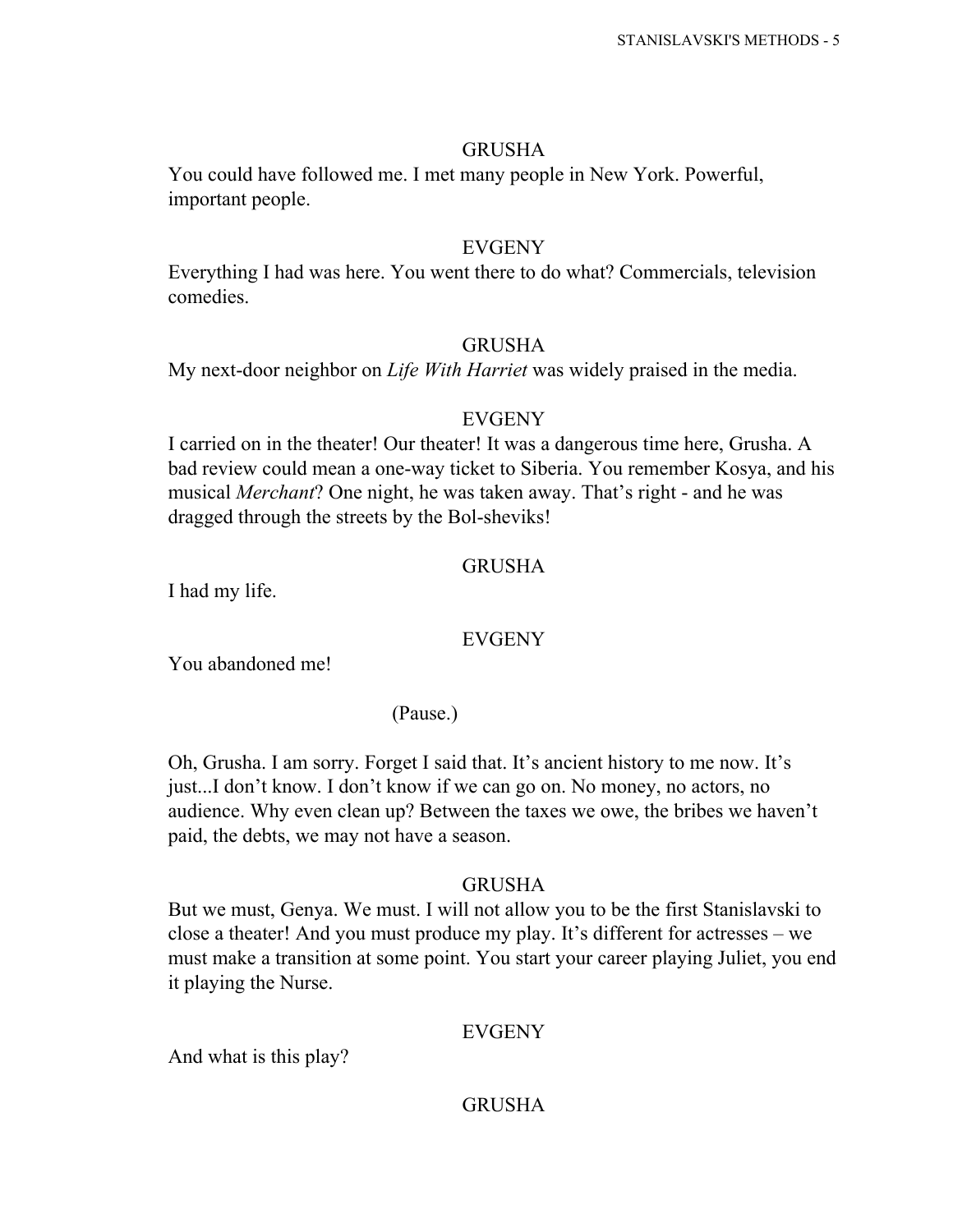GRUSHA

You could have followed me. I met many people in New York. Powerful, important people.

EVGENY

Everything I had was here. You went there to do what? Commercials, television comedies.

GRUSHA

My next-door neighbor on *Life With Harriet* was widely praised in the media.

EVGENY

I carried on in the theater! Our theater! It was a dangerous time here, Grusha. A bad review could mean a one-way ticket to Siberia. You remember Kosya, and his musical *Merchant*? One night, he was taken away. That's right - and he was dragged through the streets by the Bol-sheviks!

GRUSHA

I had my life.

EVGENY

You abandoned me!

(Pause.)

Oh, Grusha. I am sorry. Forget I said that. It's ancient history to me now. It's just...I don't know. I don't know if we can go on. No money, no actors, no audience. Why even clean up? Between the taxes we owe, the bribes we haven't paid, the debts, we may not have a season.

GRUSHA

But we must, Genya. We must. I will not allow you to be the first Stanislavski to close a theater! And you must produce my play. It's different for actresses – we must make a transition at some point. You start your career playing Juliet, you end it playing the Nurse.

EVGENY

And what is this play?

GRUSHA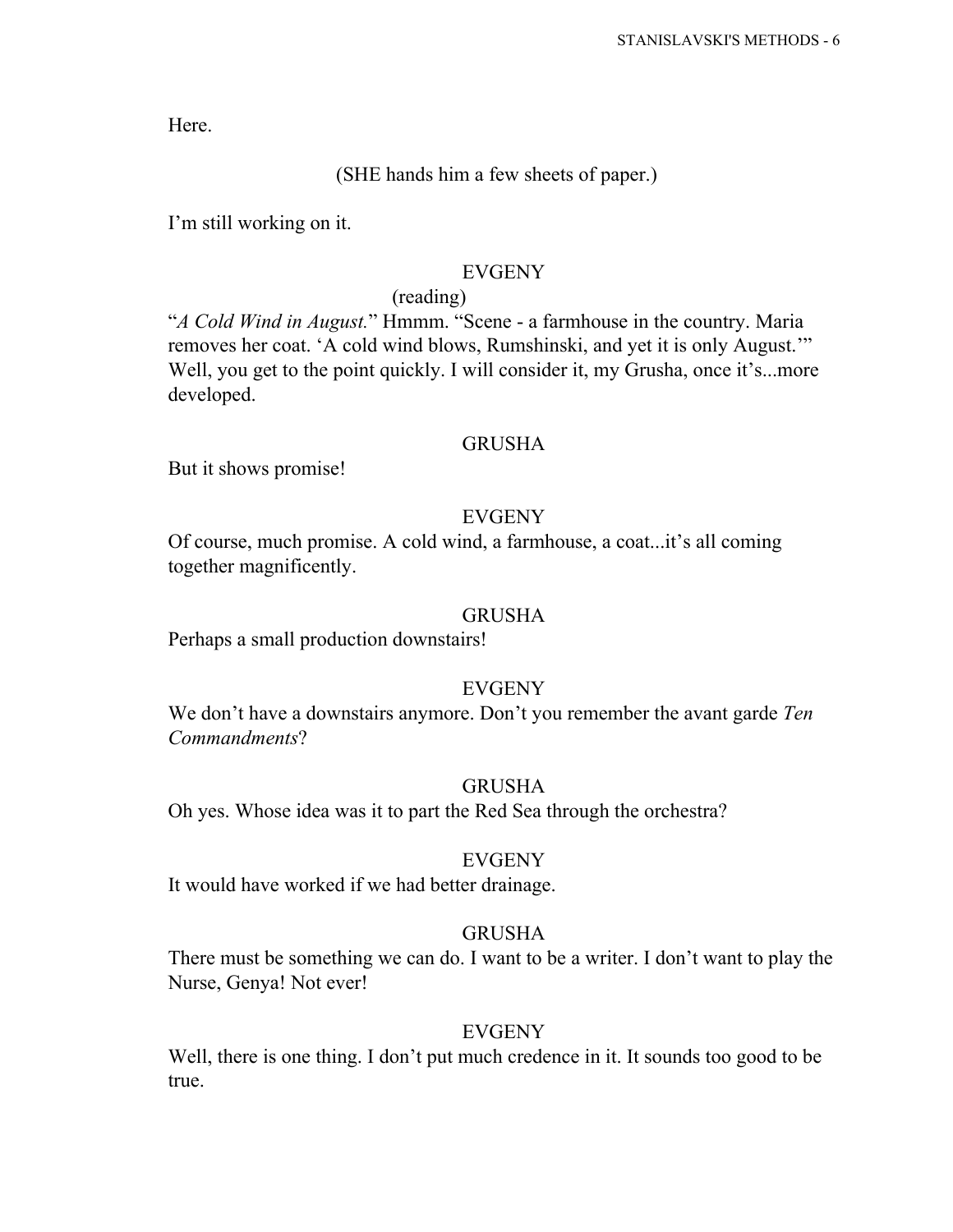Here.

(SHE hands him a few sheets of paper.)

I'm still working on it.

EVGENY

(reading)

"*A Cold Wind in August.*" Hmmm. "Scene - a farmhouse in the country. Maria removes her coat. 'A cold wind blows, Rumshinski, and yet it is only August.'" Well, you get to the point quickly. I will consider it, my Grusha, once it's...more developed.

GRUSHA

But it shows promise!

EVGENY

Of course, much promise. A cold wind, a farmhouse, a coat...it's all coming together magnificently.

GRUSHA

Perhaps a small production downstairs!

EVGENY

We don't have a downstairs anymore. Don't you remember the avant garde *Ten Commandments*?

GRUSHA

Oh yes. Whose idea was it to part the Red Sea through the orchestra?

EVGENY

It would have worked if we had better drainage.

GRUSHA

There must be something we can do. I want to be a writer. I don't want to play the Nurse, Genya! Not ever!

EVGENY

Well, there is one thing. I don't put much credence in it. It sounds too good to be true.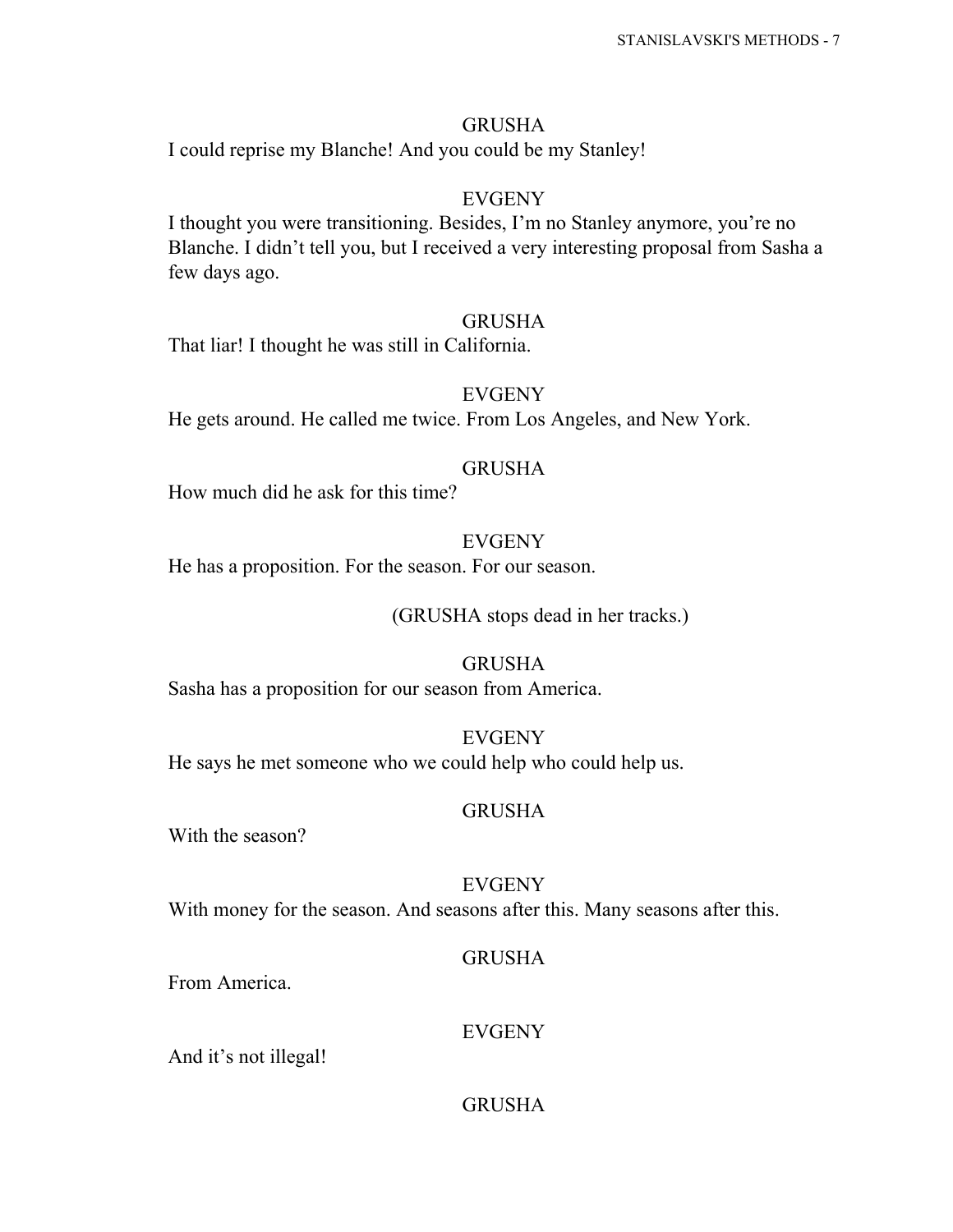GRUSHA

I could reprise my Blanche! And you could be my Stanley!

EVGENY

I thought you were transitioning. Besides, I'm no Stanley anymore, you're no Blanche. I didn't tell you, but I received a very interesting proposal from Sasha a few days ago.

GRUSHA

That liar! I thought he was still in California.

EVGENY

He gets around. He called me twice. From Los Angeles, and New York.

GRUSHA

How much did he ask for this time?

EVGENY

He has a proposition. For the season. For our season.

(GRUSHA stops dead in her tracks.)

GRUSHA

Sasha has a proposition for our season from America.

EVGENY

He says he met someone who we could help who could help us.

GRUSHA

With the season?

EVGENY

With money for the season. And seasons after this. Many seasons after this.

GRUSHA

From America.

EVGENY

And it's not illegal!

GRUSHA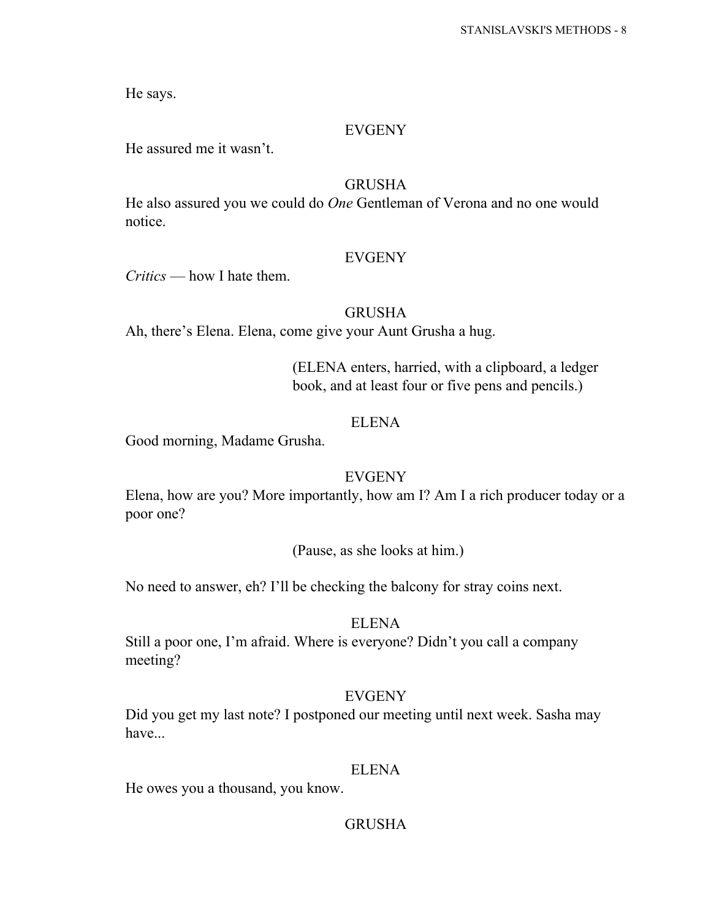He says.

EVGENY

He assured me it wasn't.

GRUSHA

He also assured you we could do *One* Gentleman of Verona and no one would notice.

EVGENY

*Critics* — how I hate them.

GRUSHA

Ah, there's Elena. Elena, come give your Aunt Grusha a hug.

(ELENA enters, harried, with a clipboard, a ledger book, and at least four or five pens and pencils.)

ELENA

Good morning, Madame Grusha.

EVGENY

Elena, how are you? More importantly, how am I? Am I a rich producer today or a poor one?

(Pause, as she looks at him.)

No need to answer, eh? I'll be checking the balcony for stray coins next.

ELENA

Still a poor one, I'm afraid. Where is everyone? Didn't you call a company meeting?

EVGENY

Did you get my last note? I postponed our meeting until next week. Sasha may have...

ELENA

He owes you a thousand, you know.

GRUSHA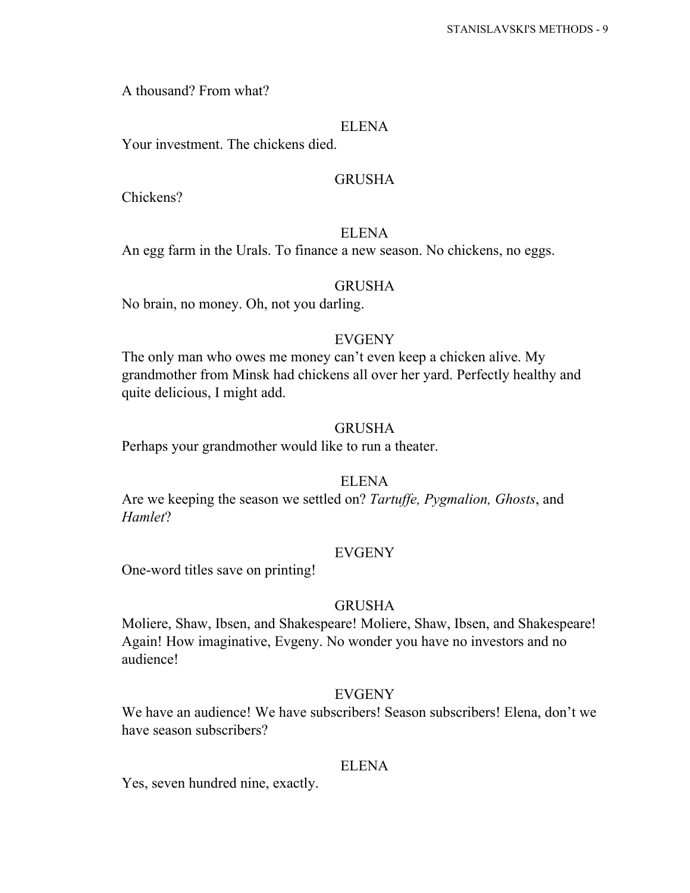A thousand? From what?

ELENA

Your investment. The chickens died.

GRUSHA

Chickens?

ELENA

An egg farm in the Urals. To finance a new season. No chickens, no eggs.

GRUSHA

No brain, no money. Oh, not you darling.

EVGENY

The only man who owes me money can't even keep a chicken alive. My grandmother from Minsk had chickens all over her yard. Perfectly healthy and quite delicious, I might add.

GRUSHA

Perhaps your grandmother would like to run a theater.

ELENA

Are we keeping the season we settled on? *Tartuffe, Pygmalion, Ghosts*, and *Hamlet*?

EVGENY

One-word titles save on printing!

GRUSHA

Moliere, Shaw, Ibsen, and Shakespeare! Moliere, Shaw, Ibsen, and Shakespeare! Again! How imaginative, Evgeny. No wonder you have no investors and no audience!

EVGENY

We have an audience! We have subscribers! Season subscribers! Elena, don't we have season subscribers?

ELENA

Yes, seven hundred nine, exactly.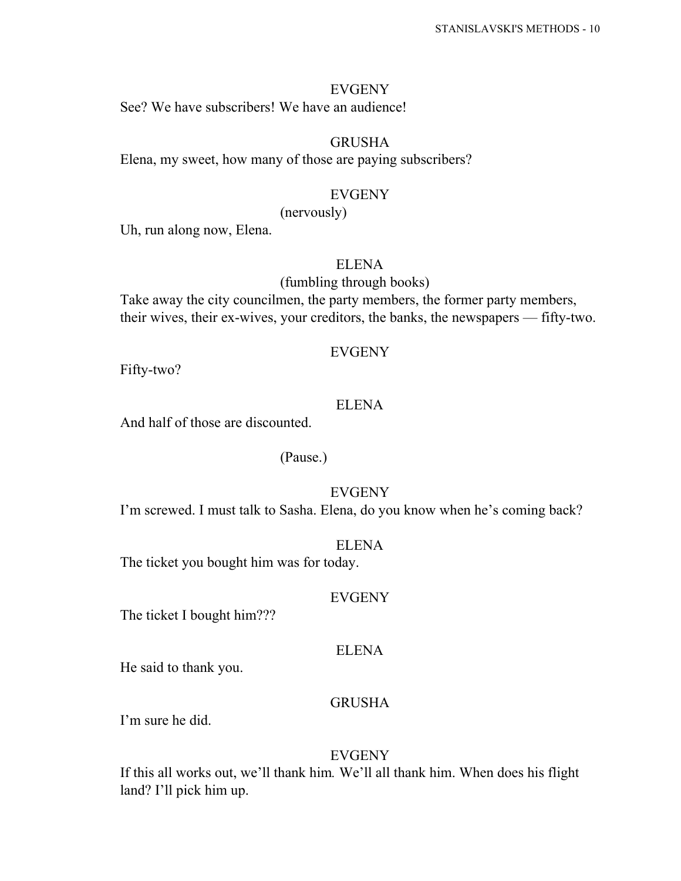EVGENY

See? We have subscribers! We have an audience!

GRUSHA

Elena, my sweet, how many of those are paying subscribers?

EVGENY

(nervously)

Uh, run along now, Elena.

ELENA

(fumbling through books)

Take away the city councilmen, the party members, the former party members, their wives, their ex-wives, your creditors, the banks, the newspapers — fifty-two.

EVGENY

Fifty-two?

ELENA

And half of those are discounted.

(Pause.)

EVGENY

I'm screwed. I must talk to Sasha. Elena, do you know when he's coming back?

ELENA

The ticket you bought him was for today.

EVGENY

The ticket I bought him???

ELENA

He said to thank you.

GRUSHA

I'm sure he did.

EVGENY

If this all works out, we'll thank him*.* We'll all thank him. When does his flight land? I'll pick him up.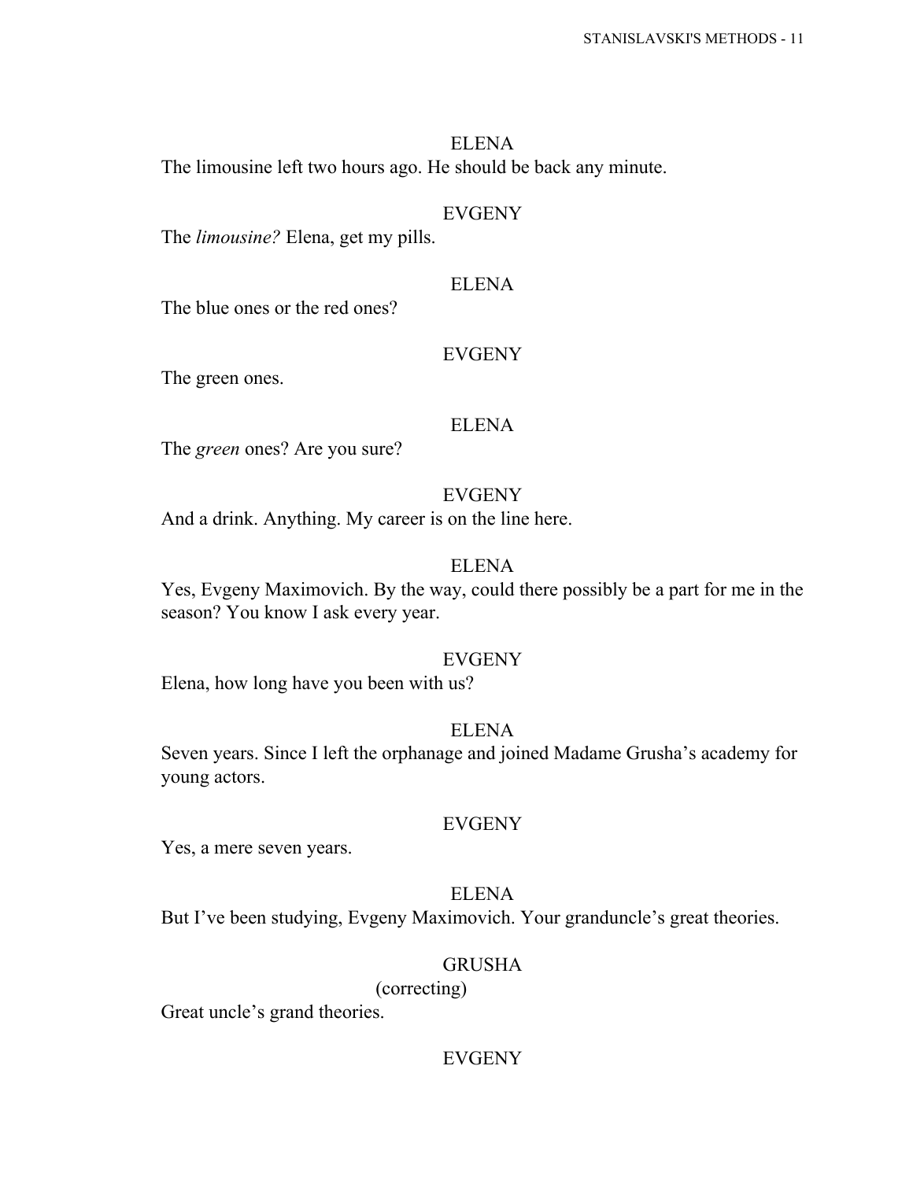ELENA

The limousine left two hours ago. He should be back any minute.

EVGENY

The *limousine?* Elena, get my pills.

ELENA

The blue ones or the red ones?

EVGENY

The green ones.

ELENA

The *green* ones? Are you sure?

EVGENY

And a drink. Anything. My career is on the line here.

ELENA

Yes, Evgeny Maximovich. By the way, could there possibly be a part for me in the season? You know I ask every year.

EVGENY

Elena, how long have you been with us?

ELENA

Seven years. Since I left the orphanage and joined Madame Grusha's academy for young actors.

EVGENY

Yes, a mere seven years.

ELENA

But I've been studying, Evgeny Maximovich. Your granduncle's great theories.

GRUSHA

(correcting)

Great uncle's grand theories.

EVGENY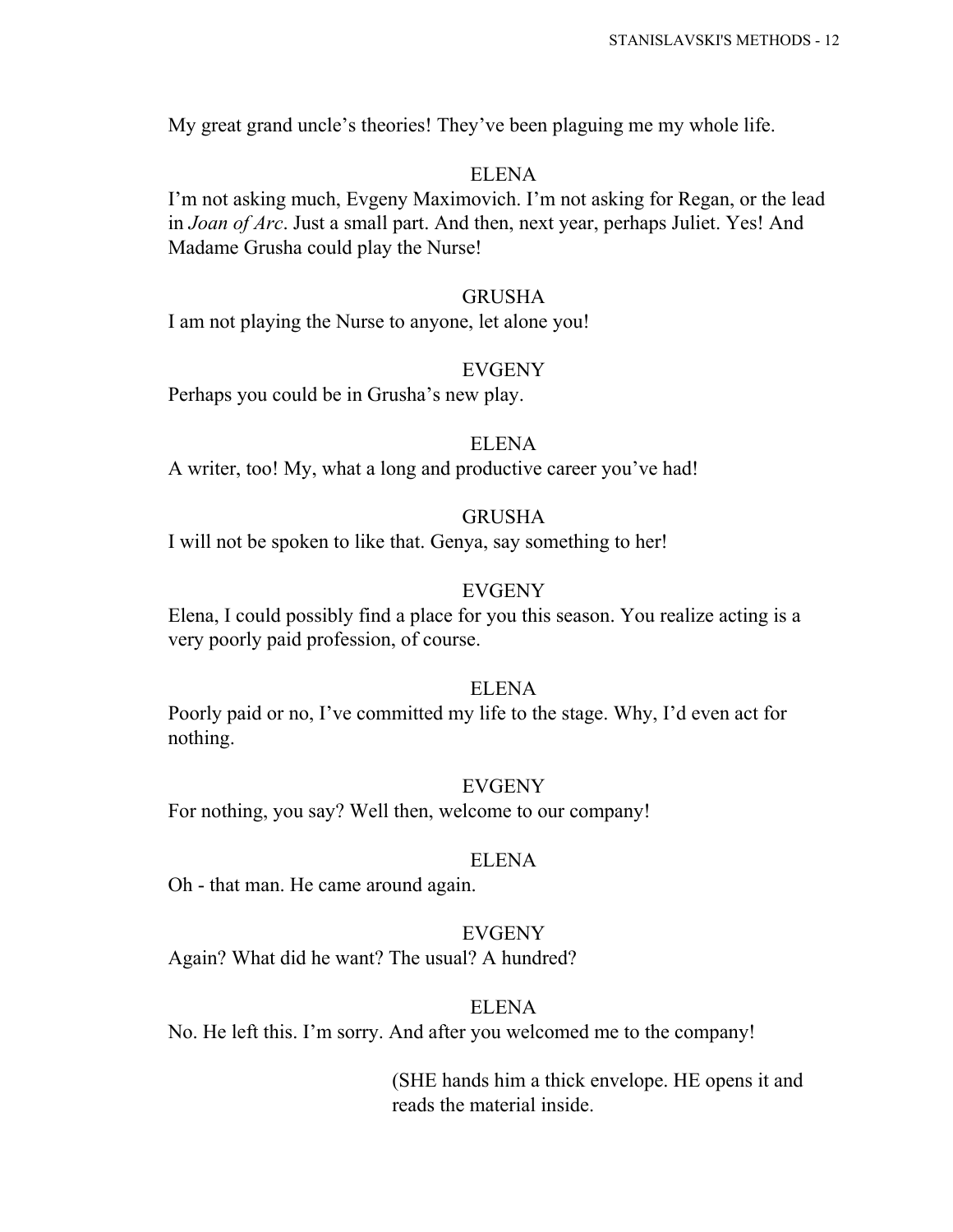My great grand uncle's theories! They've been plaguing me my whole life.

ELENA

I'm not asking much, Evgeny Maximovich. I'm not asking for Regan, or the lead in *Joan of Arc*. Just a small part. And then, next year, perhaps Juliet. Yes! And Madame Grusha could play the Nurse!

GRUSHA

I am not playing the Nurse to anyone, let alone you!

EVGENY

Perhaps you could be in Grusha's new play.

ELENA

A writer, too! My, what a long and productive career you've had!

GRUSHA

I will not be spoken to like that. Genya, say something to her!

EVGENY

Elena, I could possibly find a place for you this season. You realize acting is a very poorly paid profession, of course.

ELENA

Poorly paid or no, I've committed my life to the stage. Why, I'd even act for nothing.

EVGENY

For nothing, you say? Well then, welcome to our company!

ELENA

Oh - that man. He came around again.

EVGENY

Again? What did he want? The usual? A hundred?

ELENA

No. He left this. I'm sorry. And after you welcomed me to the company!

(SHE hands him a thick envelope. HE opens it and reads the material inside.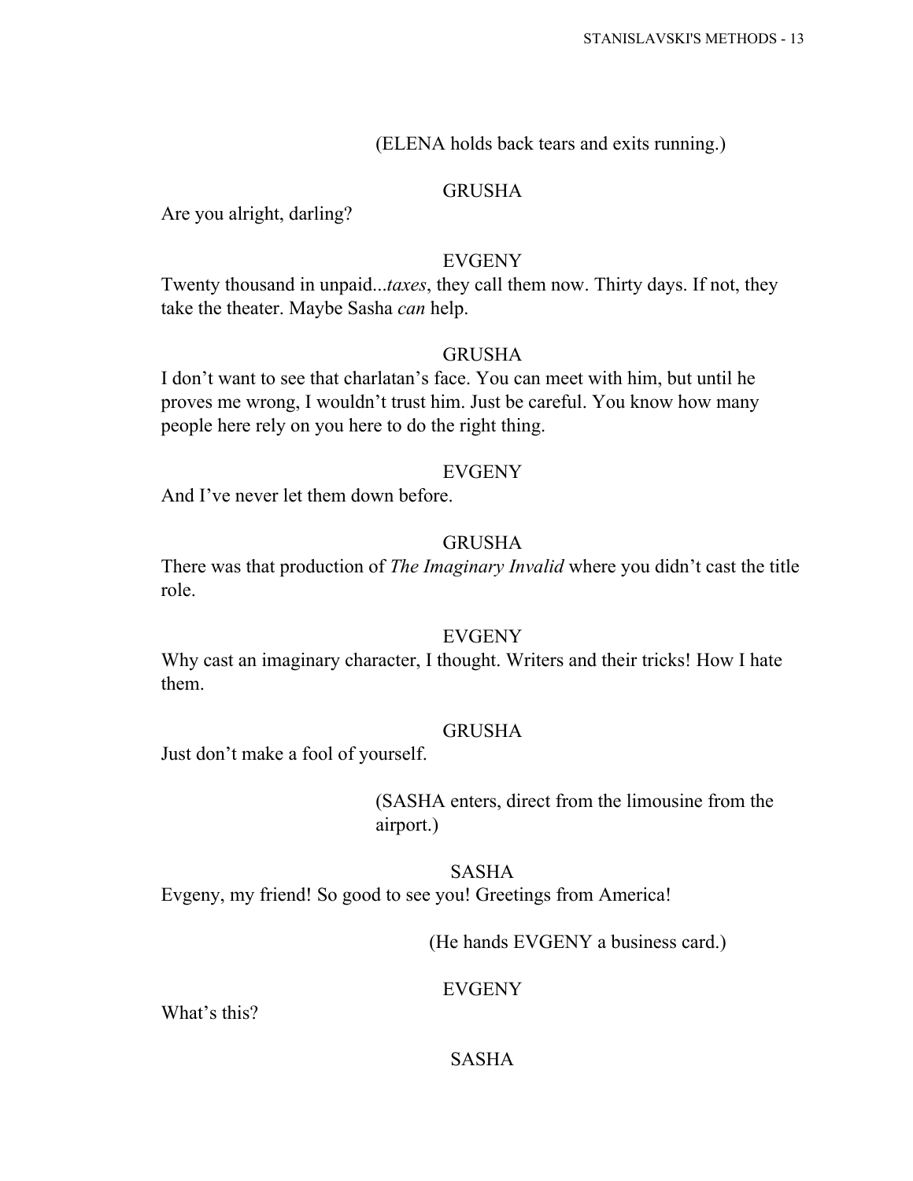(ELENA holds back tears and exits running.)

GRUSHA

Are you alright, darling?

EVGENY

Twenty thousand in unpaid...*taxes*, they call them now. Thirty days. If not, they take the theater. Maybe Sasha *can* help.

GRUSHA

I don't want to see that charlatan's face. You can meet with him, but until he proves me wrong, I wouldn't trust him. Just be careful. You know how many people here rely on you here to do the right thing.

EVGENY

And I've never let them down before.

GRUSHA

There was that production of *The Imaginary Invalid* where you didn't cast the title role.

EVGENY

Why cast an imaginary character, I thought. Writers and their tricks! How I hate them.

GRUSHA

Just don't make a fool of yourself.

(SASHA enters, direct from the limousine from the airport.)

SASHA

Evgeny, my friend! So good to see you! Greetings from America!

(He hands EVGENY a business card.)

EVGENY

What's this?

SASHA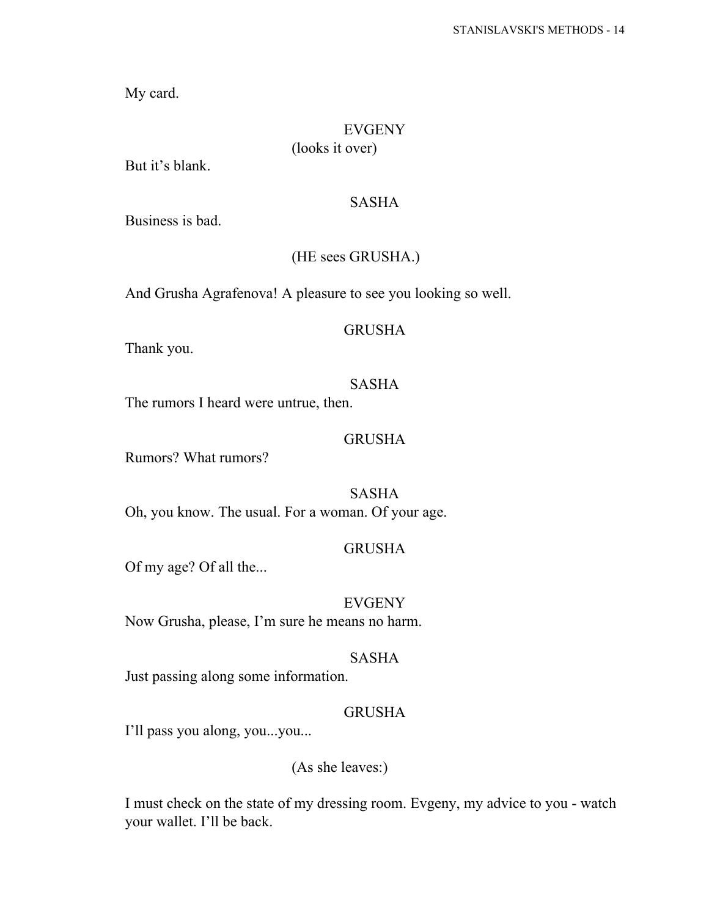My card.

EVGENY

(looks it over)

But it’s blank.

SASHA

Business is bad.

(HE sees GRUSHA.)

And Grusha Agrafenova! A pleasure to see you looking so well.

GRUSHA

Thank you.

SASHA

The rumors I heard were untrue, then.

GRUSHA

Rumors? What rumors?

SASHA

Oh, you know. The usual. For a woman. Of your age.

GRUSHA

Of my age? Of all the...

EVGENY

Now Grusha, please, I’m sure he means no harm.

SASHA

Just passing along some information.

GRUSHA

I’ll pass you along, you...you...

(As she leaves:)

I must check on the state of my dressing room. Evgeny, my advice to you - watch your wallet. I’ll be back.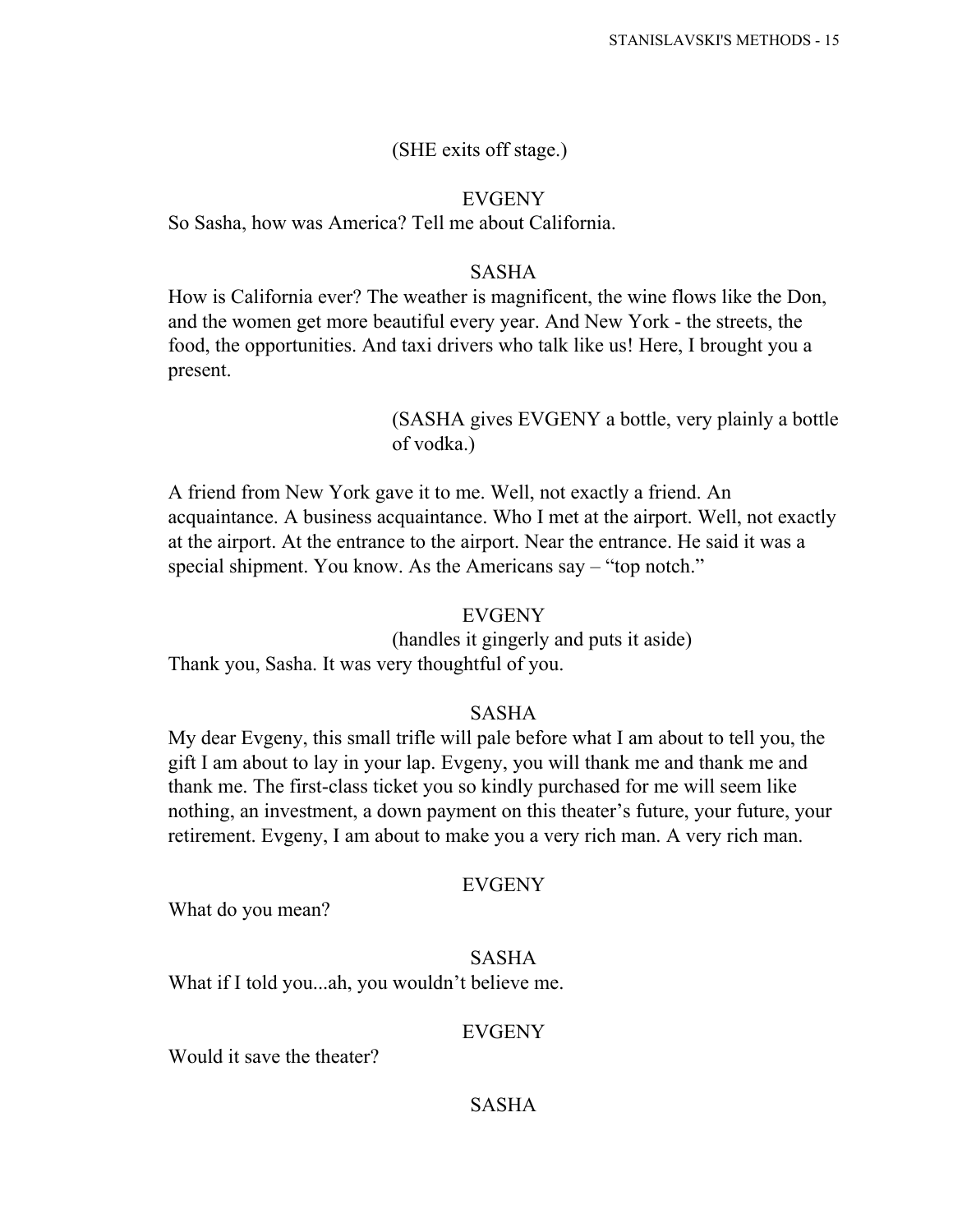(SHE exits off stage.)

EVGENY

So Sasha, how was America? Tell me about California.

SASHA

How is California ever? The weather is magnificent, the wine flows like the Don, and the women get more beautiful every year. And New York - the streets, the food, the opportunities. And taxi drivers who talk like us! Here, I brought you a present.

(SASHA gives EVGENY a bottle, very plainly a bottle of vodka.)

A friend from New York gave it to me. Well, not exactly a friend. An acquaintance. A business acquaintance. Who I met at the airport. Well, not exactly at the airport. At the entrance to the airport. Near the entrance. He said it was a special shipment. You know. As the Americans say – "top notch."

EVGENY

(handles it gingerly and puts it aside)

Thank you, Sasha. It was very thoughtful of you.

SASHA

My dear Evgeny, this small trifle will pale before what I am about to tell you, the gift I am about to lay in your lap. Evgeny, you will thank me and thank me and thank me. The first-class ticket you so kindly purchased for me will seem like nothing, an investment, a down payment on this theater's future, your future, your retirement. Evgeny, I am about to make you a very rich man. A very rich man.

EVGENY

What do you mean?

SASHA

What if I told you...ah, you wouldn't believe me.

EVGENY

Would it save the theater?

SASHA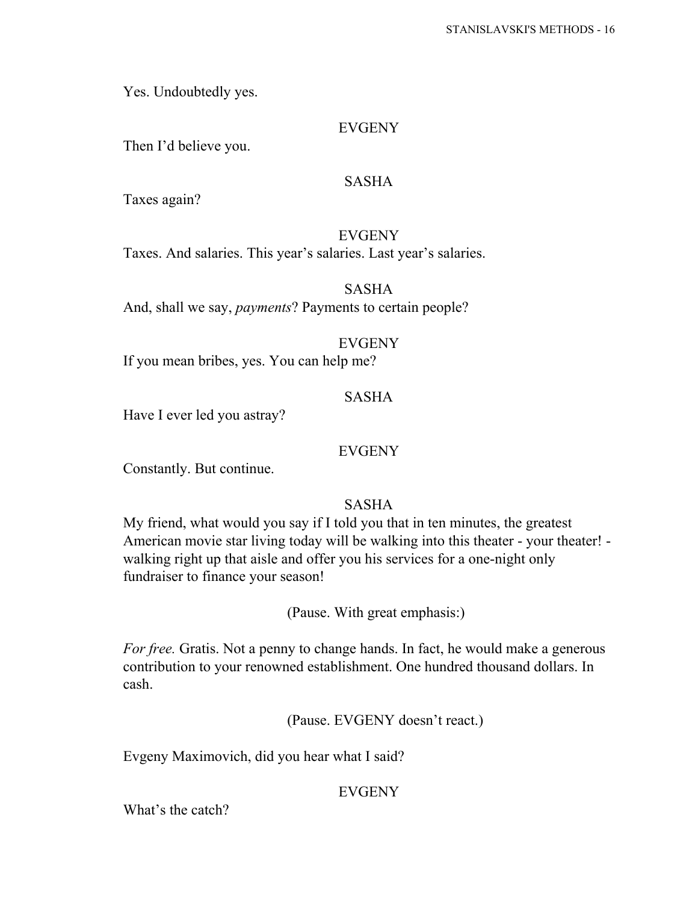Yes. Undoubtedly yes.

EVGENY

Then I'd believe you.

SASHA

Taxes again?

EVGENY

Taxes. And salaries. This year's salaries. Last year's salaries.

SASHA

And, shall we say, *payments*? Payments to certain people?

EVGENY

If you mean bribes, yes. You can help me?

SASHA

Have I ever led you astray?

EVGENY

Constantly. But continue.

SASHA

My friend, what would you say if I told you that in ten minutes, the greatest American movie star living today will be walking into this theater - your theater! - walking right up that aisle and offer you his services for a one-night only fundraiser to finance your season!

(Pause. With great emphasis:)

*For free.* Gratis. Not a penny to change hands. In fact, he would make a generous contribution to your renowned establishment. One hundred thousand dollars. In cash.

(Pause. EVGENY doesn't react.)

Evgeny Maximovich, did you hear what I said?

EVGENY

What's the catch?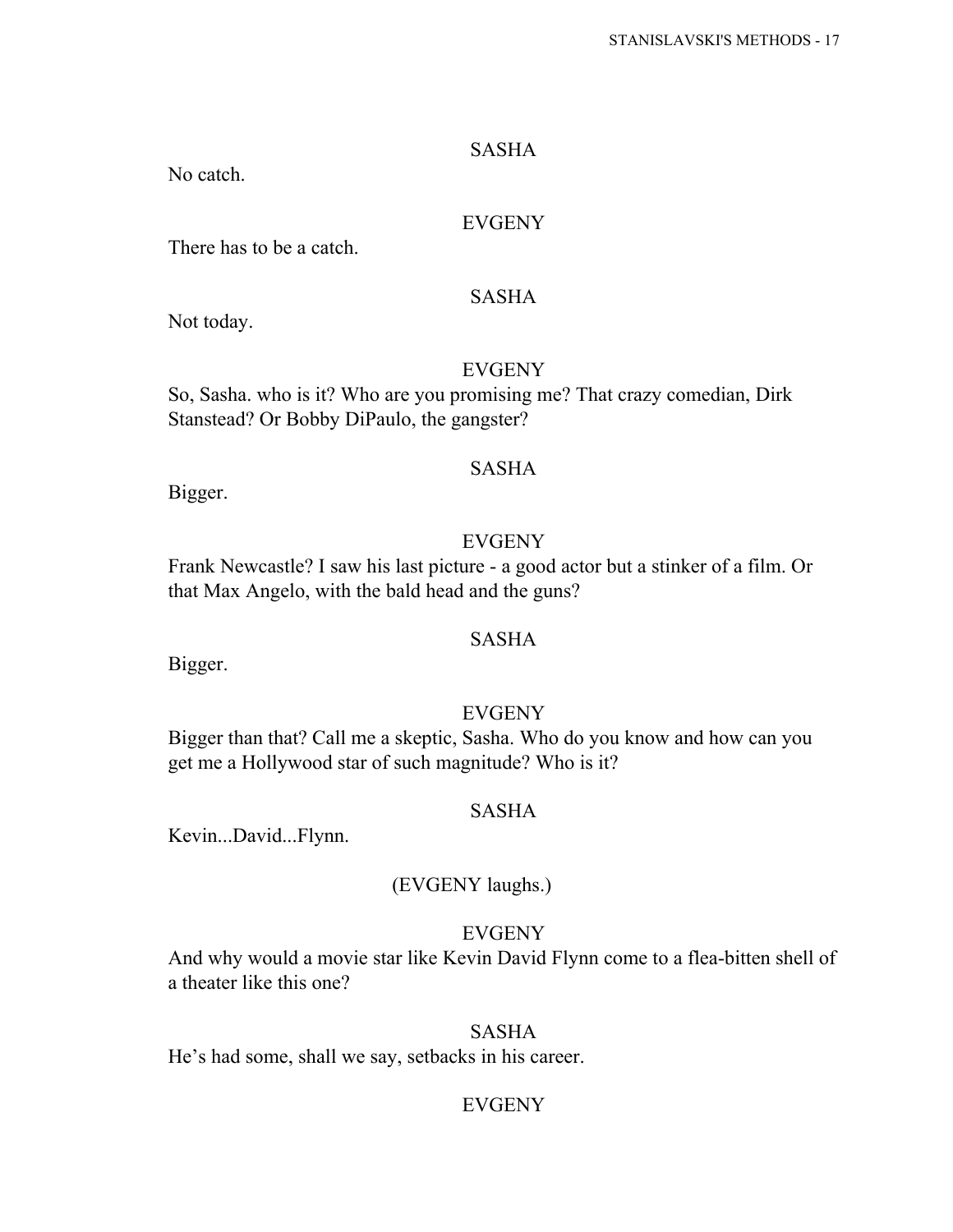SASHA

No catch.

EVGENY

There has to be a catch.

SASHA

Not today.

EVGENY

So, Sasha. who is it? Who are you promising me? That crazy comedian, Dirk Stanstead? Or Bobby DiPaulo, the gangster?

SASHA

Bigger.

EVGENY

Frank Newcastle? I saw his last picture - a good actor but a stinker of a film. Or that Max Angelo, with the bald head and the guns?

SASHA

Bigger.

EVGENY

Bigger than that? Call me a skeptic, Sasha. Who do you know and how can you get me a Hollywood star of such magnitude? Who is it?

SASHA

Kevin...David...Flynn.

(EVGENY laughs.)

EVGENY

And why would a movie star like Kevin David Flynn come to a flea-bitten shell of a theater like this one?

SASHA

He's had some, shall we say, setbacks in his career.

EVGENY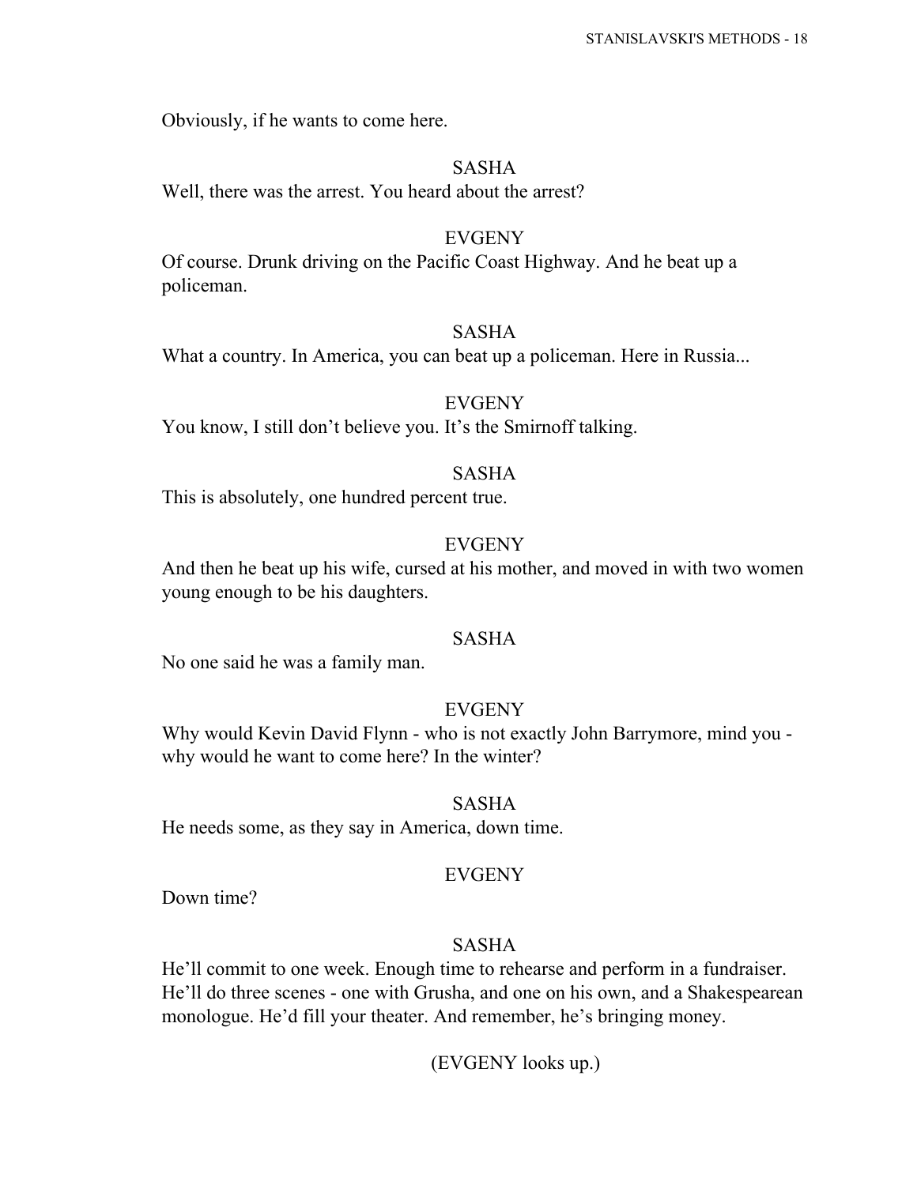Obviously, if he wants to come here.

SASHA

Well, there was the arrest. You heard about the arrest?

EVGENY

Of course. Drunk driving on the Pacific Coast Highway. And he beat up a policeman.

SASHA

What a country. In America, you can beat up a policeman. Here in Russia...

EVGENY

You know, I still don't believe you. It's the Smirnoff talking.

SASHA

This is absolutely, one hundred percent true.

EVGENY

And then he beat up his wife, cursed at his mother, and moved in with two women young enough to be his daughters.

SASHA

No one said he was a family man.

EVGENY

Why would Kevin David Flynn - who is not exactly John Barrymore, mind you - why would he want to come here? In the winter?

SASHA

He needs some, as they say in America, down time.

EVGENY

Down time?

SASHA

He'll commit to one week. Enough time to rehearse and perform in a fundraiser. He'll do three scenes - one with Grusha, and one on his own, and a Shakespearean monologue. He'd fill your theater. And remember, he's bringing money.

(EVGENY looks up.)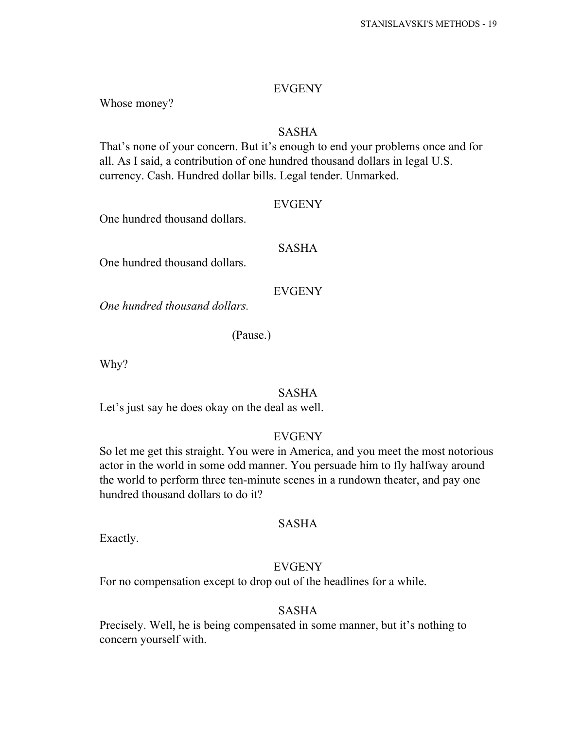EVGENY

Whose money?

SASHA

That's none of your concern. But it's enough to end your problems once and for all. As I said, a contribution of one hundred thousand dollars in legal U.S. currency. Cash. Hundred dollar bills. Legal tender. Unmarked.

EVGENY

One hundred thousand dollars.

SASHA

One hundred thousand dollars.

EVGENY

*One hundred thousand dollars.*

(Pause.)

Why?

SASHA

Let's just say he does okay on the deal as well.

EVGENY

So let me get this straight. You were in America, and you meet the most notorious actor in the world in some odd manner. You persuade him to fly halfway around the world to perform three ten-minute scenes in a rundown theater, and pay one hundred thousand dollars to do it?

SASHA

Exactly.

EVGENY

For no compensation except to drop out of the headlines for a while.

SASHA

Precisely. Well, he is being compensated in some manner, but it's nothing to concern yourself with.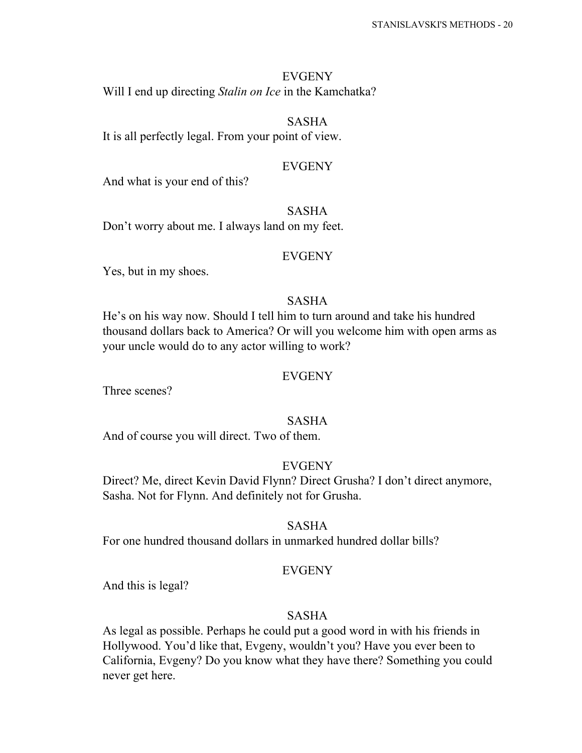EVGENY

Will I end up directing *Stalin on Ice* in the Kamchatka?

SASHA

It is all perfectly legal. From your point of view.

EVGENY

And what is your end of this?

SASHA

Don't worry about me. I always land on my feet.

EVGENY

Yes, but in my shoes.

SASHA

He's on his way now. Should I tell him to turn around and take his hundred thousand dollars back to America? Or will you welcome him with open arms as your uncle would do to any actor willing to work?

EVGENY

Three scenes?

SASHA

And of course you will direct. Two of them.

EVGENY

Direct? Me, direct Kevin David Flynn? Direct Grusha? I don't direct anymore, Sasha. Not for Flynn. And definitely not for Grusha.

SASHA

For one hundred thousand dollars in unmarked hundred dollar bills?

EVGENY

And this is legal?

SASHA

As legal as possible. Perhaps he could put a good word in with his friends in Hollywood. You'd like that, Evgeny, wouldn't you? Have you ever been to California, Evgeny? Do you know what they have there? Something you could never get here.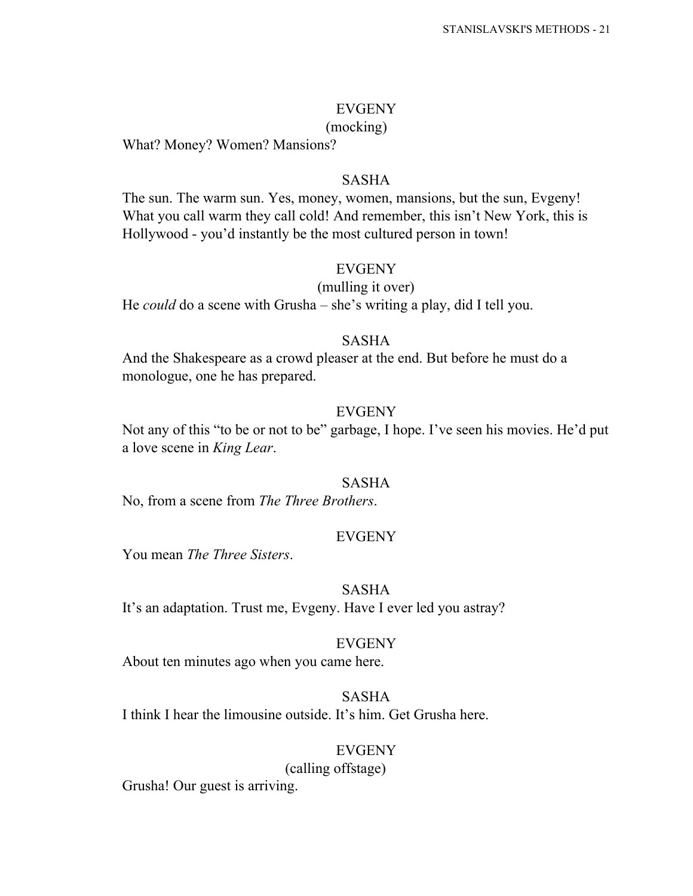EVGENY
(mocking)
What? Money? Women? Mansions?

SASHA
The sun. The warm sun. Yes, money, women, mansions, but the sun, Evgeny! What you call warm they call cold! And remember, this isn't New York, this is Hollywood - you'd instantly be the most cultured person in town!

EVGENY
(mulling it over)
He *could* do a scene with Grusha – she's writing a play, did I tell you.

SASHA
And the Shakespeare as a crowd pleaser at the end. But before he must do a monologue, one he has prepared.

EVGENY
Not any of this "to be or not to be" garbage, I hope. I've seen his movies. He'd put a love scene in *King Lear*.

SASHA
No, from a scene from *The Three Brothers*.

EVGENY
You mean *The Three Sisters*.

SASHA
It's an adaptation. Trust me, Evgeny. Have I ever led you astray?

EVGENY
About ten minutes ago when you came here.

SASHA
I think I hear the limousine outside. It's him. Get Grusha here.

EVGENY
(calling offstage)
Grusha! Our guest is arriving.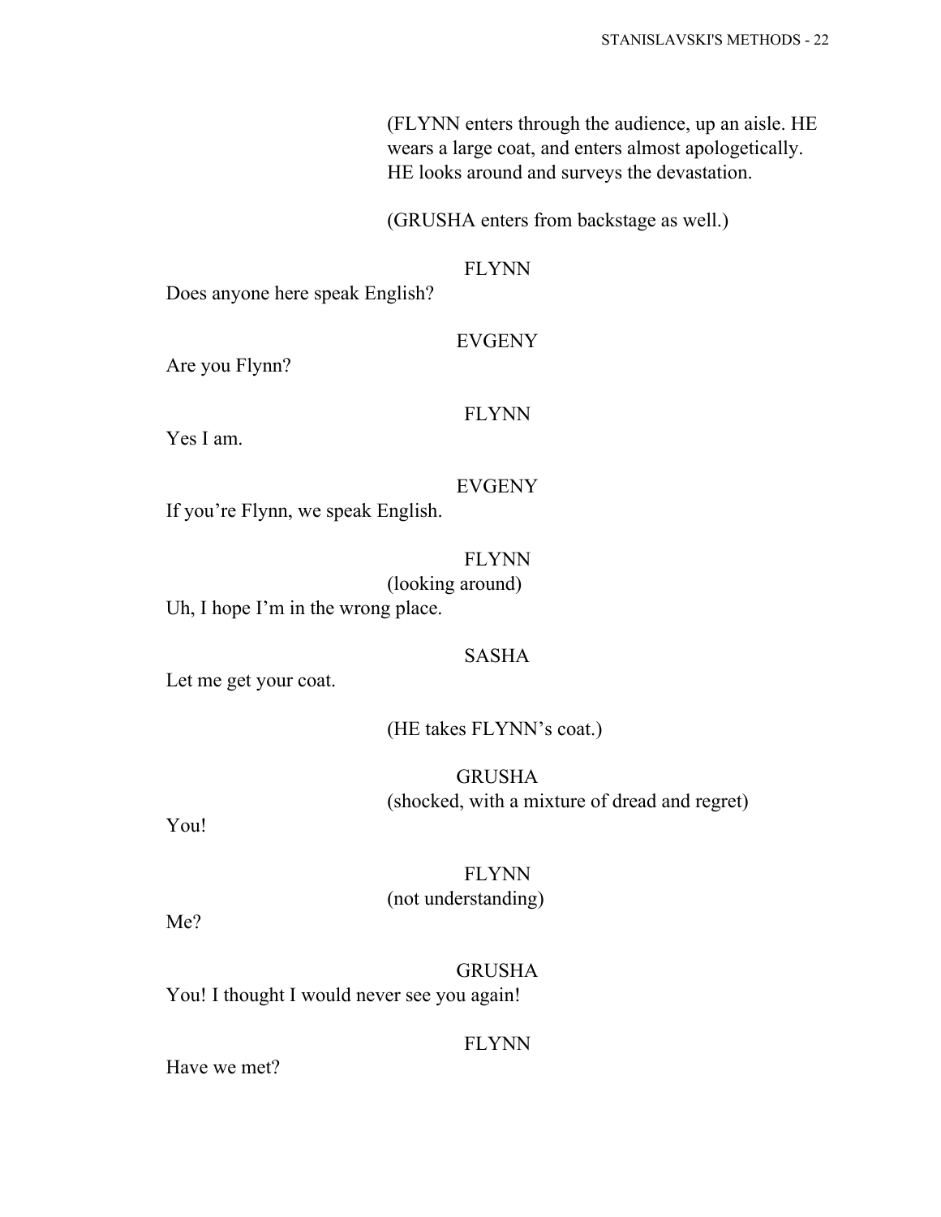(FLYNN enters through the audience, up an aisle. HE wears a large coat, and enters almost apologetically. HE looks around and surveys the devastation.

(GRUSHA enters from backstage as well.)

FLYNN

Does anyone here speak English?

EVGENY

Are you Flynn?

FLYNN

Yes I am.

EVGENY

If you're Flynn, we speak English.

FLYNN

(looking around)

Uh, I hope I'm in the wrong place.

SASHA

Let me get your coat.

(HE takes FLYNN's coat.)

GRUSHA

(shocked, with a mixture of dread and regret)

You!

FLYNN

(not understanding)

Me?

GRUSHA

You! I thought I would never see you again!

FLYNN

Have we met?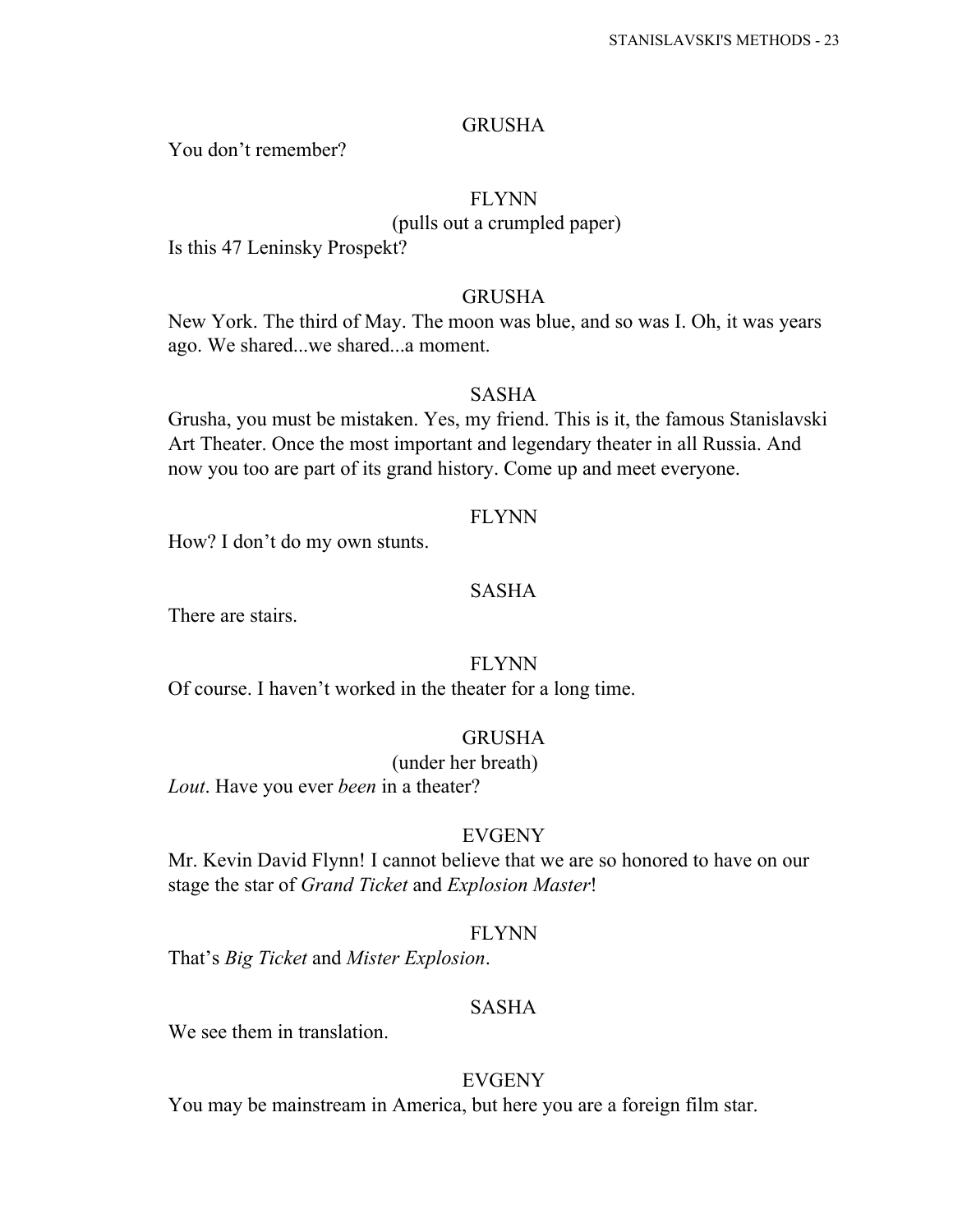GRUSHA

You don't remember?

FLYNN

(pulls out a crumpled paper)

Is this 47 Leninsky Prospekt?

GRUSHA

New York. The third of May. The moon was blue, and so was I. Oh, it was years ago. We shared...we shared...a moment.

SASHA

Grusha, you must be mistaken. Yes, my friend. This is it, the famous Stanislavski Art Theater. Once the most important and legendary theater in all Russia. And now you too are part of its grand history. Come up and meet everyone.

FLYNN

How? I don't do my own stunts.

SASHA

There are stairs.

FLYNN

Of course. I haven't worked in the theater for a long time.

GRUSHA

(under her breath)

*Lout*. Have you ever *been* in a theater?

EVGENY

Mr. Kevin David Flynn! I cannot believe that we are so honored to have on our stage the star of *Grand Ticket* and *Explosion Master*!

FLYNN

That's *Big Ticket* and *Mister Explosion*.

SASHA

We see them in translation.

EVGENY

You may be mainstream in America, but here you are a foreign film star.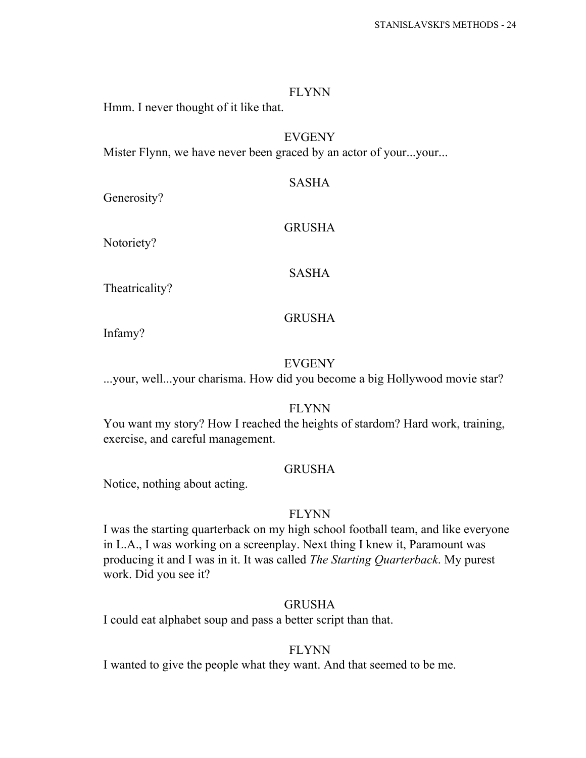FLYNN

Hmm. I never thought of it like that.

EVGENY

Mister Flynn, we have never been graced by an actor of your...your...

SASHA

Generosity?

GRUSHA

Notoriety?

SASHA

Theatricality?

GRUSHA

Infamy?

EVGENY

...your, well...your charisma. How did you become a big Hollywood movie star?

FLYNN

You want my story? How I reached the heights of stardom? Hard work, training, exercise, and careful management.

GRUSHA

Notice, nothing about acting.

FLYNN

I was the starting quarterback on my high school football team, and like everyone in L.A., I was working on a screenplay. Next thing I knew it, Paramount was producing it and I was in it. It was called *The Starting Quarterback*. My purest work. Did you see it?

GRUSHA

I could eat alphabet soup and pass a better script than that.

FLYNN

I wanted to give the people what they want. And that seemed to be me.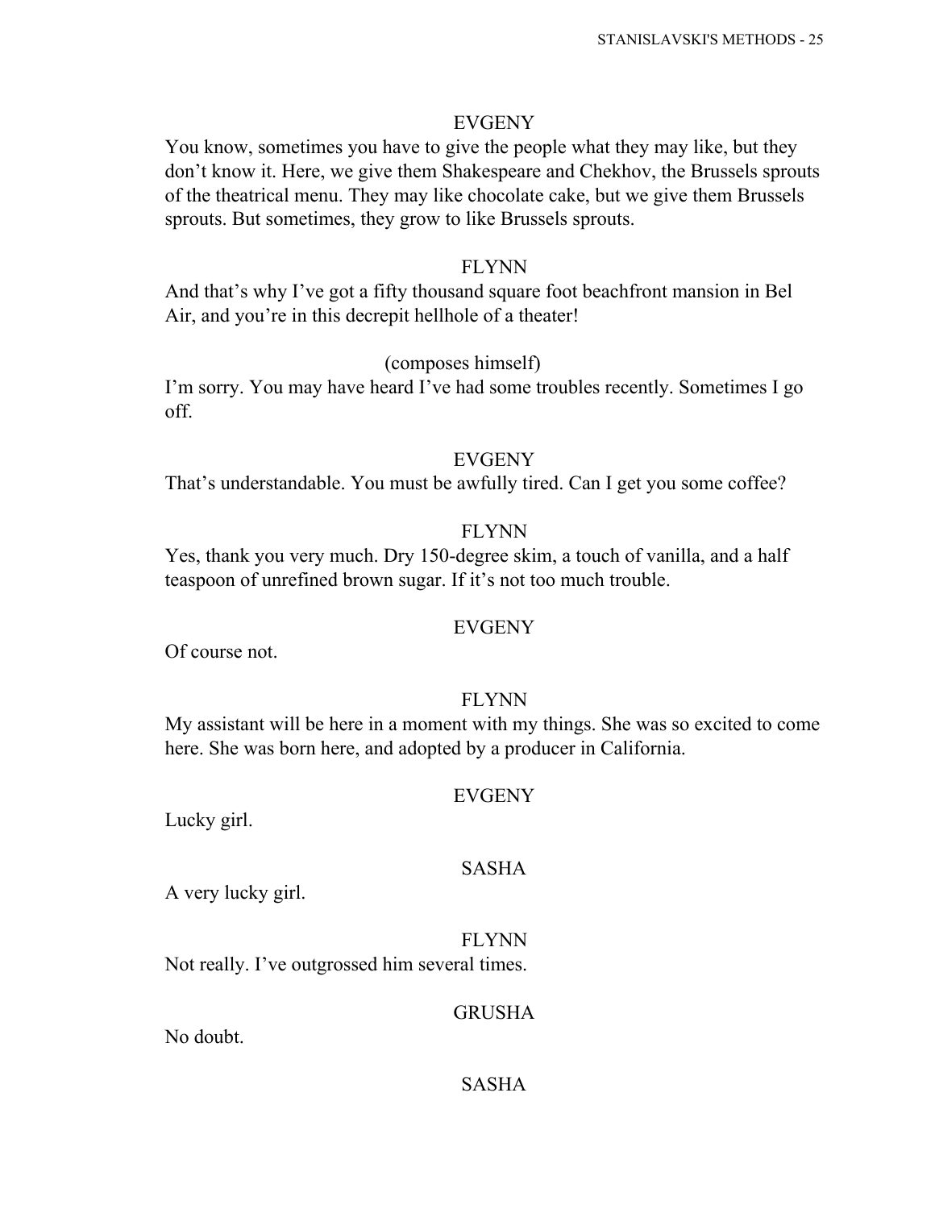EVGENY

You know, sometimes you have to give the people what they may like, but they don't know it. Here, we give them Shakespeare and Chekhov, the Brussels sprouts of the theatrical menu. They may like chocolate cake, but we give them Brussels sprouts. But sometimes, they grow to like Brussels sprouts.

FLYNN

And that's why I've got a fifty thousand square foot beachfront mansion in Bel Air, and you're in this decrepit hellhole of a theater!

(composes himself)

I'm sorry. You may have heard I've had some troubles recently. Sometimes I go off.

EVGENY

That's understandable. You must be awfully tired. Can I get you some coffee?

FLYNN

Yes, thank you very much. Dry 150-degree skim, a touch of vanilla, and a half teaspoon of unrefined brown sugar. If it's not too much trouble.

EVGENY

Of course not.

FLYNN

My assistant will be here in a moment with my things. She was so excited to come here. She was born here, and adopted by a producer in California.

EVGENY

Lucky girl.

SASHA

A very lucky girl.

FLYNN

Not really. I've outgrossed him several times.

GRUSHA

No doubt.

SASHA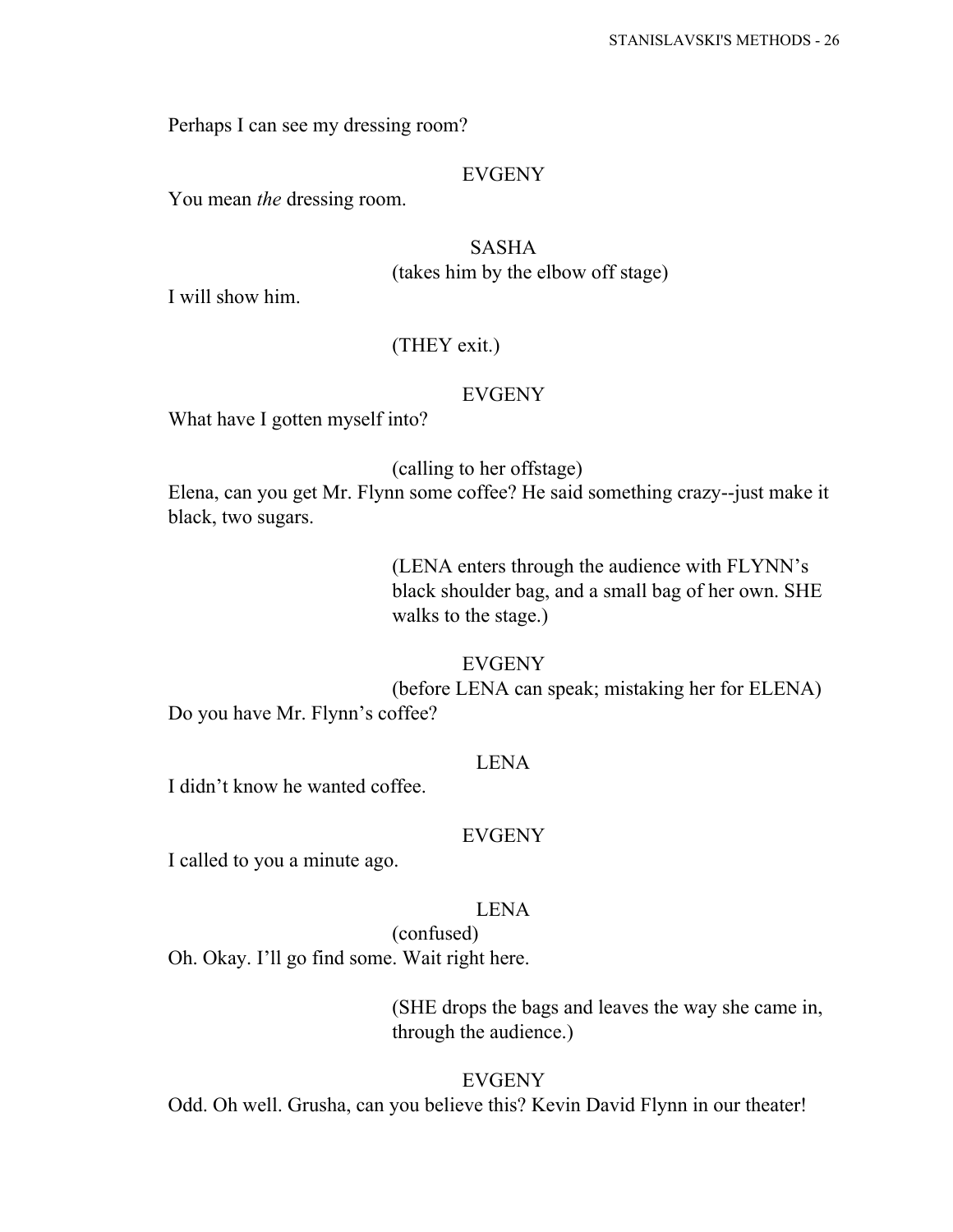Perhaps I can see my dressing room?

EVGENY

You mean *the* dressing room.

SASHA

(takes him by the elbow off stage)

I will show him.

(THEY exit.)

EVGENY

What have I gotten myself into?

(calling to her offstage)

Elena, can you get Mr. Flynn some coffee? He said something crazy--just make it black, two sugars.

(LENA enters through the audience with FLYNN's black shoulder bag, and a small bag of her own. SHE walks to the stage.)

EVGENY

(before LENA can speak; mistaking her for ELENA)

Do you have Mr. Flynn's coffee?

LENA

I didn't know he wanted coffee.

EVGENY

I called to you a minute ago.

LENA

(confused)

Oh. Okay. I'll go find some. Wait right here.

(SHE drops the bags and leaves the way she came in, through the audience.)

EVGENY

Odd. Oh well. Grusha, can you believe this? Kevin David Flynn in our theater!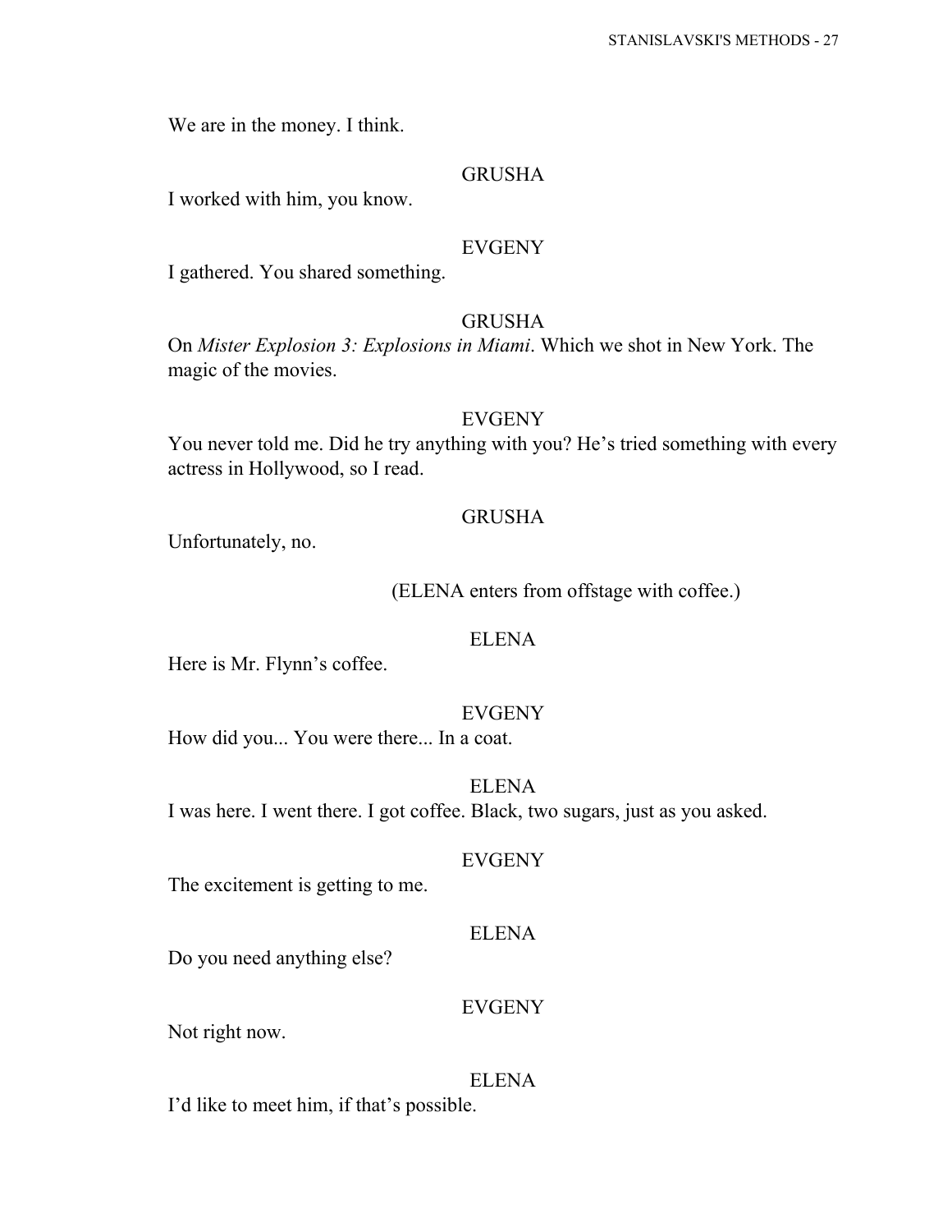We are in the money. I think.

GRUSHA

I worked with him, you know.

EVGENY

I gathered. You shared something.

GRUSHA

On *Mister Explosion 3: Explosions in Miami*. Which we shot in New York. The magic of the movies.

EVGENY

You never told me. Did he try anything with you? He's tried something with every actress in Hollywood, so I read.

GRUSHA

Unfortunately, no.

(ELENA enters from offstage with coffee.)

ELENA

Here is Mr. Flynn's coffee.

EVGENY

How did you... You were there... In a coat.

ELENA

I was here. I went there. I got coffee. Black, two sugars, just as you asked.

EVGENY

The excitement is getting to me.

ELENA

Do you need anything else?

EVGENY

Not right now.

ELENA

I'd like to meet him, if that's possible.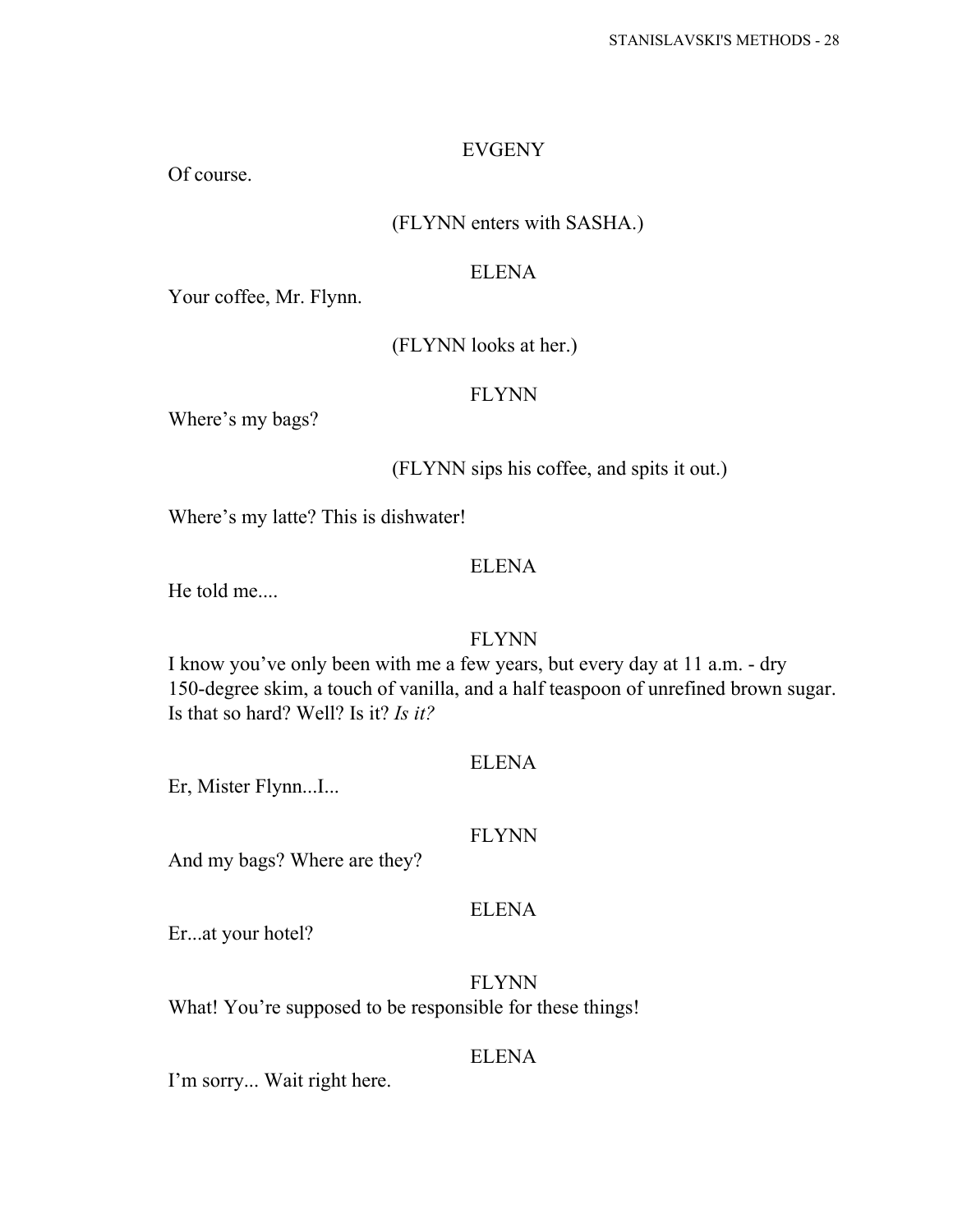EVGENY

Of course.

(FLYNN enters with SASHA.)

ELENA

Your coffee, Mr. Flynn.

(FLYNN looks at her.)

FLYNN

Where's my bags?

(FLYNN sips his coffee, and spits it out.)

Where's my latte? This is dishwater!

ELENA

He told me....

FLYNN

I know you've only been with me a few years, but every day at 11 a.m. - dry 150-degree skim, a touch of vanilla, and a half teaspoon of unrefined brown sugar. Is that so hard? Well? Is it? *Is it?*

ELENA

Er, Mister Flynn...I...

FLYNN

And my bags? Where are they?

ELENA

Er...at your hotel?

FLYNN

What! You're supposed to be responsible for these things!

ELENA

I'm sorry... Wait right here.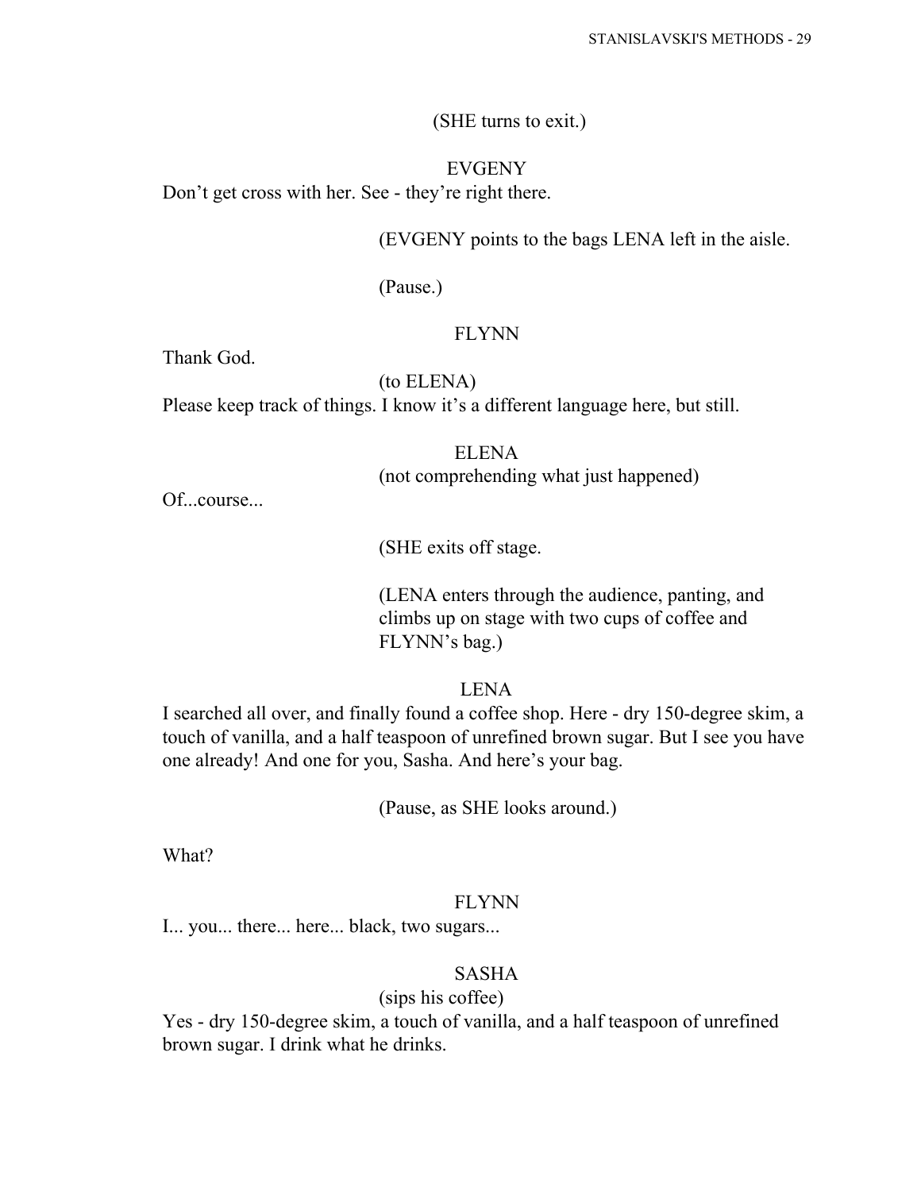(SHE turns to exit.)

EVGENY

Don't get cross with her. See - they're right there.

(EVGENY points to the bags LENA left in the aisle.

(Pause.)

FLYNN

Thank God.

(to ELENA)

Please keep track of things. I know it's a different language here, but still.

ELENA

(not comprehending what just happened)

Of...course...

(SHE exits off stage.

(LENA enters through the audience, panting, and climbs up on stage with two cups of coffee and FLYNN's bag.)

LENA

I searched all over, and finally found a coffee shop. Here - dry 150-degree skim, a touch of vanilla, and a half teaspoon of unrefined brown sugar. But I see you have one already! And one for you, Sasha. And here's your bag.

(Pause, as SHE looks around.)

What?

FLYNN

I... you... there... here... black, two sugars...

SASHA

(sips his coffee)

Yes - dry 150-degree skim, a touch of vanilla, and a half teaspoon of unrefined brown sugar. I drink what he drinks.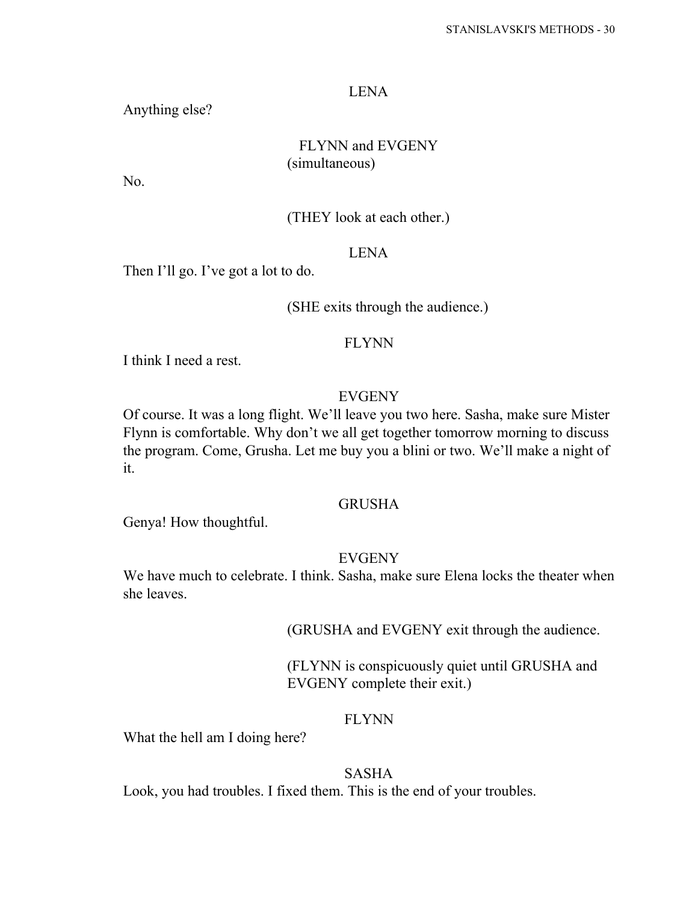LENA

Anything else?

FLYNN and EVGENY
(simultaneous)

No.

(THEY look at each other.)

LENA

Then I'll go. I've got a lot to do.

(SHE exits through the audience.)

FLYNN

I think I need a rest.

EVGENY

Of course. It was a long flight. We'll leave you two here. Sasha, make sure Mister Flynn is comfortable. Why don't we all get together tomorrow morning to discuss the program. Come, Grusha. Let me buy you a blini or two. We'll make a night of it.

GRUSHA

Genya! How thoughtful.

EVGENY

We have much to celebrate. I think. Sasha, make sure Elena locks the theater when she leaves.

(GRUSHA and EVGENY exit through the audience.

(FLYNN is conspicuously quiet until GRUSHA and EVGENY complete their exit.)

FLYNN

What the hell am I doing here?

SASHA

Look, you had troubles. I fixed them. This is the end of your troubles.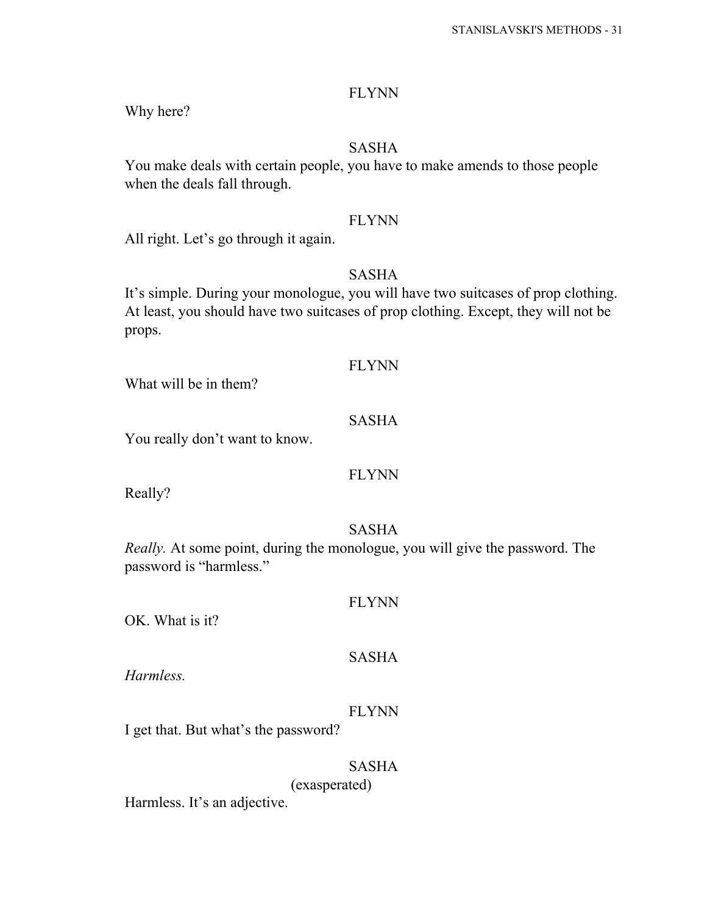FLYNN

Why here?

SASHA

You make deals with certain people, you have to make amends to those people when the deals fall through.

FLYNN

All right. Let's go through it again.

SASHA

It's simple. During your monologue, you will have two suitcases of prop clothing. At least, you should have two suitcases of prop clothing. Except, they will not be props.

FLYNN

What will be in them?

SASHA

You really don't want to know.

FLYNN

Really?

SASHA

*Really.* At some point, during the monologue, you will give the password. The password is "harmless."

FLYNN

OK. What is it?

SASHA

*Harmless.*

FLYNN

I get that. But what's the password?

SASHA

(exasperated)

Harmless. It's an adjective.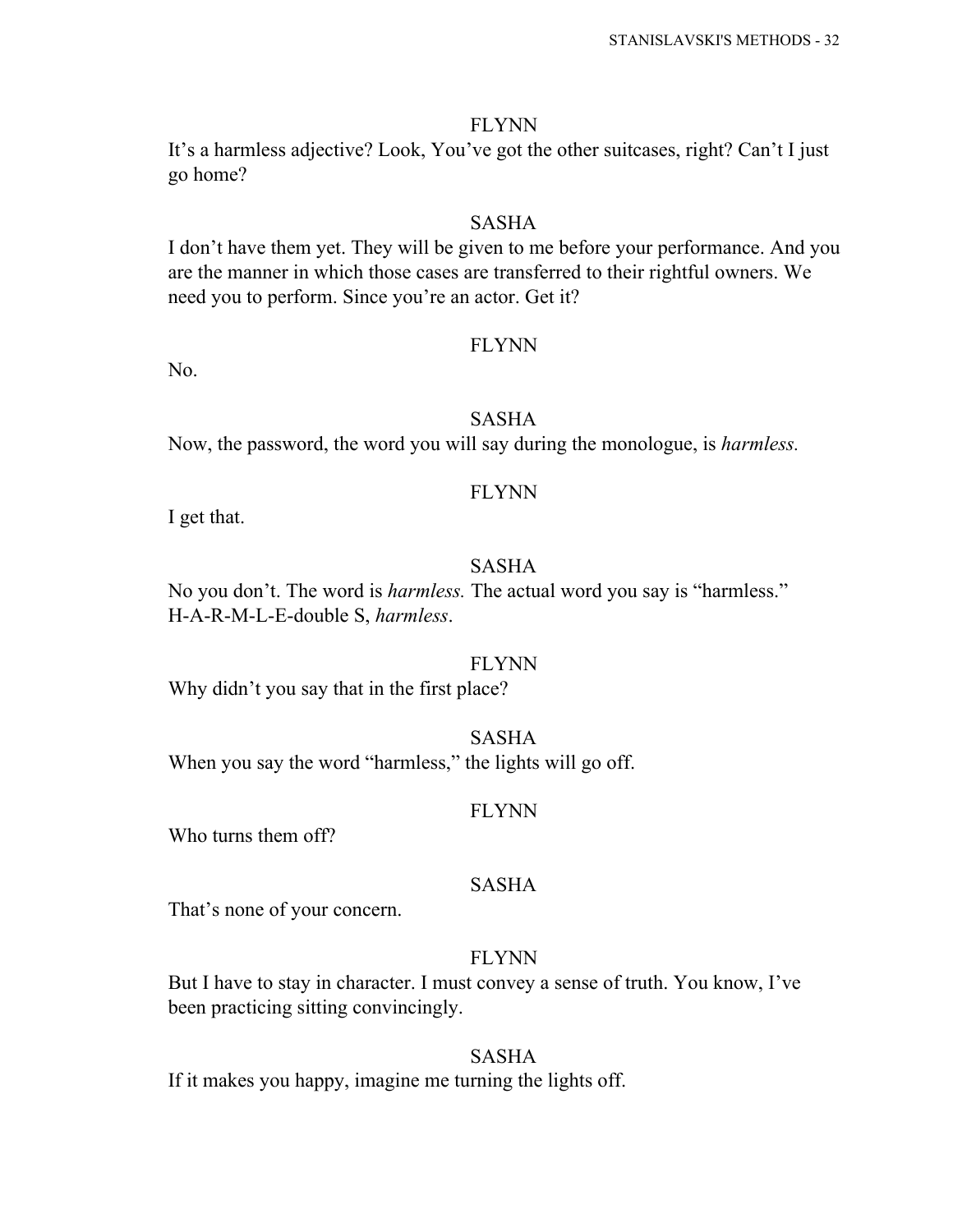FLYNN

It's a harmless adjective? Look, You've got the other suitcases, right? Can't I just go home?

SASHA

I don't have them yet. They will be given to me before your performance. And you are the manner in which those cases are transferred to their rightful owners. We need you to perform. Since you're an actor. Get it?

FLYNN

No.

SASHA

Now, the password, the word you will say during the monologue, is *harmless.*

FLYNN

I get that.

SASHA

No you don't. The word is *harmless.* The actual word you say is "harmless." H-A-R-M-L-E-double S, *harmless*.

FLYNN

Why didn't you say that in the first place?

SASHA

When you say the word "harmless," the lights will go off.

FLYNN

Who turns them off?

SASHA

That's none of your concern.

FLYNN

But I have to stay in character. I must convey a sense of truth. You know, I've been practicing sitting convincingly.

SASHA

If it makes you happy, imagine me turning the lights off.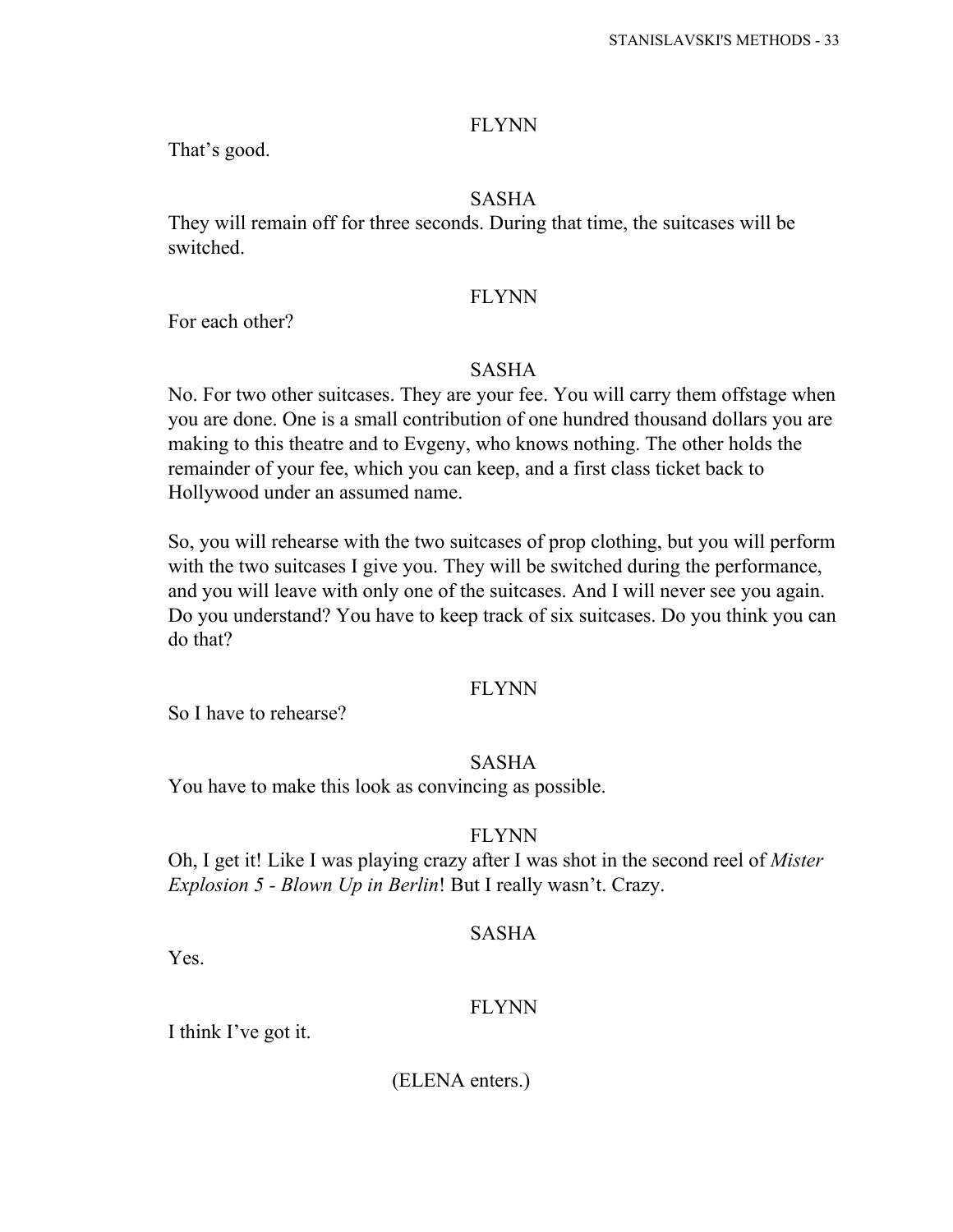FLYNN

That's good.

SASHA

They will remain off for three seconds. During that time, the suitcases will be switched.

FLYNN

For each other?

SASHA

No. For two other suitcases. They are your fee. You will carry them offstage when you are done. One is a small contribution of one hundred thousand dollars you are making to this theatre and to Evgeny, who knows nothing. The other holds the remainder of your fee, which you can keep, and a first class ticket back to Hollywood under an assumed name.

So, you will rehearse with the two suitcases of prop clothing, but you will perform with the two suitcases I give you. They will be switched during the performance, and you will leave with only one of the suitcases. And I will never see you again. Do you understand? You have to keep track of six suitcases. Do you think you can do that?

FLYNN

So I have to rehearse?

SASHA

You have to make this look as convincing as possible.

FLYNN

Oh, I get it! Like I was playing crazy after I was shot in the second reel of *Mister Explosion 5 - Blown Up in Berlin*! But I really wasn't. Crazy.

SASHA

Yes.

FLYNN

I think I've got it.

(ELENA enters.)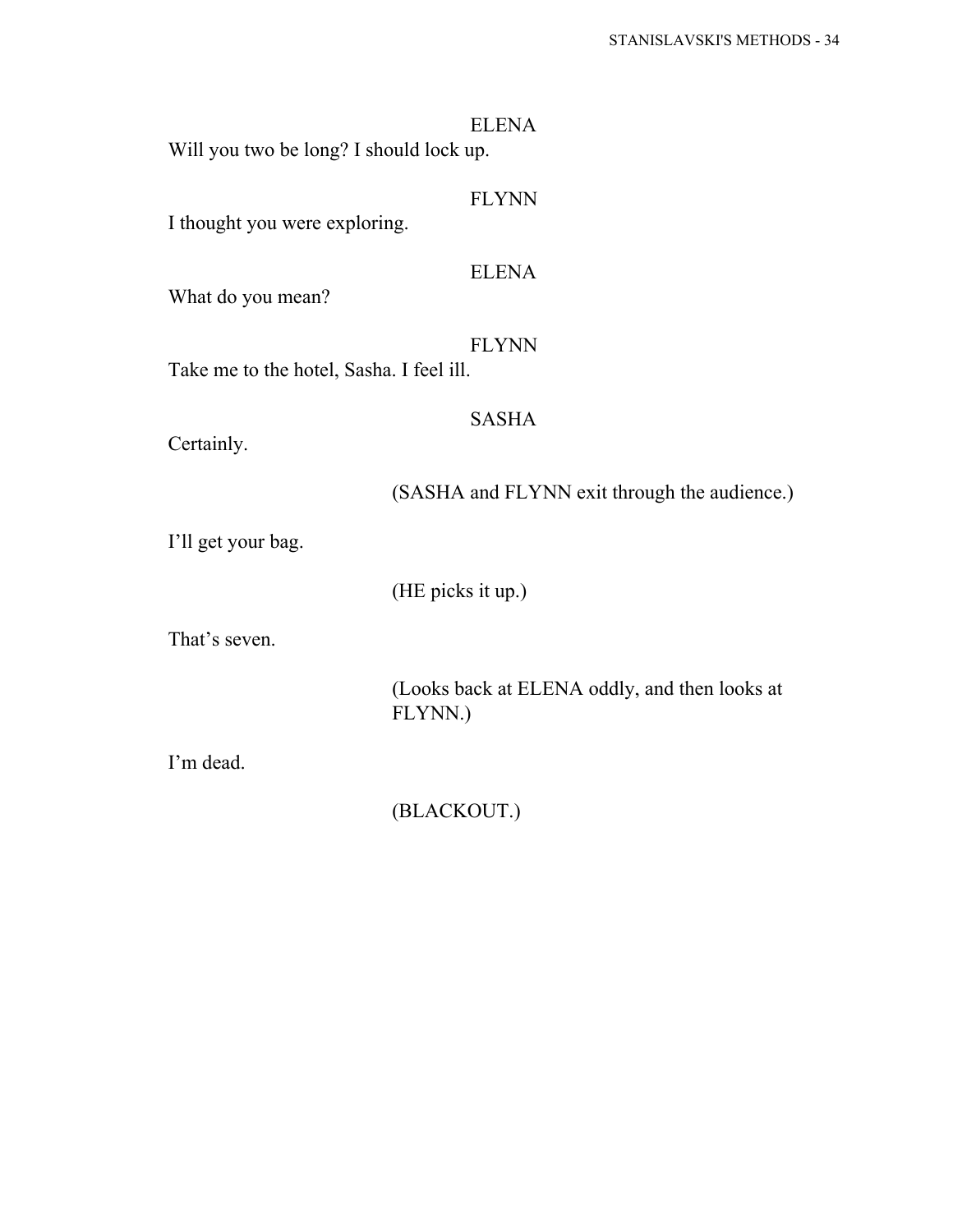ELENA

Will you two be long? I should lock up.

FLYNN

I thought you were exploring.

ELENA

What do you mean?

FLYNN

Take me to the hotel, Sasha. I feel ill.

SASHA

Certainly.

(SASHA and FLYNN exit through the audience.)

I'll get your bag.

(HE picks it up.)

That's seven.

(Looks back at ELENA oddly, and then looks at FLYNN.)

I'm dead.

(BLACKOUT.)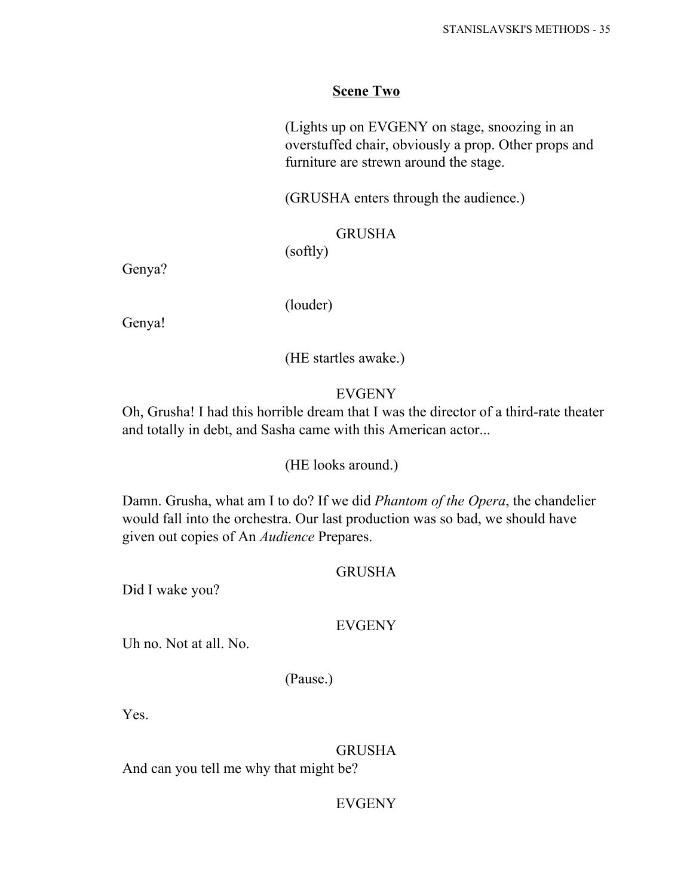## Scene Two

(Lights up on EVGENY on stage, snoozing in an overstuffed chair, obviously a prop. Other props and furniture are strewn around the stage.

(GRUSHA enters through the audience.)

GRUSHA

(softly)

Genya?

(louder)

Genya!

(HE startles awake.)

EVGENY

Oh, Grusha! I had this horrible dream that I was the director of a third-rate theater and totally in debt, and Sasha came with this American actor...

(HE looks around.)

Damn. Grusha, what am I to do? If we did *Phantom of the Opera*, the chandelier would fall into the orchestra. Our last production was so bad, we should have given out copies of An *Audience* Prepares.

GRUSHA

Did I wake you?

EVGENY

Uh no. Not at all. No.

(Pause.)

Yes.

GRUSHA

And can you tell me why that might be?

EVGENY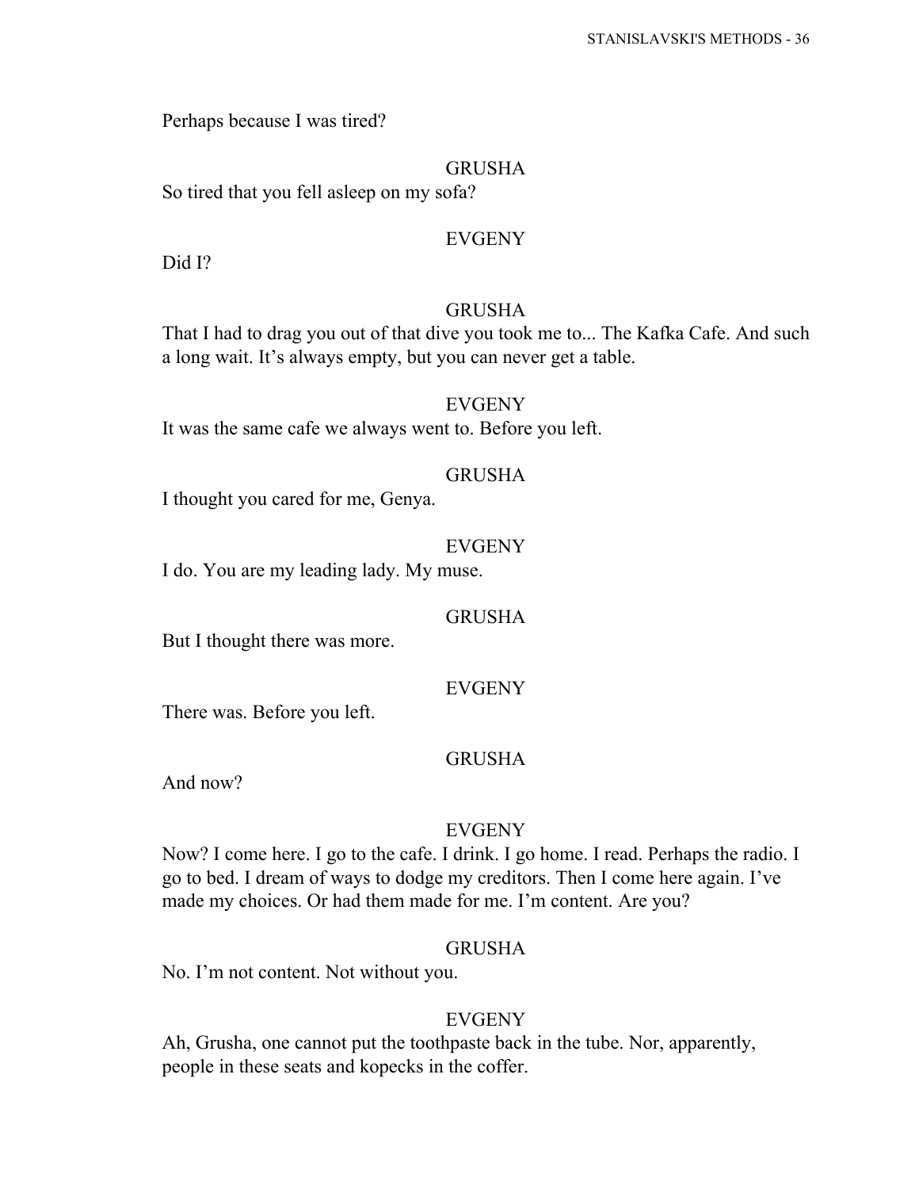Perhaps because I was tired?

GRUSHA

So tired that you fell asleep on my sofa?

EVGENY

Did I?

GRUSHA

That I had to drag you out of that dive you took me to... The Kafka Cafe. And such a long wait. It's always empty, but you can never get a table.

EVGENY

It was the same cafe we always went to. Before you left.

GRUSHA

I thought you cared for me, Genya.

EVGENY

I do. You are my leading lady. My muse.

GRUSHA

But I thought there was more.

EVGENY

There was. Before you left.

GRUSHA

And now?

EVGENY

Now? I come here. I go to the cafe. I drink. I go home. I read. Perhaps the radio. I go to bed. I dream of ways to dodge my creditors. Then I come here again. I've made my choices. Or had them made for me. I'm content. Are you?

GRUSHA

No. I'm not content. Not without you.

EVGENY

Ah, Grusha, one cannot put the toothpaste back in the tube. Nor, apparently, people in these seats and kopecks in the coffer.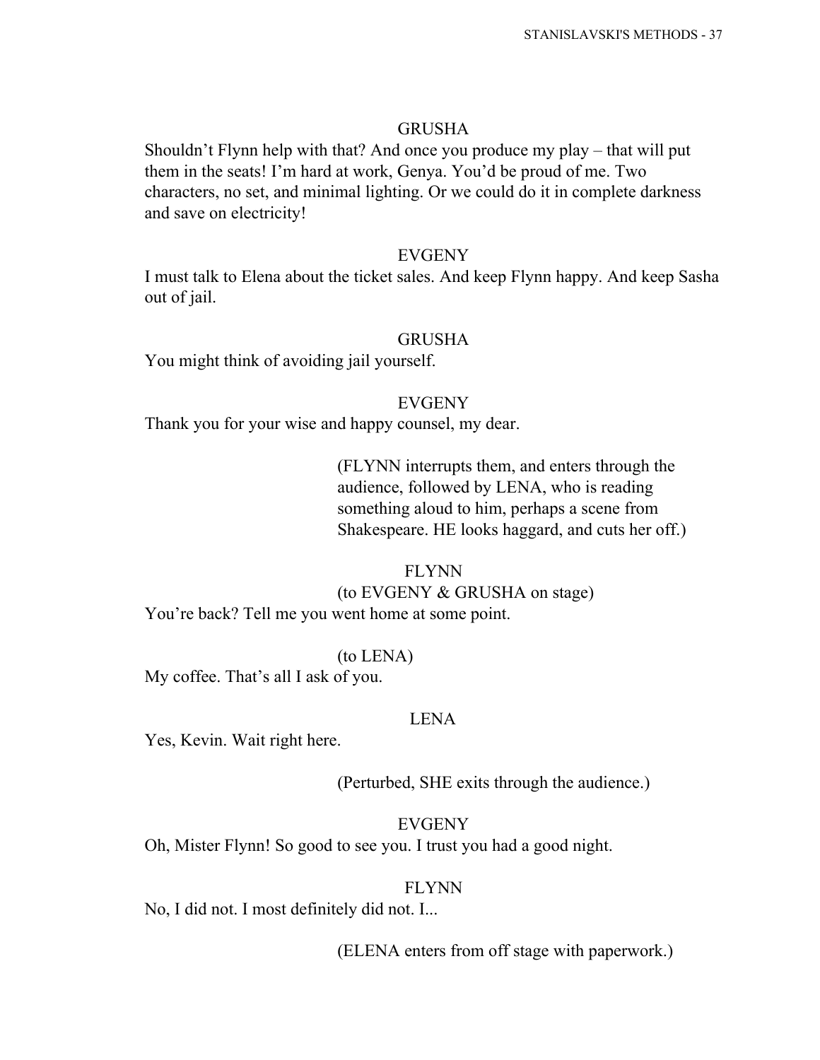GRUSHA

Shouldn't Flynn help with that? And once you produce my play – that will put them in the seats! I'm hard at work, Genya. You'd be proud of me. Two characters, no set, and minimal lighting. Or we could do it in complete darkness and save on electricity!

EVGENY

I must talk to Elena about the ticket sales. And keep Flynn happy. And keep Sasha out of jail.

GRUSHA

You might think of avoiding jail yourself.

EVGENY

Thank you for your wise and happy counsel, my dear.

(FLYNN interrupts them, and enters through the audience, followed by LENA, who is reading something aloud to him, perhaps a scene from Shakespeare. HE looks haggard, and cuts her off.)

FLYNN

(to EVGENY & GRUSHA on stage)

You're back? Tell me you went home at some point.

(to LENA)

My coffee. That's all I ask of you.

LENA

Yes, Kevin. Wait right here.

(Perturbed, SHE exits through the audience.)

EVGENY

Oh, Mister Flynn! So good to see you. I trust you had a good night.

FLYNN

No, I did not. I most definitely did not. I...

(ELENA enters from off stage with paperwork.)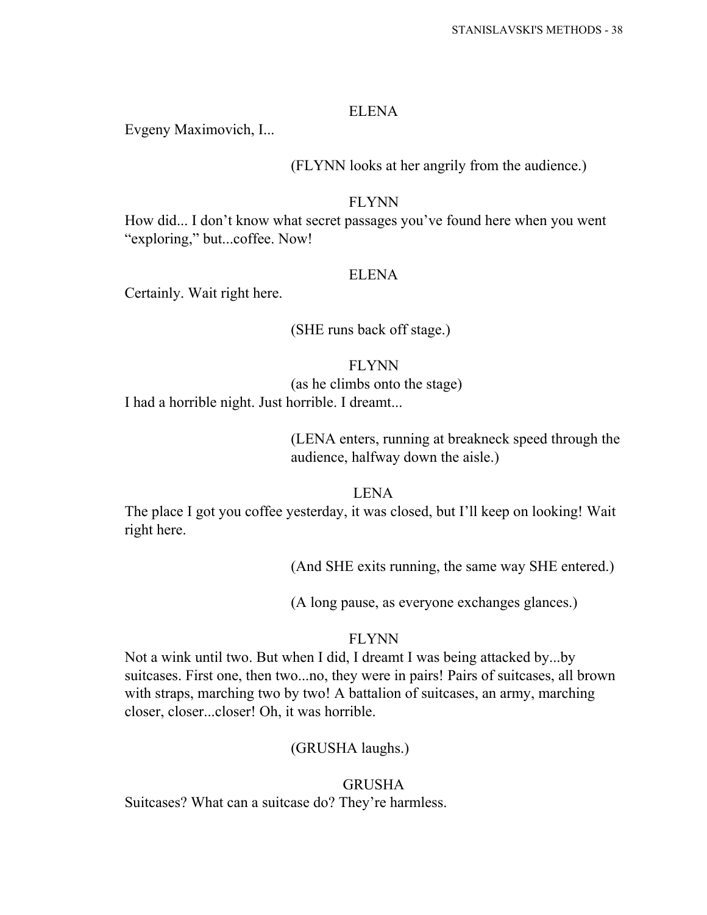ELENA

Evgeny Maximovich, I...

(FLYNN looks at her angrily from the audience.)

FLYNN

How did... I don't know what secret passages you've found here when you went "exploring," but...coffee. Now!

ELENA

Certainly. Wait right here.

(SHE runs back off stage.)

FLYNN

(as he climbs onto the stage)

I had a horrible night. Just horrible. I dreamt...

(LENA enters, running at breakneck speed through the audience, halfway down the aisle.)

LENA

The place I got you coffee yesterday, it was closed, but I'll keep on looking! Wait right here.

(And SHE exits running, the same way SHE entered.)

(A long pause, as everyone exchanges glances.)

FLYNN

Not a wink until two. But when I did, I dreamt I was being attacked by...by suitcases. First one, then two...no, they were in pairs! Pairs of suitcases, all brown with straps, marching two by two! A battalion of suitcases, an army, marching closer, closer...closer! Oh, it was horrible.

(GRUSHA laughs.)

GRUSHA

Suitcases? What can a suitcase do? They're harmless.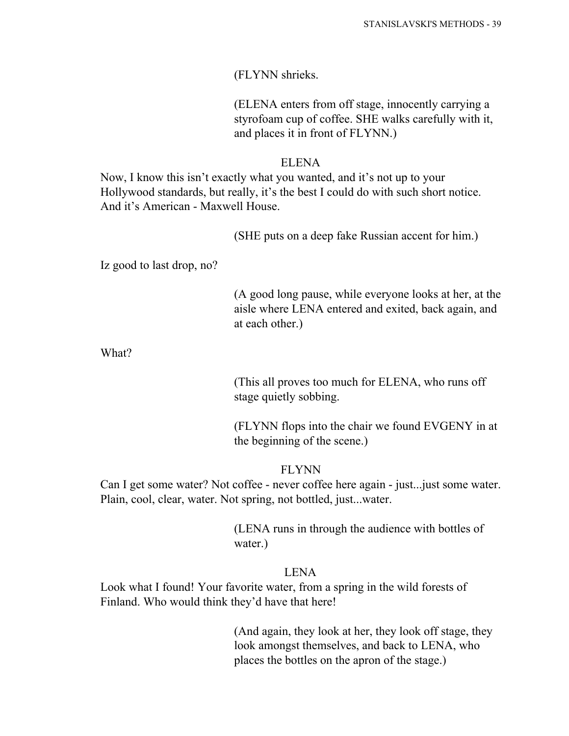(FLYNN shrieks.

(ELENA enters from off stage, innocently carrying a styrofoam cup of coffee. SHE walks carefully with it, and places it in front of FLYNN.)

ELENA

Now, I know this isn't exactly what you wanted, and it's not up to your Hollywood standards, but really, it's the best I could do with such short notice. And it's American - Maxwell House.

(SHE puts on a deep fake Russian accent for him.)

Iz good to last drop, no?

(A good long pause, while everyone looks at her, at the aisle where LENA entered and exited, back again, and at each other.)

What?

(This all proves too much for ELENA, who runs off stage quietly sobbing.

(FLYNN flops into the chair we found EVGENY in at the beginning of the scene.)

FLYNN

Can I get some water? Not coffee - never coffee here again - just...just some water. Plain, cool, clear, water. Not spring, not bottled, just...water.

(LENA runs in through the audience with bottles of water.)

LENA

Look what I found! Your favorite water, from a spring in the wild forests of Finland. Who would think they'd have that here!

(And again, they look at her, they look off stage, they look amongst themselves, and back to LENA, who places the bottles on the apron of the stage.)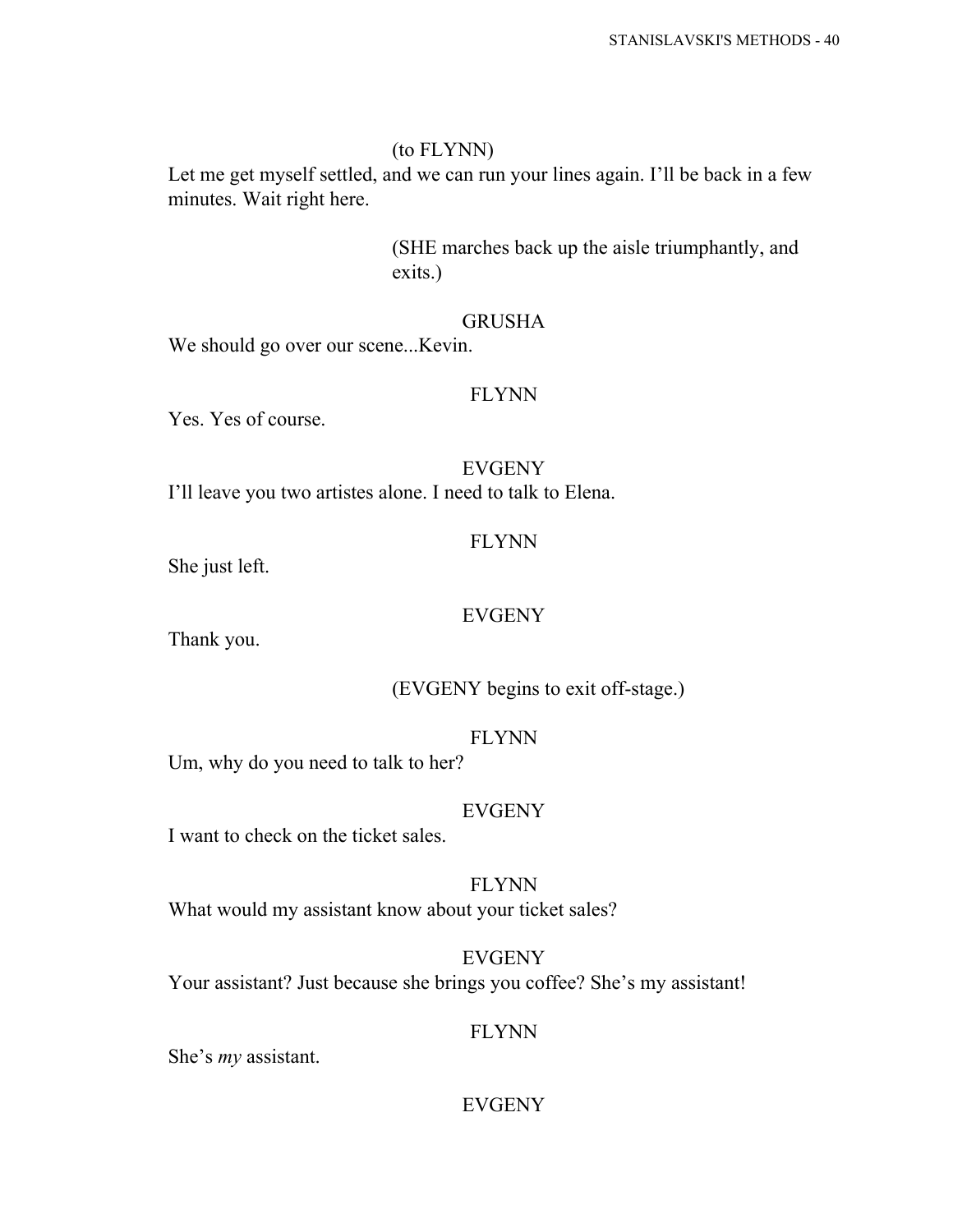(to FLYNN)

Let me get myself settled, and we can run your lines again. I'll be back in a few minutes. Wait right here.

(SHE marches back up the aisle triumphantly, and exits.)

GRUSHA

We should go over our scene...Kevin.

FLYNN

Yes. Yes of course.

EVGENY

I'll leave you two artistes alone. I need to talk to Elena.

FLYNN

She just left.

EVGENY

Thank you.

(EVGENY begins to exit off-stage.)

FLYNN

Um, why do you need to talk to her?

EVGENY

I want to check on the ticket sales.

FLYNN

What would my assistant know about your ticket sales?

EVGENY

Your assistant? Just because she brings you coffee? She's my assistant!

FLYNN

She's *my* assistant.

EVGENY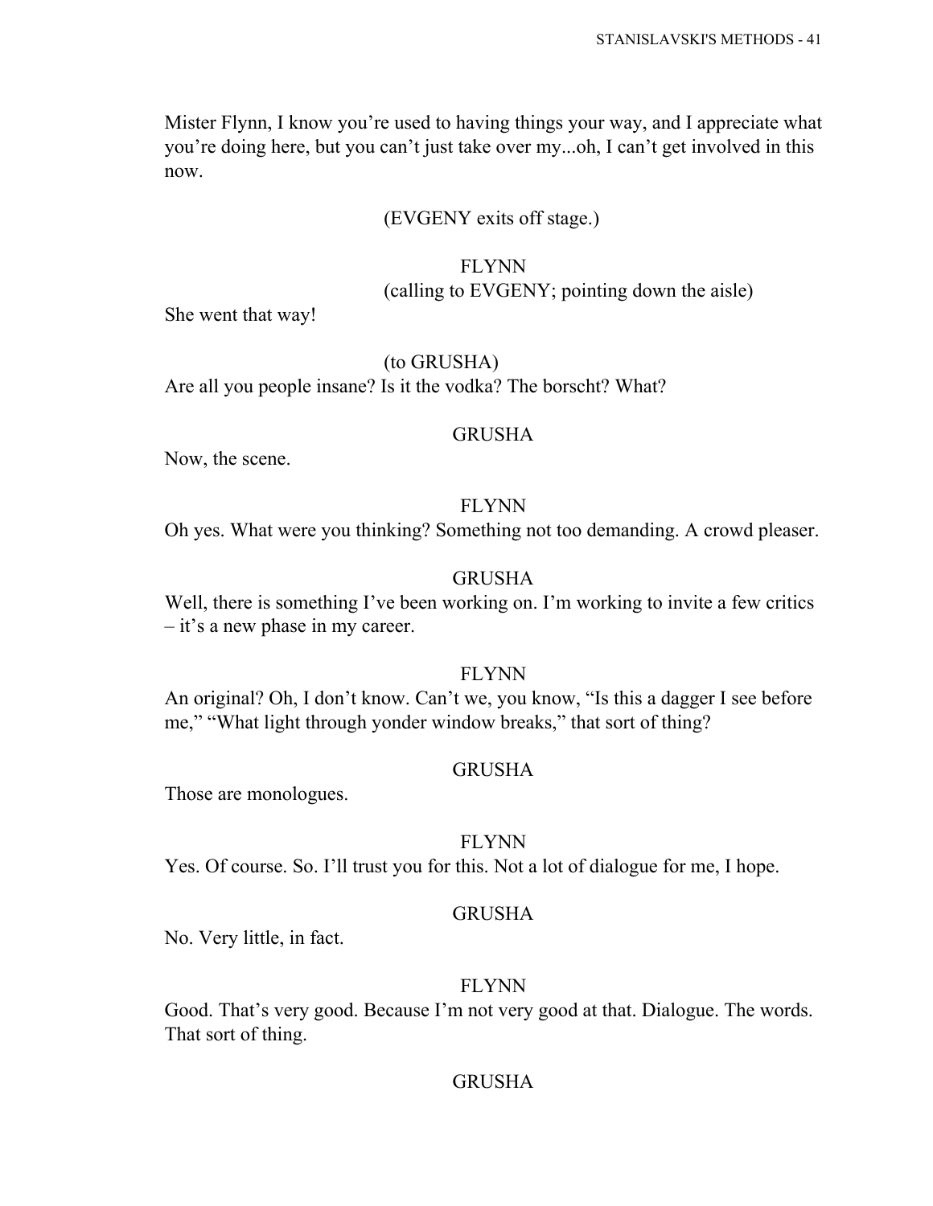Mister Flynn, I know you're used to having things your way, and I appreciate what you're doing here, but you can't just take over my...oh, I can't get involved in this now.

(EVGENY exits off stage.)

FLYNN
(calling to EVGENY; pointing down the aisle)

She went that way!

(to GRUSHA)

Are all you people insane? Is it the vodka? The borscht? What?

GRUSHA

Now, the scene.

FLYNN

Oh yes. What were you thinking? Something not too demanding. A crowd pleaser.

GRUSHA

Well, there is something I've been working on. I'm working to invite a few critics – it's a new phase in my career.

FLYNN

An original? Oh, I don't know. Can't we, you know, "Is this a dagger I see before me," "What light through yonder window breaks," that sort of thing?

GRUSHA

Those are monologues.

FLYNN

Yes. Of course. So. I'll trust you for this. Not a lot of dialogue for me, I hope.

GRUSHA

No. Very little, in fact.

FLYNN

Good. That's very good. Because I'm not very good at that. Dialogue. The words. That sort of thing.

GRUSHA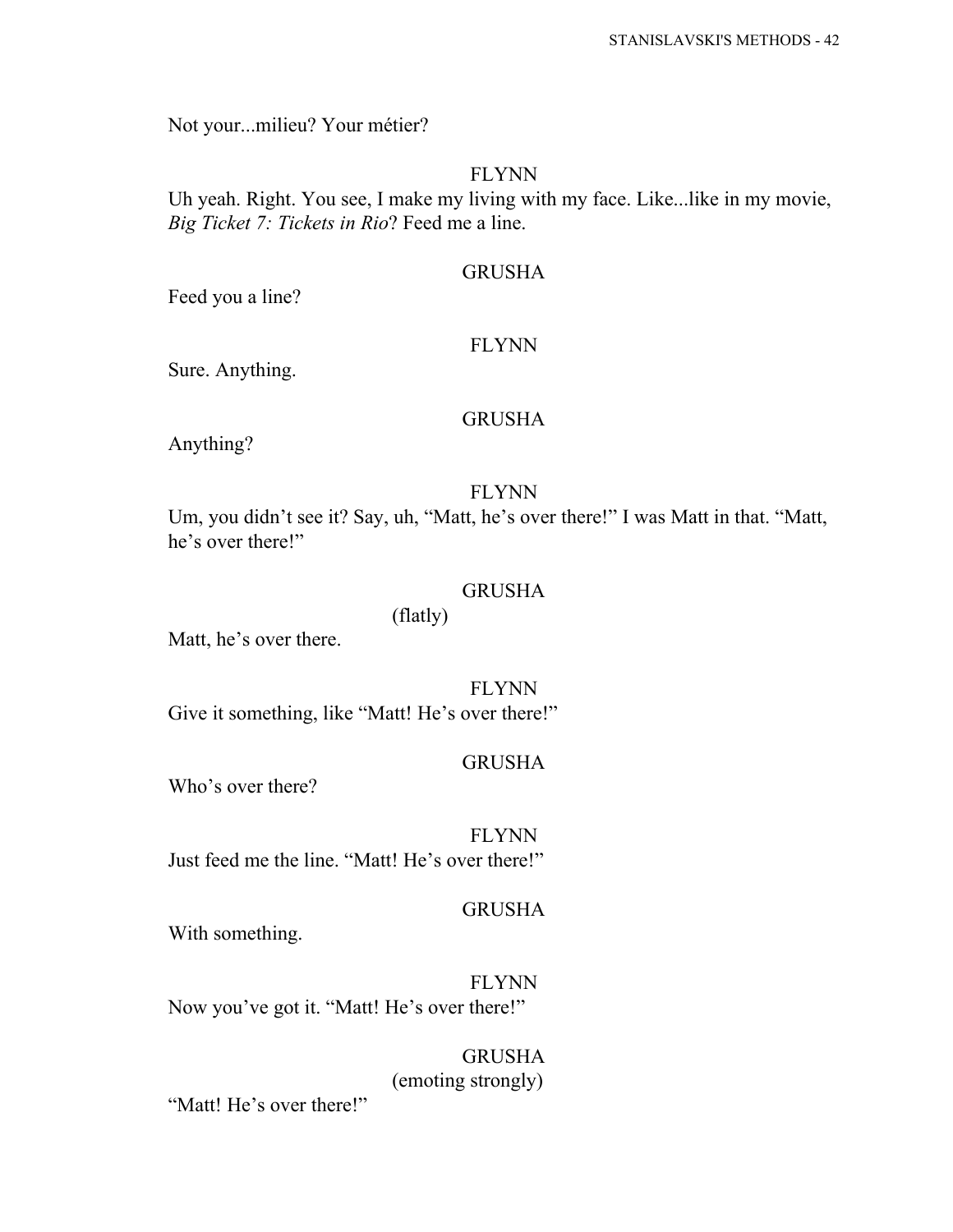Not your...milieu? Your métier?

FLYNN

Uh yeah. Right. You see, I make my living with my face. Like...like in my movie, *Big Ticket 7: Tickets in Rio*? Feed me a line.

GRUSHA

Feed you a line?

FLYNN

Sure. Anything.

GRUSHA

Anything?

FLYNN

Um, you didn't see it? Say, uh, "Matt, he's over there!" I was Matt in that. "Matt, he's over there!"

GRUSHA

(flatly)

Matt, he's over there.

FLYNN

Give it something, like "Matt! He's over there!"

GRUSHA

Who's over there?

FLYNN

Just feed me the line. "Matt! He's over there!"

GRUSHA

With something.

FLYNN

Now you've got it. "Matt! He's over there!"

GRUSHA

(emoting strongly)

"Matt! He's over there!"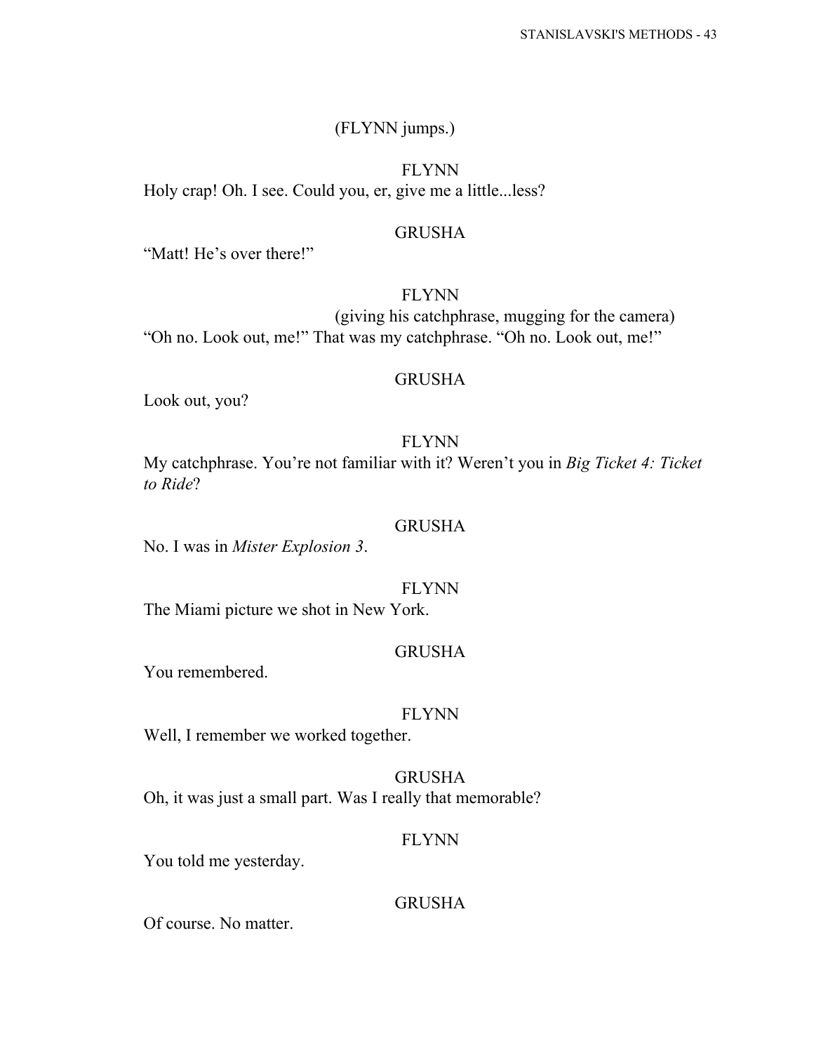(FLYNN jumps.)

FLYNN

Holy crap! Oh. I see. Could you, er, give me a little...less?

GRUSHA

"Matt! He's over there!"

FLYNN

(giving his catchphrase, mugging for the camera)

"Oh no. Look out, me!" That was my catchphrase. "Oh no. Look out, me!"

GRUSHA

Look out, you?

FLYNN

My catchphrase. You're not familiar with it? Weren't you in *Big Ticket 4: Ticket to Ride*?

GRUSHA

No. I was in *Mister Explosion 3*.

FLYNN

The Miami picture we shot in New York.

GRUSHA

You remembered.

FLYNN

Well, I remember we worked together.

GRUSHA

Oh, it was just a small part. Was I really that memorable?

FLYNN

You told me yesterday.

GRUSHA

Of course. No matter.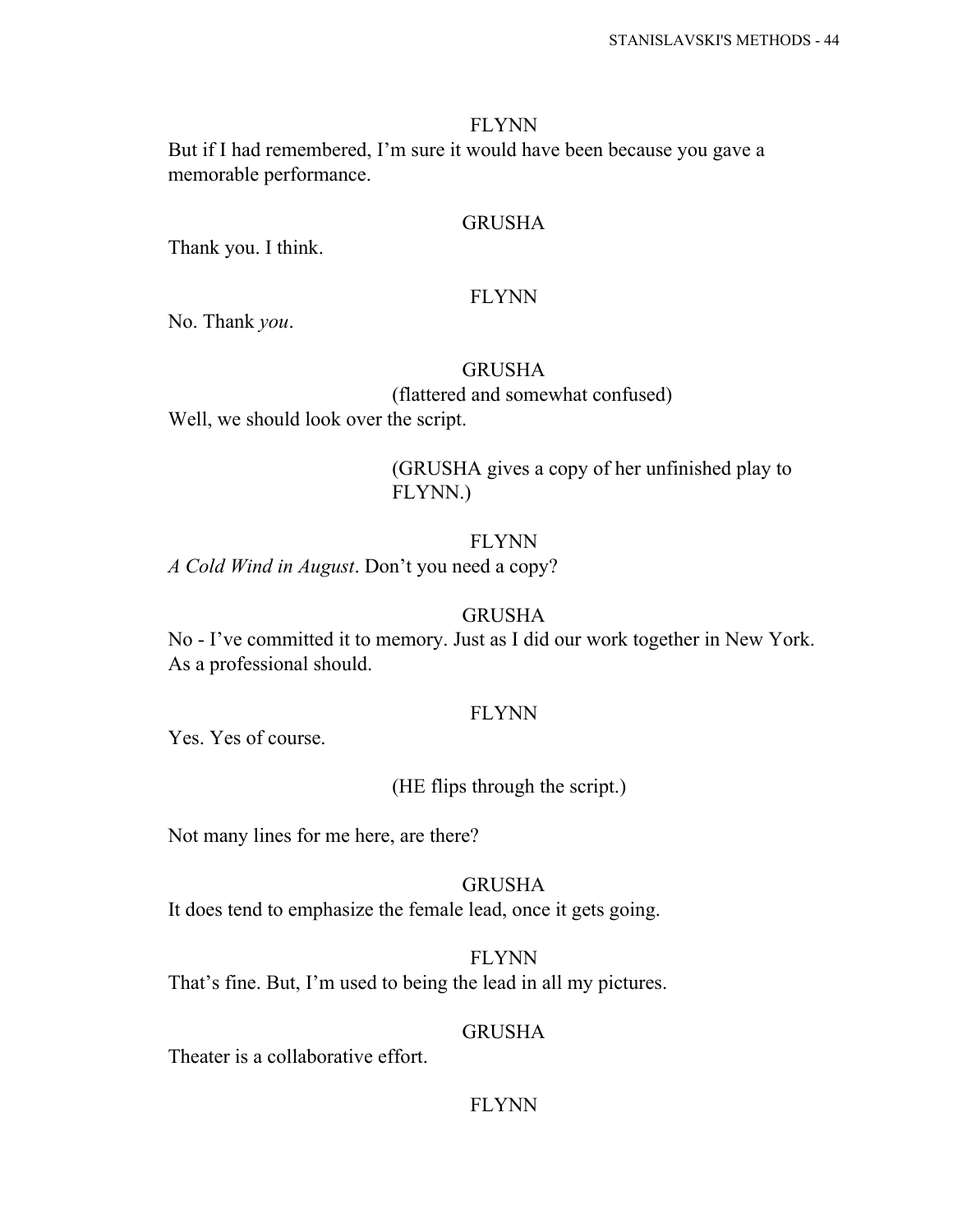FLYNN

But if I had remembered, I'm sure it would have been because you gave a memorable performance.

GRUSHA

Thank you. I think.

FLYNN

No. Thank *you*.

GRUSHA

(flattered and somewhat confused)

Well, we should look over the script.

(GRUSHA gives a copy of her unfinished play to FLYNN.)

FLYNN

*A Cold Wind in August*. Don't you need a copy?

GRUSHA

No - I've committed it to memory. Just as I did our work together in New York. As a professional should.

FLYNN

Yes. Yes of course.

(HE flips through the script.)

Not many lines for me here, are there?

GRUSHA

It does tend to emphasize the female lead, once it gets going.

FLYNN

That's fine. But, I'm used to being the lead in all my pictures.

GRUSHA

Theater is a collaborative effort.

FLYNN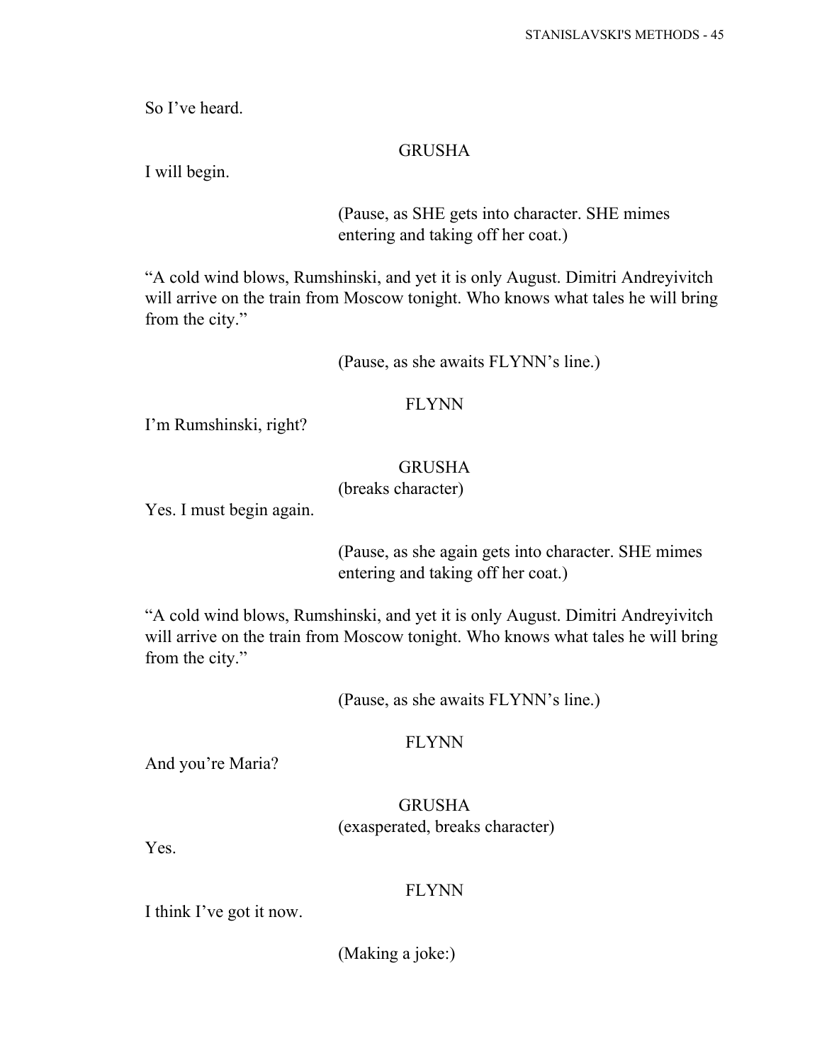So I've heard.

GRUSHA

I will begin.

(Pause, as SHE gets into character. SHE mimes entering and taking off her coat.)

"A cold wind blows, Rumshinski, and yet it is only August. Dimitri Andreyivitch will arrive on the train from Moscow tonight. Who knows what tales he will bring from the city."

(Pause, as she awaits FLYNN's line.)

FLYNN

I'm Rumshinski, right?

GRUSHA

(breaks character)

Yes. I must begin again.

(Pause, as she again gets into character. SHE mimes entering and taking off her coat.)

"A cold wind blows, Rumshinski, and yet it is only August. Dimitri Andreyivitch will arrive on the train from Moscow tonight. Who knows what tales he will bring from the city."

(Pause, as she awaits FLYNN's line.)

FLYNN

And you're Maria?

GRUSHA

(exasperated, breaks character)

Yes.

FLYNN

I think I've got it now.

(Making a joke:)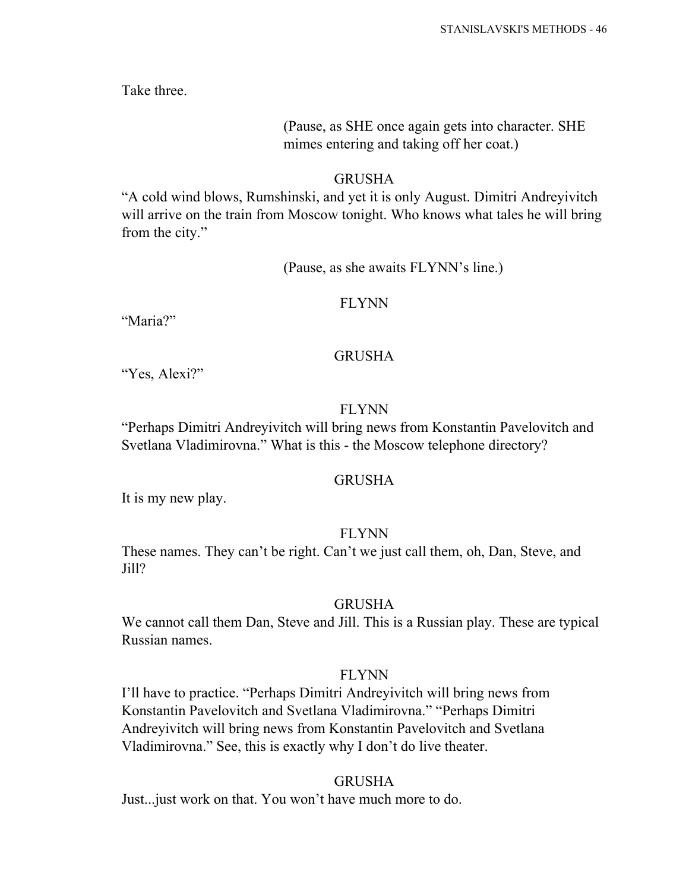Take three.

(Pause, as SHE once again gets into character. SHE mimes entering and taking off her coat.)

GRUSHA

"A cold wind blows, Rumshinski, and yet it is only August. Dimitri Andreyivitch will arrive on the train from Moscow tonight. Who knows what tales he will bring from the city."

(Pause, as she awaits FLYNN's line.)

FLYNN

"Maria?"

GRUSHA

"Yes, Alexi?"

FLYNN

"Perhaps Dimitri Andreyivitch will bring news from Konstantin Pavelovitch and Svetlana Vladimirovna." What is this - the Moscow telephone directory?

GRUSHA

It is my new play.

FLYNN

These names. They can't be right. Can't we just call them, oh, Dan, Steve, and Jill?

GRUSHA

We cannot call them Dan, Steve and Jill. This is a Russian play. These are typical Russian names.

FLYNN

I'll have to practice. "Perhaps Dimitri Andreyivitch will bring news from Konstantin Pavelovitch and Svetlana Vladimirovna." "Perhaps Dimitri Andreyivitch will bring news from Konstantin Pavelovitch and Svetlana Vladimirovna." See, this is exactly why I don't do live theater.

GRUSHA

Just...just work on that. You won't have much more to do.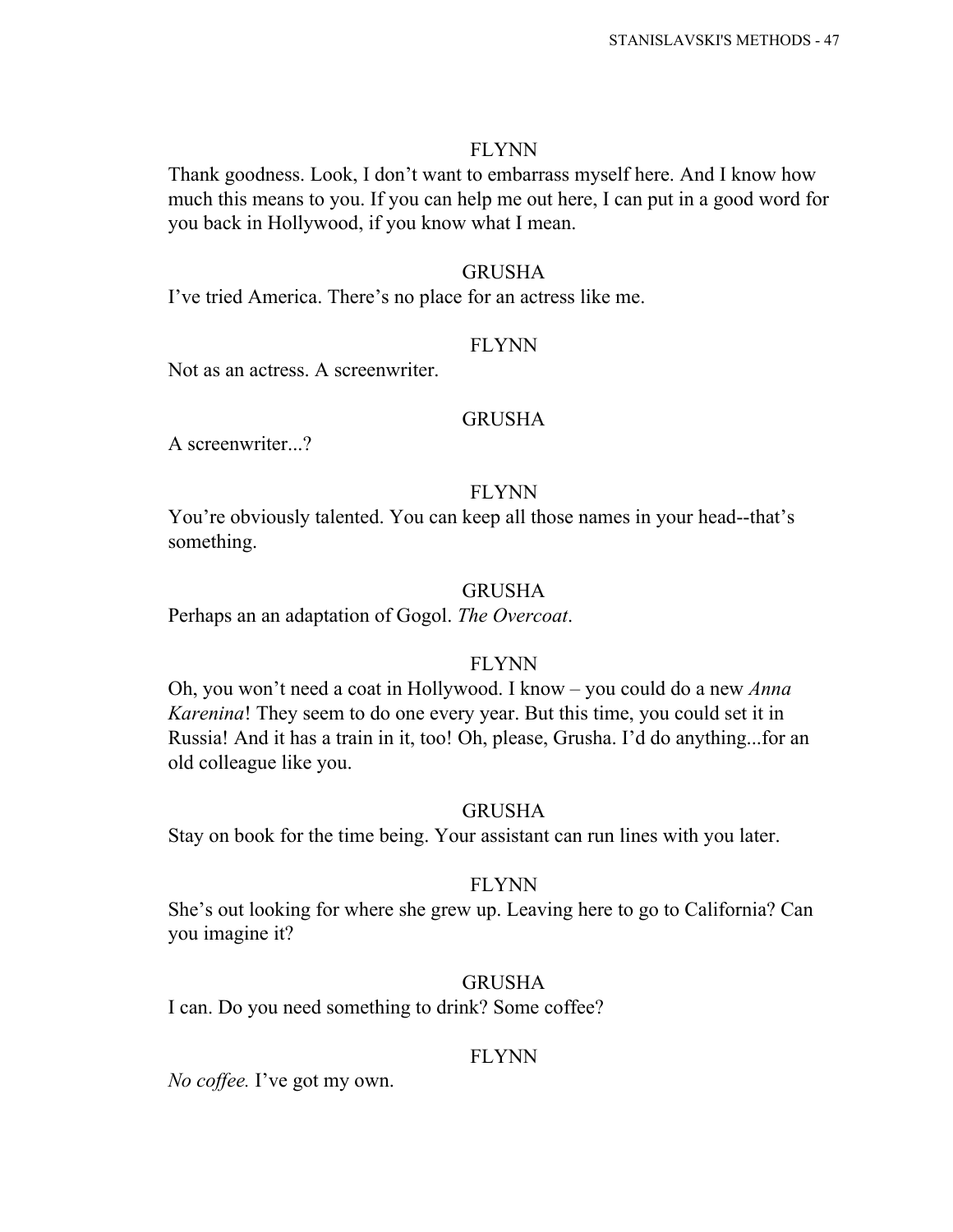FLYNN

Thank goodness. Look, I don't want to embarrass myself here. And I know how much this means to you. If you can help me out here, I can put in a good word for you back in Hollywood, if you know what I mean.

GRUSHA

I've tried America. There's no place for an actress like me.

FLYNN

Not as an actress. A screenwriter.

GRUSHA

A screenwriter...?

FLYNN

You're obviously talented. You can keep all those names in your head--that's something.

GRUSHA

Perhaps an an adaptation of Gogol. *The Overcoat*.

FLYNN

Oh, you won't need a coat in Hollywood. I know – you could do a new *Anna Karenina*! They seem to do one every year. But this time, you could set it in Russia! And it has a train in it, too! Oh, please, Grusha. I'd do anything...for an old colleague like you.

GRUSHA

Stay on book for the time being. Your assistant can run lines with you later.

FLYNN

She's out looking for where she grew up. Leaving here to go to California? Can you imagine it?

GRUSHA

I can. Do you need something to drink? Some coffee?

FLYNN

*No coffee.* I've got my own.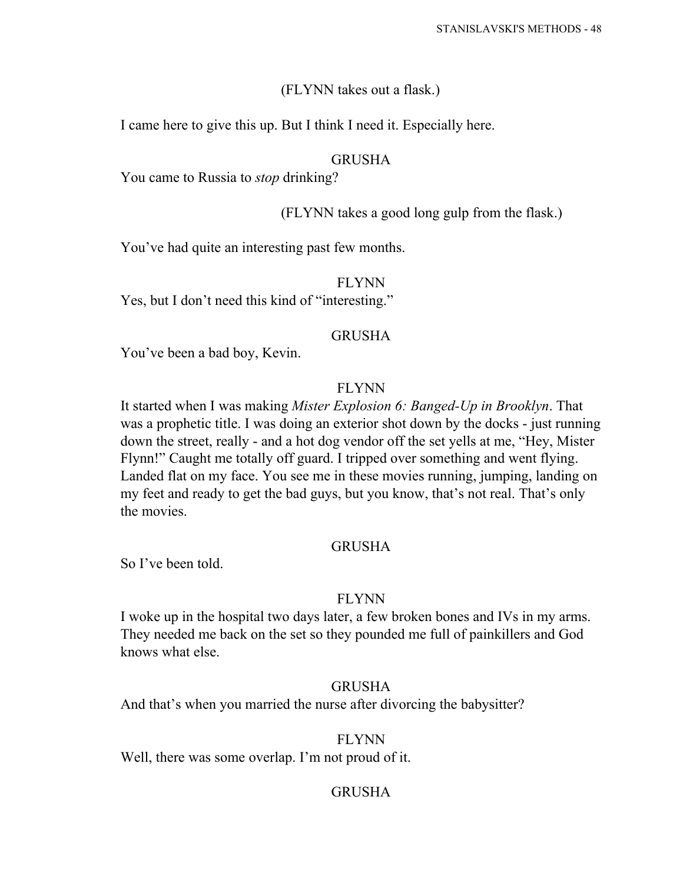(FLYNN takes out a flask.)

I came here to give this up. But I think I need it. Especially here.

GRUSHA

You came to Russia to *stop* drinking?

(FLYNN takes a good long gulp from the flask.)

You've had quite an interesting past few months.

FLYNN

Yes, but I don't need this kind of "interesting."

GRUSHA

You've been a bad boy, Kevin.

FLYNN

It started when I was making *Mister Explosion 6: Banged-Up in Brooklyn*. That was a prophetic title. I was doing an exterior shot down by the docks - just running down the street, really - and a hot dog vendor off the set yells at me, "Hey, Mister Flynn!" Caught me totally off guard. I tripped over something and went flying. Landed flat on my face. You see me in these movies running, jumping, landing on my feet and ready to get the bad guys, but you know, that's not real. That's only the movies.

GRUSHA

So I've been told.

FLYNN

I woke up in the hospital two days later, a few broken bones and IVs in my arms. They needed me back on the set so they pounded me full of painkillers and God knows what else.

GRUSHA

And that's when you married the nurse after divorcing the babysitter?

FLYNN

Well, there was some overlap. I'm not proud of it.

GRUSHA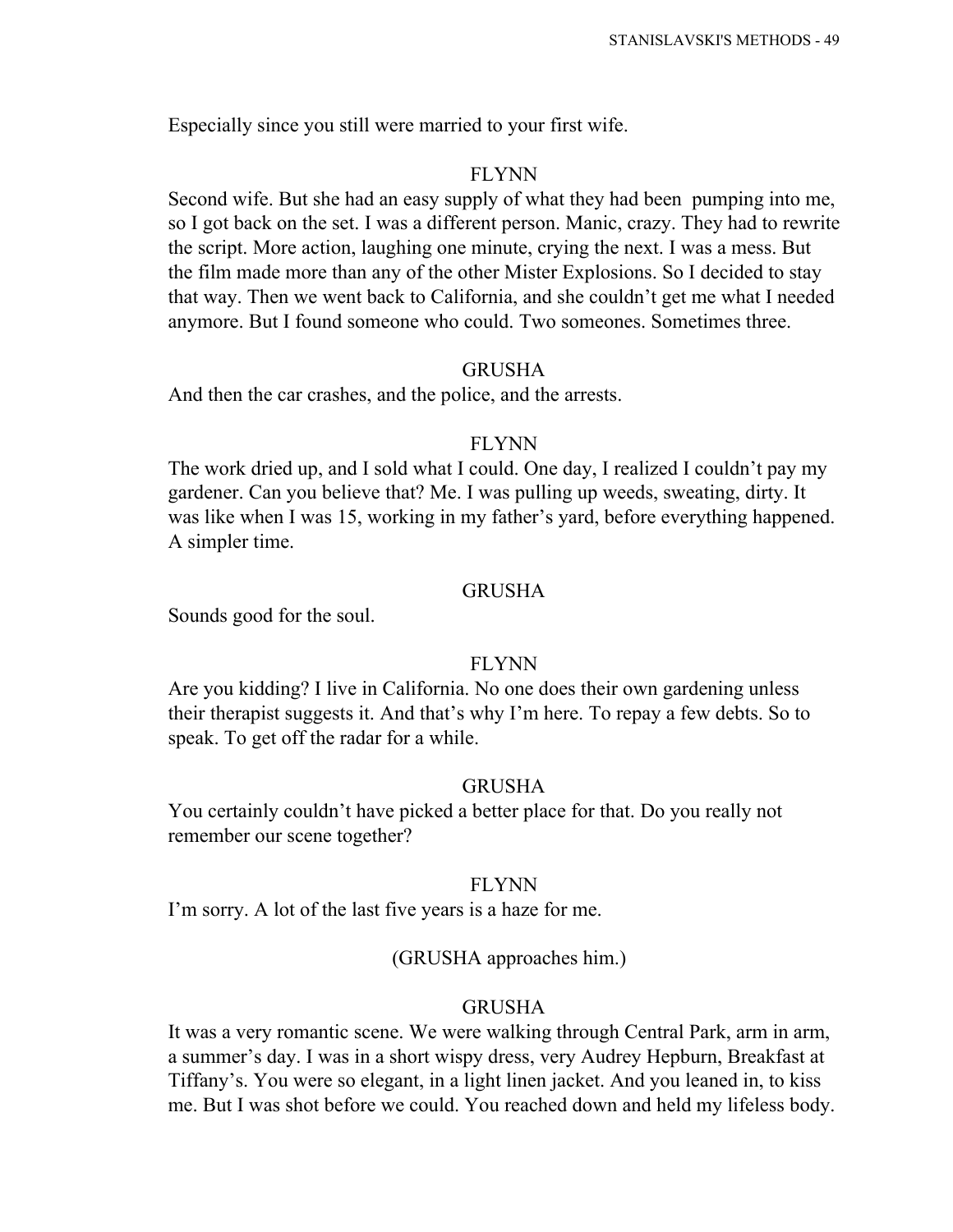Especially since you still were married to your first wife.

FLYNN

Second wife. But she had an easy supply of what they had been pumping into me, so I got back on the set. I was a different person. Manic, crazy. They had to rewrite the script. More action, laughing one minute, crying the next. I was a mess. But the film made more than any of the other Mister Explosions. So I decided to stay that way. Then we went back to California, and she couldn't get me what I needed anymore. But I found someone who could. Two someones. Sometimes three.

GRUSHA

And then the car crashes, and the police, and the arrests.

FLYNN

The work dried up, and I sold what I could. One day, I realized I couldn't pay my gardener. Can you believe that? Me. I was pulling up weeds, sweating, dirty. It was like when I was 15, working in my father's yard, before everything happened. A simpler time.

GRUSHA

Sounds good for the soul.

FLYNN

Are you kidding? I live in California. No one does their own gardening unless their therapist suggests it. And that's why I'm here. To repay a few debts. So to speak. To get off the radar for a while.

GRUSHA

You certainly couldn't have picked a better place for that. Do you really not remember our scene together?

FLYNN

I'm sorry. A lot of the last five years is a haze for me.

(GRUSHA approaches him.)

GRUSHA

It was a very romantic scene. We were walking through Central Park, arm in arm, a summer's day. I was in a short wispy dress, very Audrey Hepburn, Breakfast at Tiffany's. You were so elegant, in a light linen jacket. And you leaned in, to kiss me. But I was shot before we could. You reached down and held my lifeless body.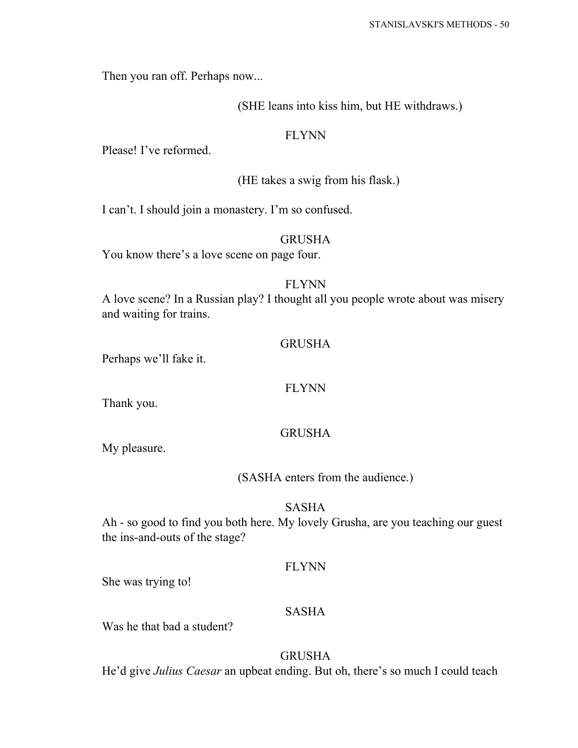Then you ran off. Perhaps now...

(SHE leans into kiss him, but HE withdraws.)

FLYNN

Please! I've reformed.

(HE takes a swig from his flask.)

I can't. I should join a monastery. I'm so confused.

GRUSHA

You know there's a love scene on page four.

FLYNN

A love scene? In a Russian play? I thought all you people wrote about was misery and waiting for trains.

GRUSHA

Perhaps we'll fake it.

FLYNN

Thank you.

GRUSHA

My pleasure.

(SASHA enters from the audience.)

SASHA

Ah - so good to find you both here. My lovely Grusha, are you teaching our guest the ins-and-outs of the stage?

FLYNN

She was trying to!

SASHA

Was he that bad a student?

GRUSHA

He'd give *Julius Caesar* an upbeat ending. But oh, there's so much I could teach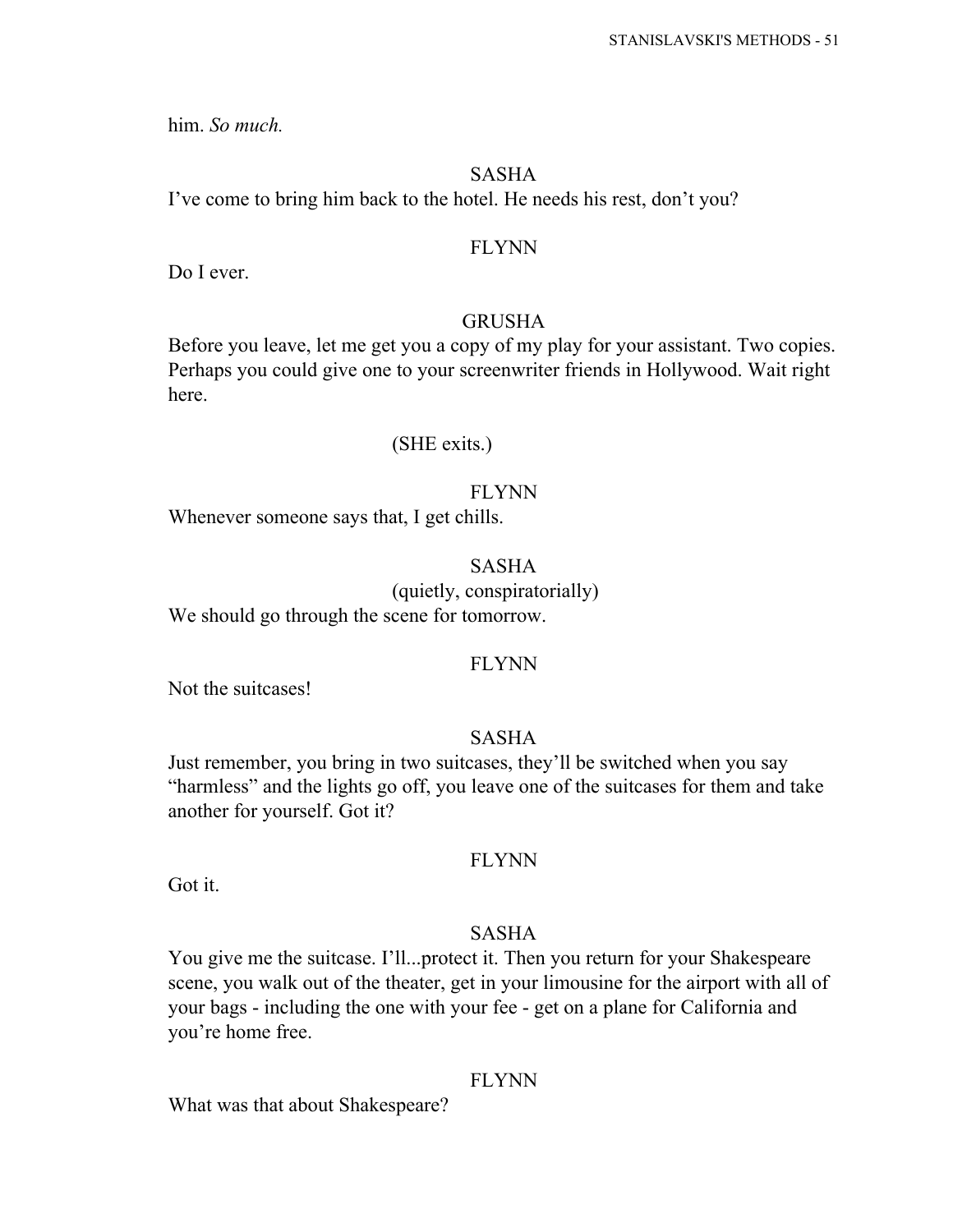him. *So much.*

SASHA

I've come to bring him back to the hotel. He needs his rest, don't you?

FLYNN

Do I ever.

GRUSHA

Before you leave, let me get you a copy of my play for your assistant. Two copies. Perhaps you could give one to your screenwriter friends in Hollywood. Wait right here.

(SHE exits.)

FLYNN

Whenever someone says that, I get chills.

SASHA

(quietly, conspiratorially)

We should go through the scene for tomorrow.

FLYNN

Not the suitcases!

SASHA

Just remember, you bring in two suitcases, they'll be switched when you say "harmless" and the lights go off, you leave one of the suitcases for them and take another for yourself. Got it?

FLYNN

Got it.

SASHA

You give me the suitcase. I'll...protect it. Then you return for your Shakespeare scene, you walk out of the theater, get in your limousine for the airport with all of your bags - including the one with your fee - get on a plane for California and you're home free.

FLYNN

What was that about Shakespeare?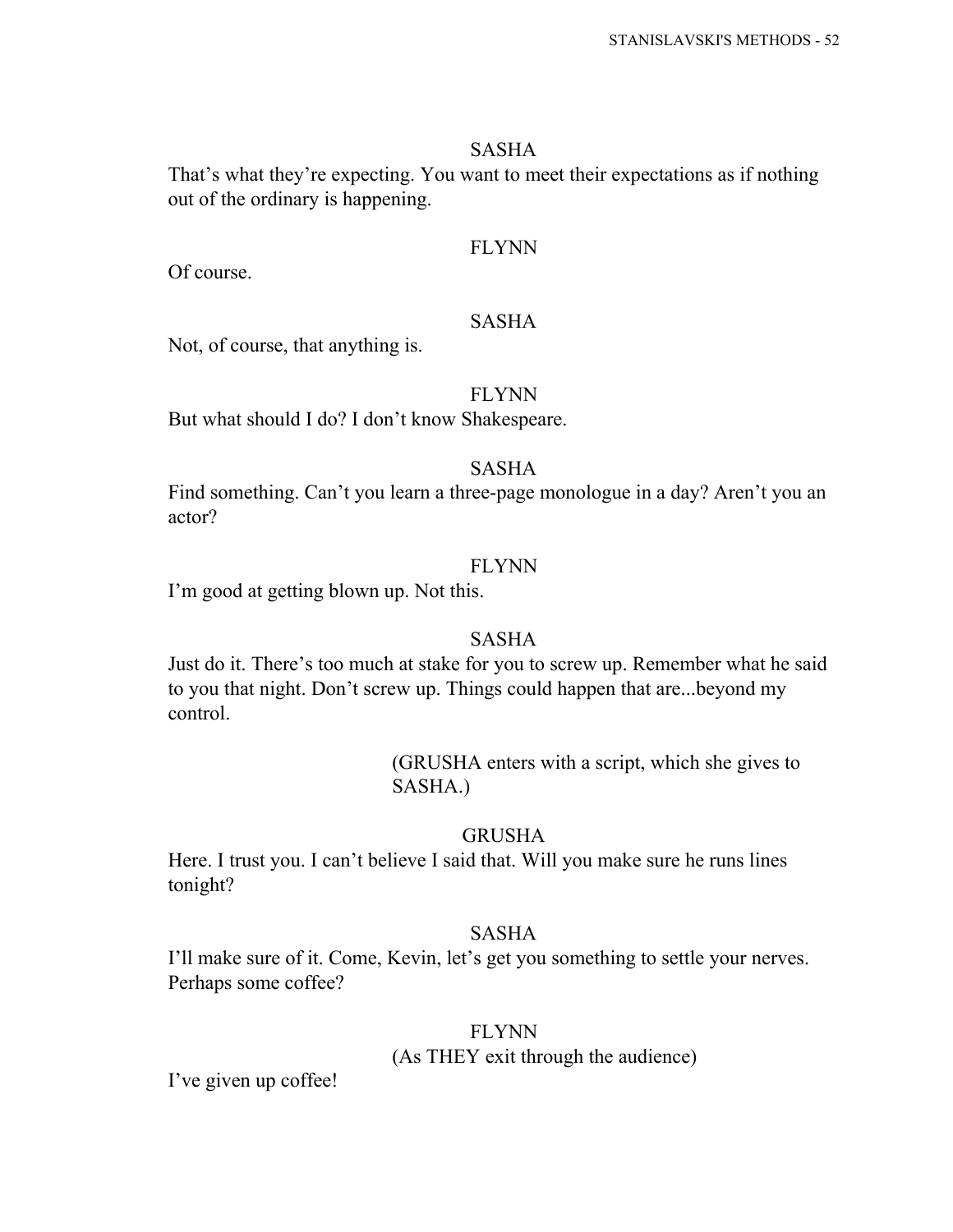SASHA

That's what they're expecting. You want to meet their expectations as if nothing out of the ordinary is happening.

FLYNN

Of course.

SASHA

Not, of course, that anything is.

FLYNN

But what should I do? I don't know Shakespeare.

SASHA

Find something. Can't you learn a three-page monologue in a day? Aren't you an actor?

FLYNN

I'm good at getting blown up. Not this.

SASHA

Just do it. There's too much at stake for you to screw up. Remember what he said to you that night. Don't screw up. Things could happen that are...beyond my control.

(GRUSHA enters with a script, which she gives to SASHA.)

GRUSHA

Here. I trust you. I can't believe I said that. Will you make sure he runs lines tonight?

SASHA

I'll make sure of it. Come, Kevin, let's get you something to settle your nerves. Perhaps some coffee?

FLYNN

(As THEY exit through the audience)

I've given up coffee!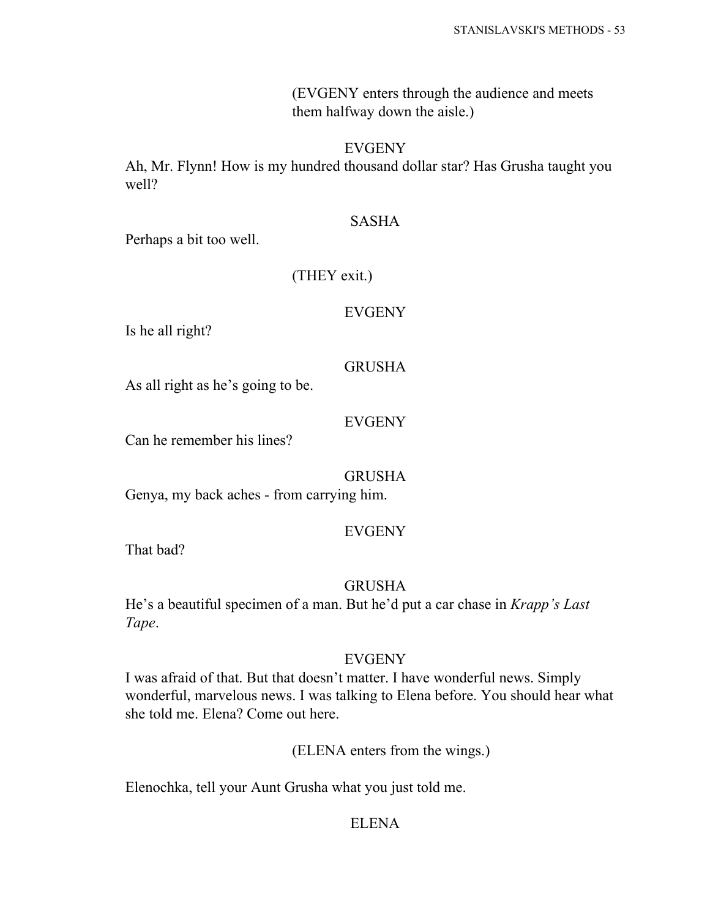(EVGENY enters through the audience and meets them halfway down the aisle.)

EVGENY

Ah, Mr. Flynn! How is my hundred thousand dollar star? Has Grusha taught you well?

SASHA

Perhaps a bit too well.

(THEY exit.)

EVGENY

Is he all right?

GRUSHA

As all right as he's going to be.

EVGENY

Can he remember his lines?

GRUSHA

Genya, my back aches - from carrying him.

EVGENY

That bad?

GRUSHA

He's a beautiful specimen of a man. But he'd put a car chase in *Krapp's Last Tape*.

EVGENY

I was afraid of that. But that doesn't matter. I have wonderful news. Simply wonderful, marvelous news. I was talking to Elena before. You should hear what she told me. Elena? Come out here.

(ELENA enters from the wings.)

Elenochka, tell your Aunt Grusha what you just told me.

ELENA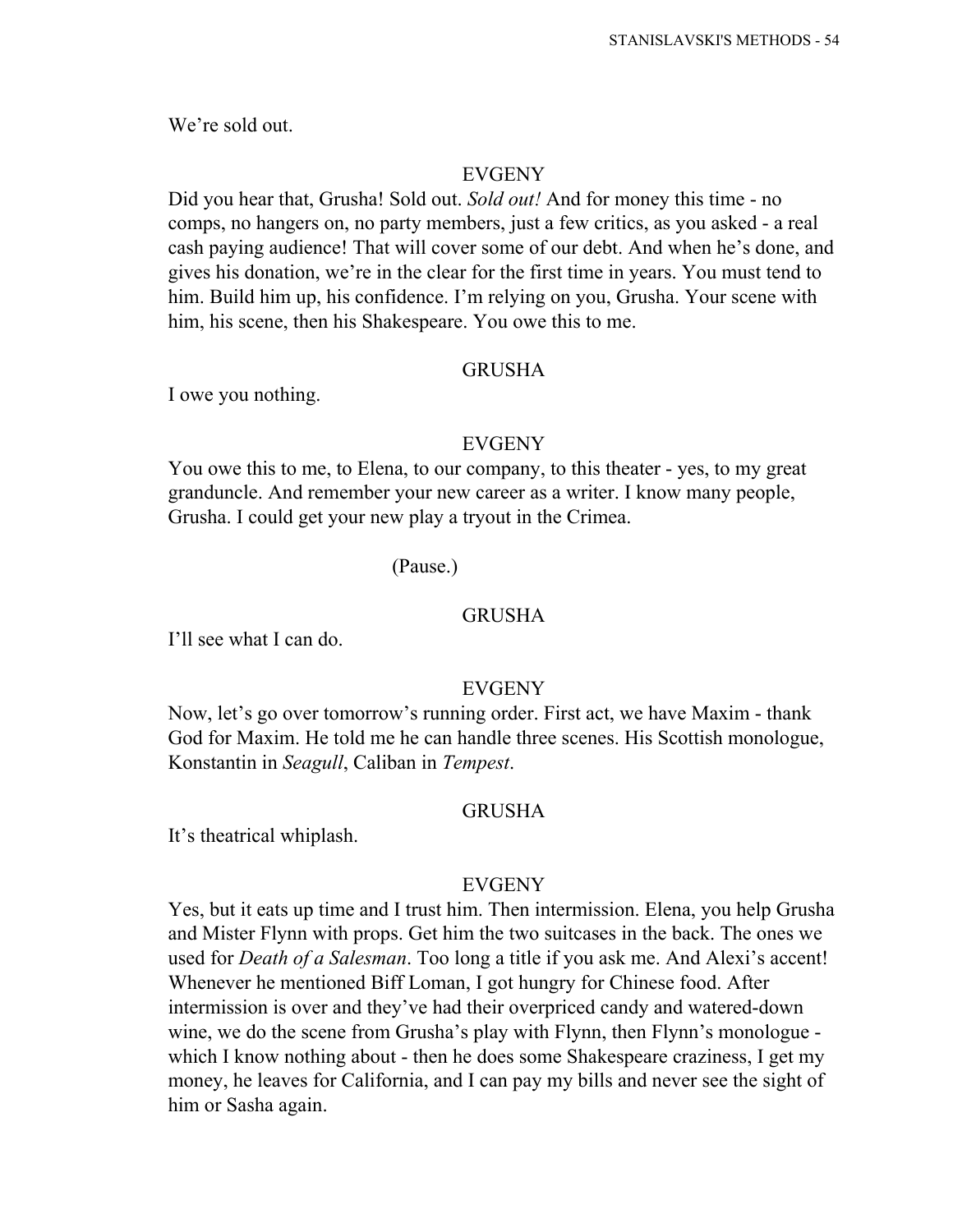We're sold out.

EVGENY

Did you hear that, Grusha! Sold out. *Sold out!* And for money this time - no comps, no hangers on, no party members, just a few critics, as you asked - a real cash paying audience! That will cover some of our debt. And when he's done, and gives his donation, we're in the clear for the first time in years. You must tend to him. Build him up, his confidence. I'm relying on you, Grusha. Your scene with him, his scene, then his Shakespeare. You owe this to me.

GRUSHA

I owe you nothing.

EVGENY

You owe this to me, to Elena, to our company, to this theater - yes, to my great granduncle. And remember your new career as a writer. I know many people, Grusha. I could get your new play a tryout in the Crimea.

(Pause.)

GRUSHA

I'll see what I can do.

EVGENY

Now, let's go over tomorrow's running order. First act, we have Maxim - thank God for Maxim. He told me he can handle three scenes. His Scottish monologue, Konstantin in *Seagull*, Caliban in *Tempest*.

GRUSHA

It's theatrical whiplash.

EVGENY

Yes, but it eats up time and I trust him. Then intermission. Elena, you help Grusha and Mister Flynn with props. Get him the two suitcases in the back. The ones we used for *Death of a Salesman*. Too long a title if you ask me. And Alexi's accent! Whenever he mentioned Biff Loman, I got hungry for Chinese food. After intermission is over and they've had their overpriced candy and watered-down wine, we do the scene from Grusha's play with Flynn, then Flynn's monologue - which I know nothing about - then he does some Shakespeare craziness, I get my money, he leaves for California, and I can pay my bills and never see the sight of him or Sasha again.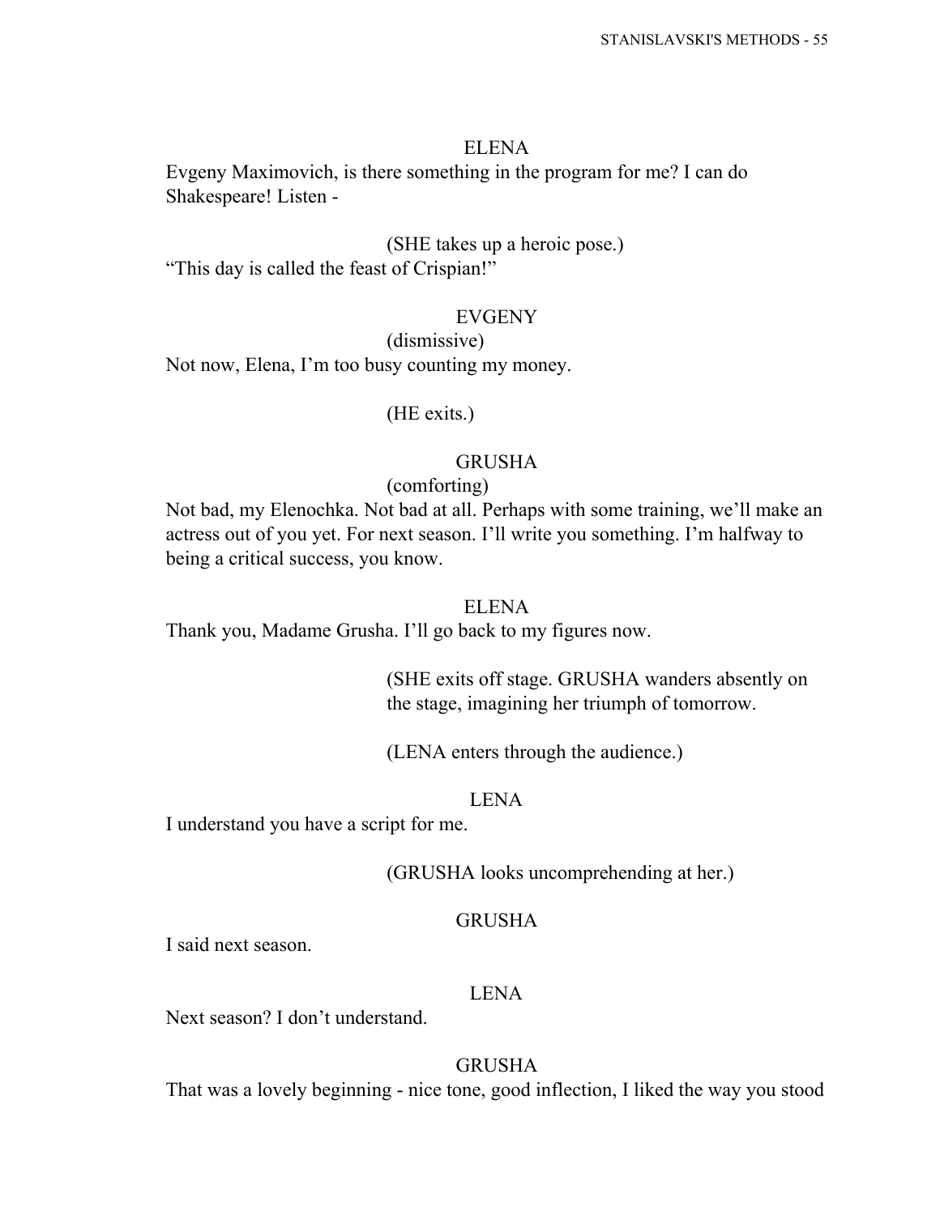ELENA

Evgeny Maximovich, is there something in the program for me? I can do Shakespeare! Listen -

(SHE takes up a heroic pose.)

"This day is called the feast of Crispian!"

EVGENY

(dismissive)

Not now, Elena, I'm too busy counting my money.

(HE exits.)

GRUSHA

(comforting)

Not bad, my Elenochka. Not bad at all. Perhaps with some training, we'll make an actress out of you yet. For next season. I'll write you something. I'm halfway to being a critical success, you know.

ELENA

Thank you, Madame Grusha. I'll go back to my figures now.

(SHE exits off stage. GRUSHA wanders absently on the stage, imagining her triumph of tomorrow.

(LENA enters through the audience.)

LENA

I understand you have a script for me.

(GRUSHA looks uncomprehending at her.)

GRUSHA

I said next season.

LENA

Next season? I don't understand.

GRUSHA

That was a lovely beginning - nice tone, good inflection, I liked the way you stood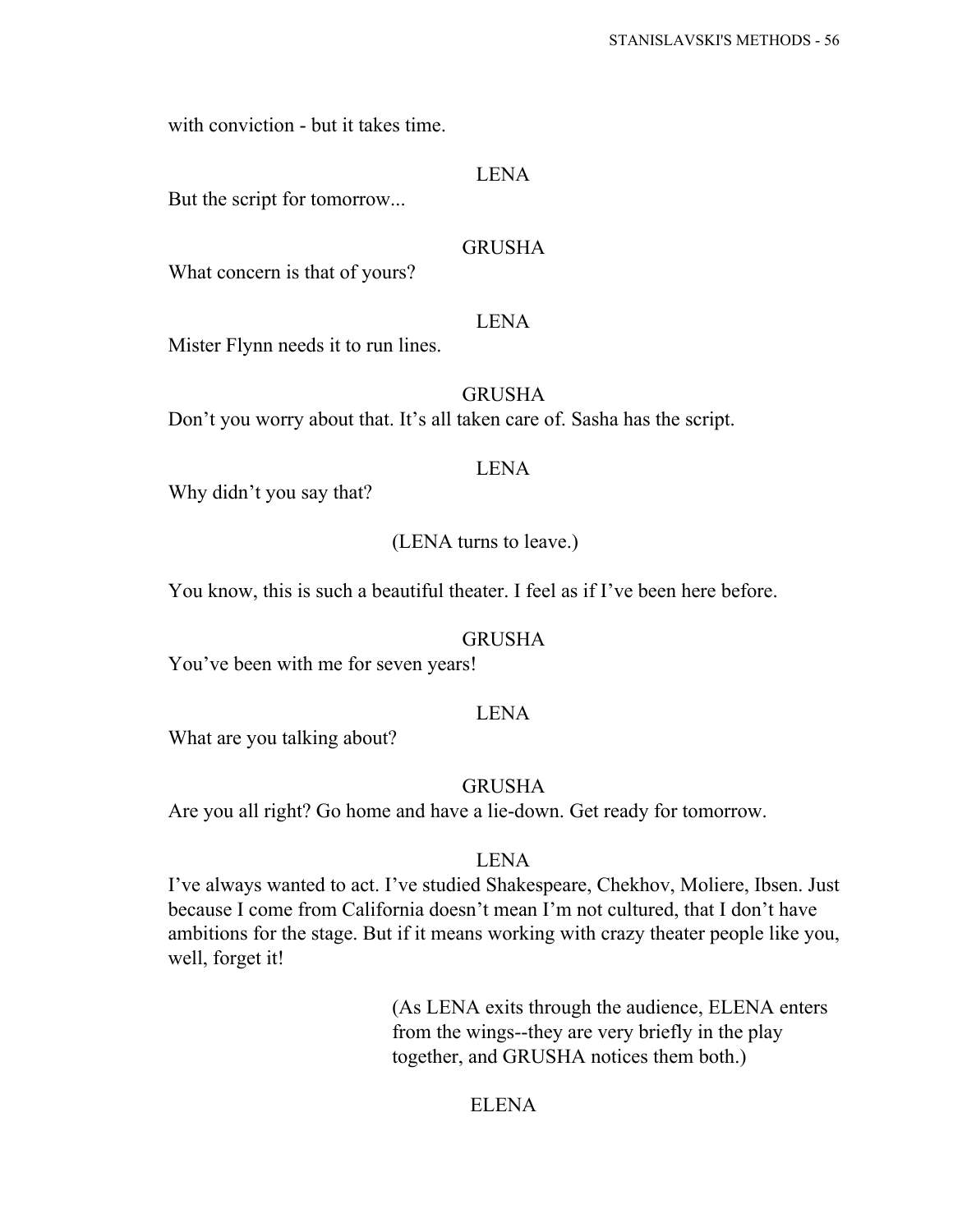with conviction - but it takes time.

LENA

But the script for tomorrow...

GRUSHA

What concern is that of yours?

LENA

Mister Flynn needs it to run lines.

GRUSHA

Don’t you worry about that. It’s all taken care of. Sasha has the script.

LENA

Why didn’t you say that?

(LENA turns to leave.)

You know, this is such a beautiful theater. I feel as if I’ve been here before.

GRUSHA

You’ve been with me for seven years!

LENA

What are you talking about?

GRUSHA

Are you all right? Go home and have a lie-down. Get ready for tomorrow.

LENA

I’ve always wanted to act. I’ve studied Shakespeare, Chekhov, Moliere, Ibsen. Just because I come from California doesn’t mean I’m not cultured, that I don’t have ambitions for the stage. But if it means working with crazy theater people like you, well, forget it!

(As LENA exits through the audience, ELENA enters from the wings--they are very briefly in the play together, and GRUSHA notices them both.)

ELENA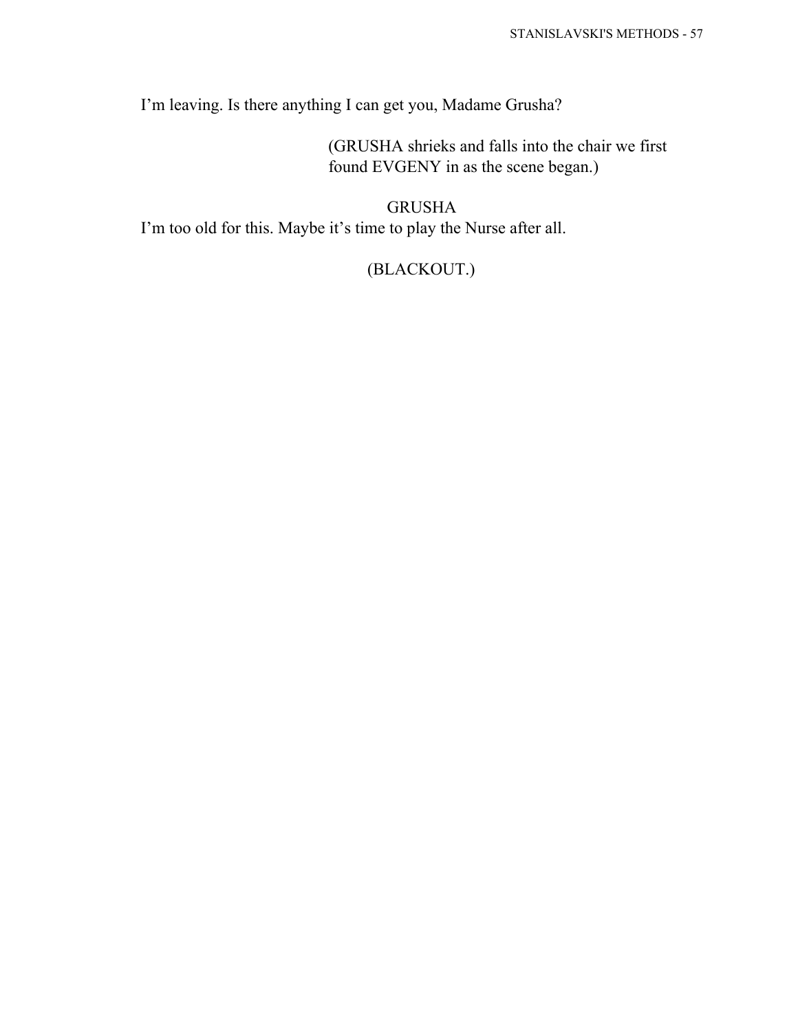I'm leaving. Is there anything I can get you, Madame Grusha?

(GRUSHA shrieks and falls into the chair we first found EVGENY in as the scene began.)

GRUSHA

I'm too old for this. Maybe it's time to play the Nurse after all.

(BLACKOUT.)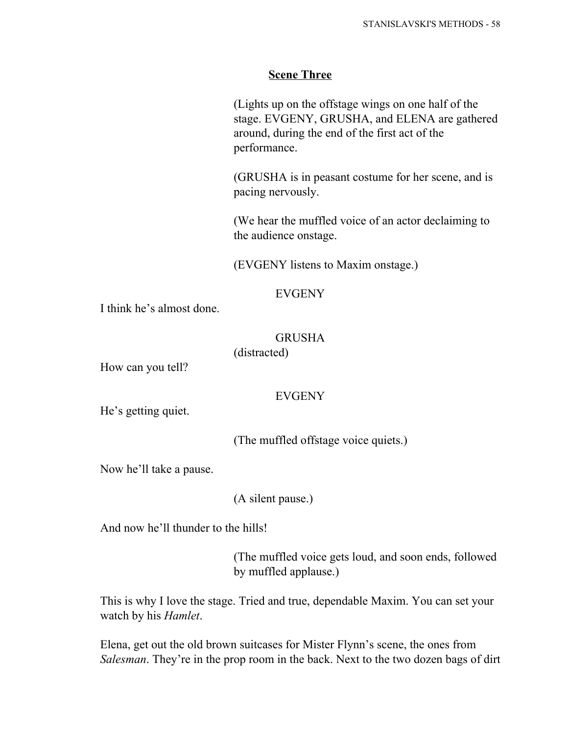## Scene Three

(Lights up on the offstage wings on one half of the stage. EVGENY, GRUSHA, and ELENA are gathered around, during the end of the first act of the performance.

(GRUSHA is in peasant costume for her scene, and is pacing nervously.

(We hear the muffled voice of an actor declaiming to the audience onstage.

(EVGENY listens to Maxim onstage.)

EVGENY

I think he's almost done.

GRUSHA

(distracted)

How can you tell?

EVGENY

He's getting quiet.

(The muffled offstage voice quiets.)

Now he'll take a pause.

(A silent pause.)

And now he'll thunder to the hills!

(The muffled voice gets loud, and soon ends, followed by muffled applause.)

This is why I love the stage. Tried and true, dependable Maxim. You can set your watch by his *Hamlet*.

Elena, get out the old brown suitcases for Mister Flynn's scene, the ones from *Salesman*. They're in the prop room in the back. Next to the two dozen bags of dirt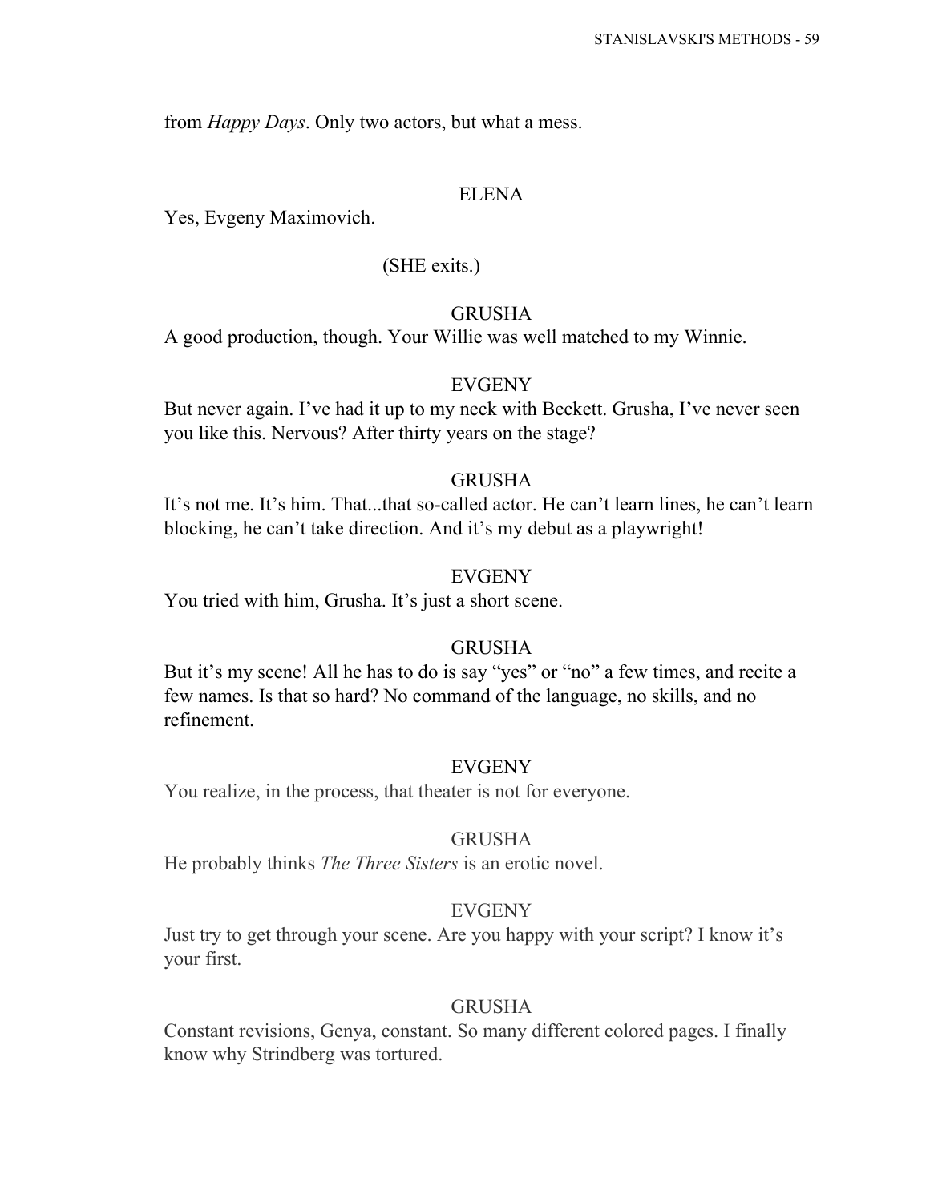from *Happy Days*. Only two actors, but what a mess.

ELENA

Yes, Evgeny Maximovich.

(SHE exits.)

GRUSHA

A good production, though. Your Willie was well matched to my Winnie.

EVGENY

But never again. I've had it up to my neck with Beckett. Grusha, I've never seen you like this. Nervous? After thirty years on the stage?

GRUSHA

It's not me. It's him. That...that so-called actor. He can't learn lines, he can't learn blocking, he can't take direction. And it's my debut as a playwright!

EVGENY

You tried with him, Grusha. It's just a short scene.

GRUSHA

But it's my scene! All he has to do is say "yes" or "no" a few times, and recite a few names. Is that so hard? No command of the language, no skills, and no refinement.

EVGENY

You realize, in the process, that theater is not for everyone.

GRUSHA

He probably thinks *The Three Sisters* is an erotic novel.

EVGENY

Just try to get through your scene. Are you happy with your script? I know it's your first.

GRUSHA

Constant revisions, Genya, constant. So many different colored pages. I finally know why Strindberg was tortured.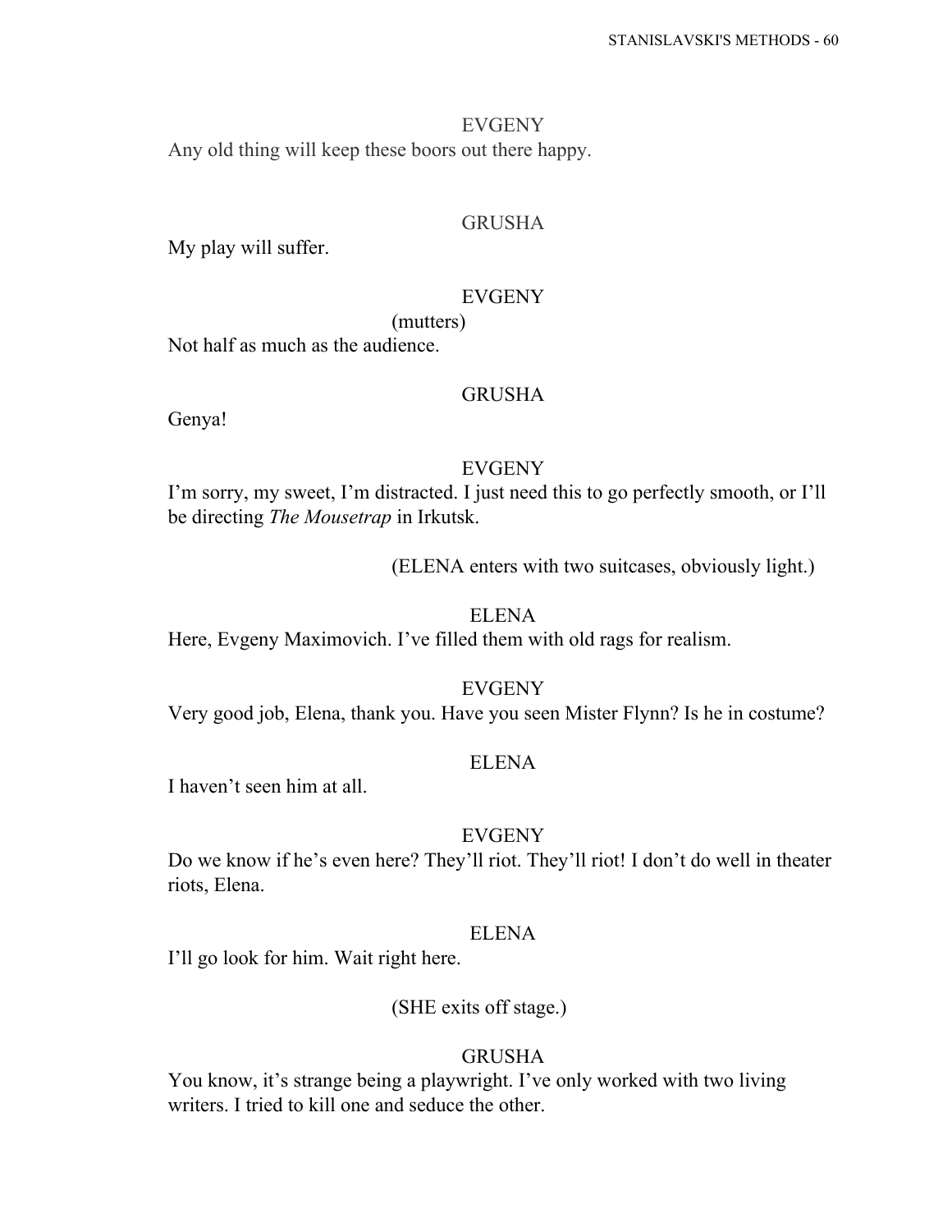EVGENY

Any old thing will keep these boors out there happy.

GRUSHA

My play will suffer.

EVGENY

(mutters)

Not half as much as the audience.

GRUSHA

Genya!

EVGENY

I'm sorry, my sweet, I'm distracted. I just need this to go perfectly smooth, or I'll be directing *The Mousetrap* in Irkutsk.

(ELENA enters with two suitcases, obviously light.)

ELENA

Here, Evgeny Maximovich. I've filled them with old rags for realism.

EVGENY

Very good job, Elena, thank you. Have you seen Mister Flynn? Is he in costume?

ELENA

I haven't seen him at all.

EVGENY

Do we know if he's even here? They'll riot. They'll riot! I don't do well in theater riots, Elena.

ELENA

I'll go look for him. Wait right here.

(SHE exits off stage.)

GRUSHA

You know, it's strange being a playwright. I've only worked with two living writers. I tried to kill one and seduce the other.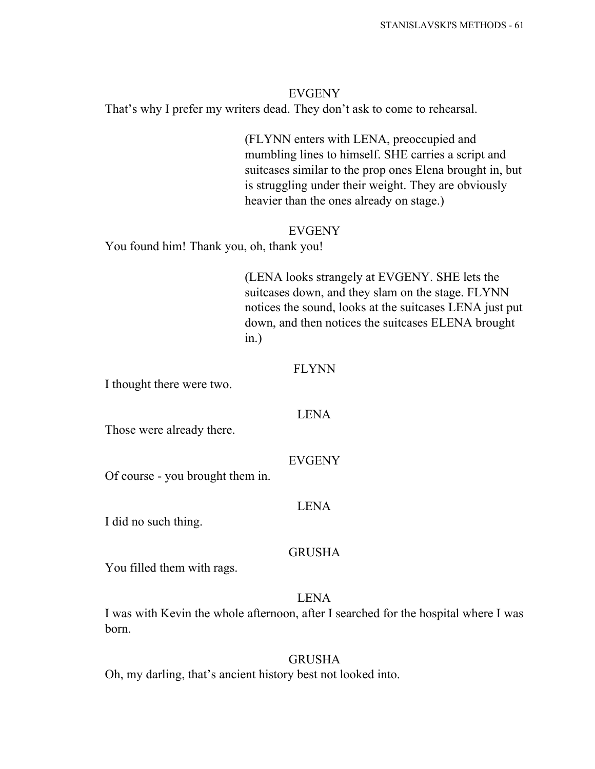EVGENY

That's why I prefer my writers dead. They don't ask to come to rehearsal.

(FLYNN enters with LENA, preoccupied and mumbling lines to himself. SHE carries a script and suitcases similar to the prop ones Elena brought in, but is struggling under their weight. They are obviously heavier than the ones already on stage.)

EVGENY

You found him! Thank you, oh, thank you!

(LENA looks strangely at EVGENY. SHE lets the suitcases down, and they slam on the stage. FLYNN notices the sound, looks at the suitcases LENA just put down, and then notices the suitcases ELENA brought in.)

FLYNN

I thought there were two.

LENA

Those were already there.

EVGENY

Of course - you brought them in.

LENA

I did no such thing.

GRUSHA

You filled them with rags.

LENA

I was with Kevin the whole afternoon, after I searched for the hospital where I was born.

GRUSHA

Oh, my darling, that's ancient history best not looked into.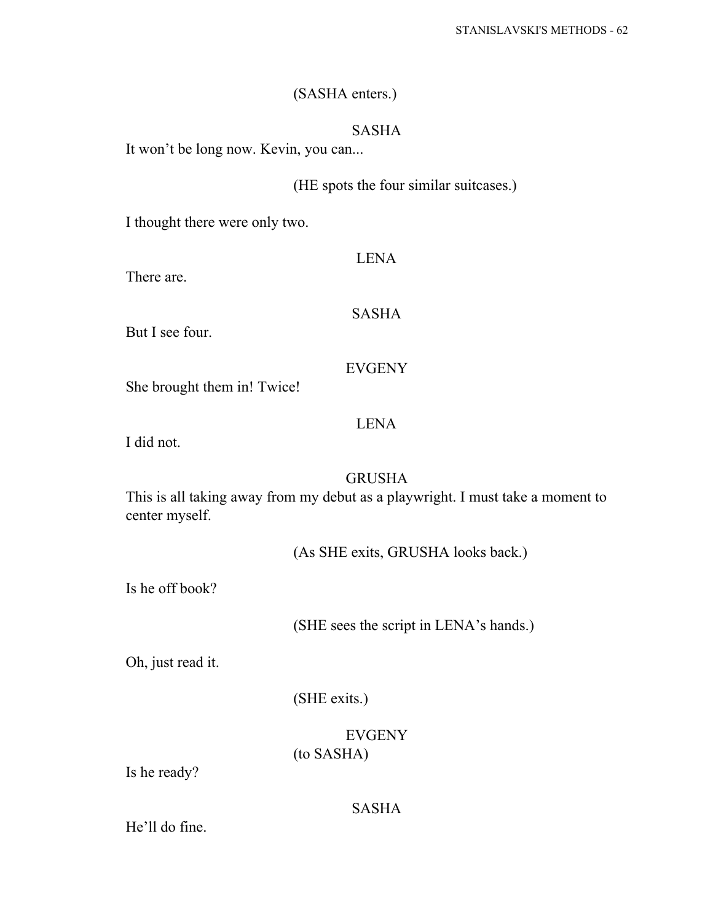(SASHA enters.)

SASHA

It won't be long now. Kevin, you can...

(HE spots the four similar suitcases.)

I thought there were only two.

LENA

There are.

SASHA

But I see four.

EVGENY

She brought them in! Twice!

LENA

I did not.

GRUSHA

This is all taking away from my debut as a playwright. I must take a moment to center myself.

(As SHE exits, GRUSHA looks back.)

Is he off book?

(SHE sees the script in LENA's hands.)

Oh, just read it.

(SHE exits.)

EVGENY

(to SASHA)

Is he ready?

SASHA

He'll do fine.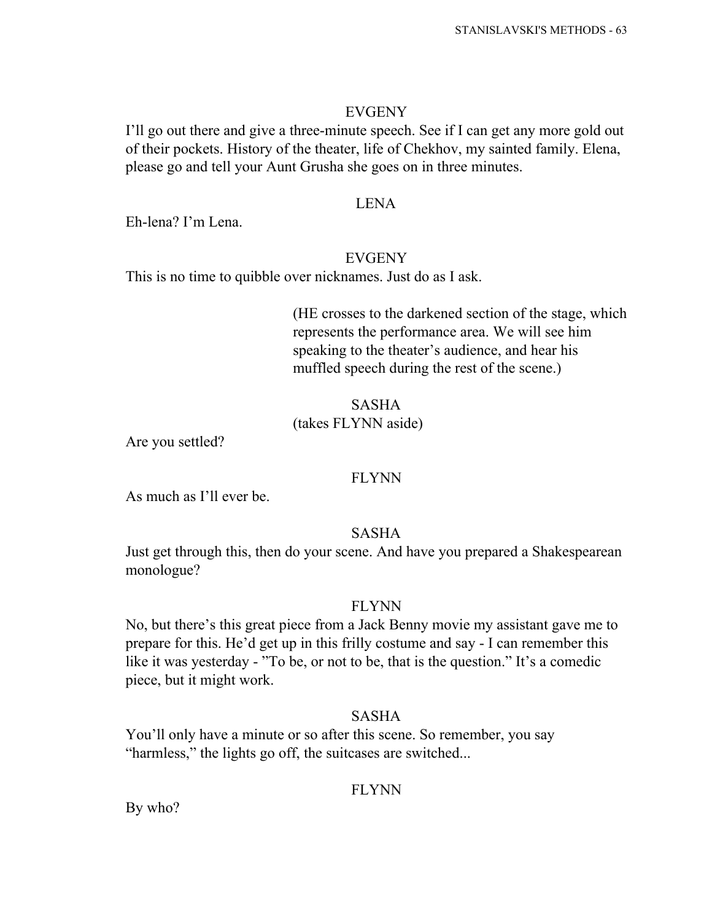EVGENY

I'll go out there and give a three-minute speech. See if I can get any more gold out of their pockets. History of the theater, life of Chekhov, my sainted family. Elena, please go and tell your Aunt Grusha she goes on in three minutes.

LENA

Eh-lena? I'm Lena.

EVGENY

This is no time to quibble over nicknames. Just do as I ask.

(HE crosses to the darkened section of the stage, which represents the performance area. We will see him speaking to the theater's audience, and hear his muffled speech during the rest of the scene.)

SASHA

(takes FLYNN aside)

Are you settled?

FLYNN

As much as I'll ever be.

SASHA

Just get through this, then do your scene. And have you prepared a Shakespearean monologue?

FLYNN

No, but there's this great piece from a Jack Benny movie my assistant gave me to prepare for this. He'd get up in this frilly costume and say - I can remember this like it was yesterday - "To be, or not to be, that is the question." It's a comedic piece, but it might work.

SASHA

You'll only have a minute or so after this scene. So remember, you say "harmless," the lights go off, the suitcases are switched...

FLYNN

By who?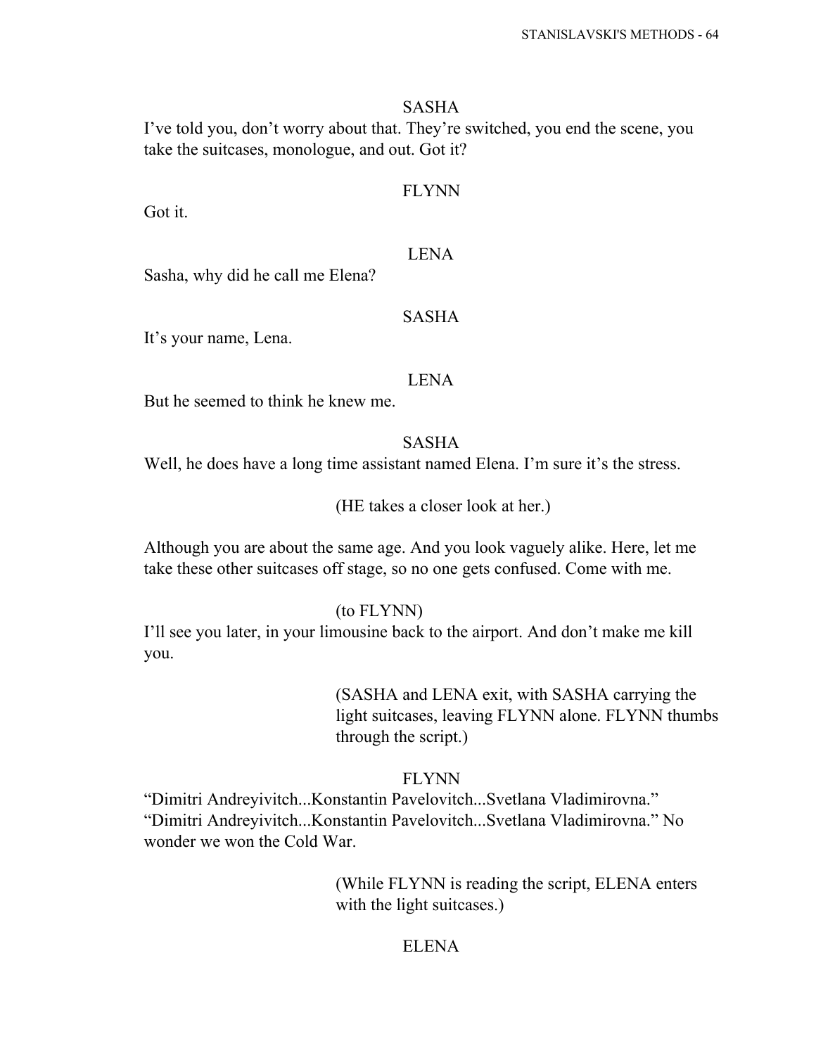SASHA

I've told you, don't worry about that. They're switched, you end the scene, you take the suitcases, monologue, and out. Got it?

FLYNN

Got it.

LENA

Sasha, why did he call me Elena?

SASHA

It's your name, Lena.

LENA

But he seemed to think he knew me.

SASHA

Well, he does have a long time assistant named Elena. I'm sure it's the stress.

(HE takes a closer look at her.)

Although you are about the same age. And you look vaguely alike. Here, let me take these other suitcases off stage, so no one gets confused. Come with me.

(to FLYNN)

I'll see you later, in your limousine back to the airport. And don't make me kill you.

(SASHA and LENA exit, with SASHA carrying the light suitcases, leaving FLYNN alone. FLYNN thumbs through the script.)

FLYNN

"Dimitri Andreyivitch...Konstantin Pavelovitch...Svetlana Vladimirovna." "Dimitri Andreyivitch...Konstantin Pavelovitch...Svetlana Vladimirovna." No wonder we won the Cold War.

(While FLYNN is reading the script, ELENA enters with the light suitcases.)

ELENA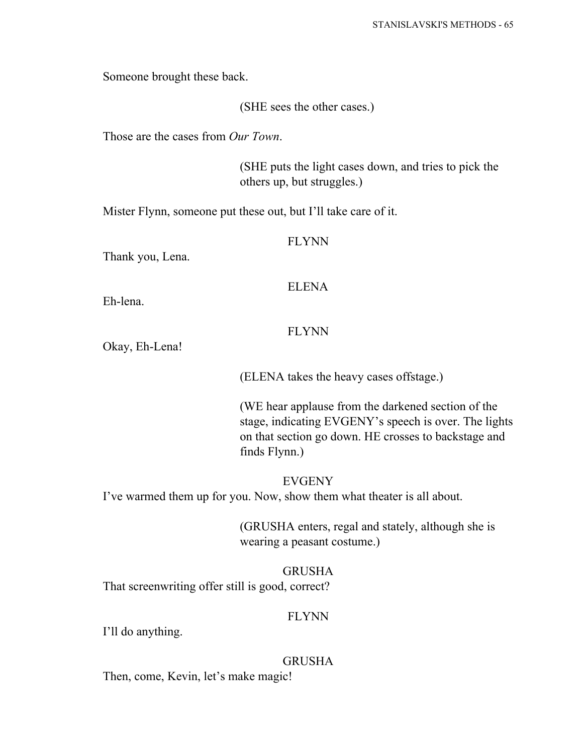Someone brought these back.

(SHE sees the other cases.)

Those are the cases from *Our Town*.

(SHE puts the light cases down, and tries to pick the others up, but struggles.)

Mister Flynn, someone put these out, but I'll take care of it.

FLYNN

Thank you, Lena.

ELENA

Eh-lena.

FLYNN

Okay, Eh-Lena!

(ELENA takes the heavy cases offstage.)

(WE hear applause from the darkened section of the stage, indicating EVGENY's speech is over. The lights on that section go down. HE crosses to backstage and finds Flynn.)

EVGENY

I've warmed them up for you. Now, show them what theater is all about.

(GRUSHA enters, regal and stately, although she is wearing a peasant costume.)

GRUSHA

That screenwriting offer still is good, correct?

FLYNN

I'll do anything.

GRUSHA

Then, come, Kevin, let's make magic!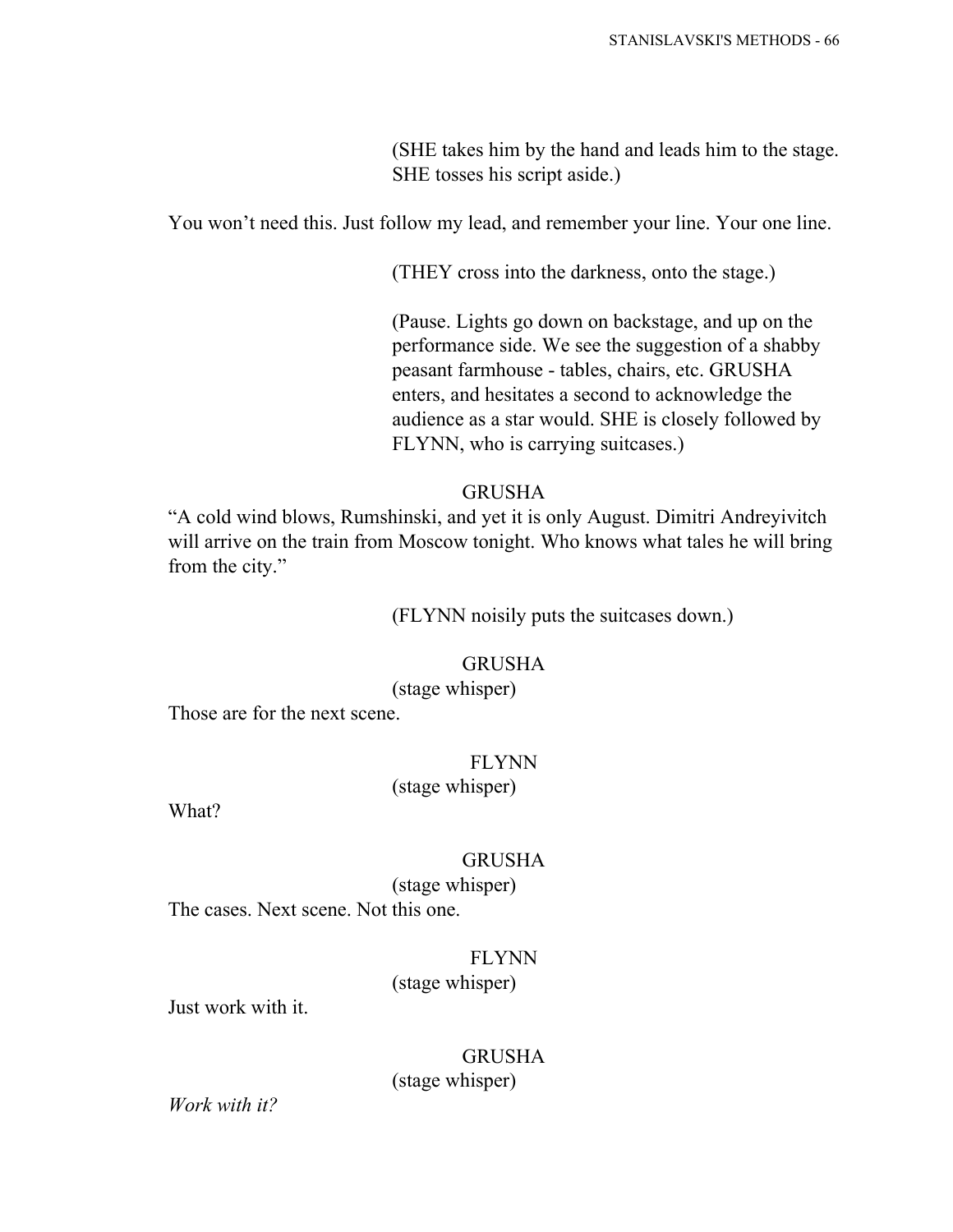(SHE takes him by the hand and leads him to the stage. SHE tosses his script aside.)

You won't need this. Just follow my lead, and remember your line. Your one line.

(THEY cross into the darkness, onto the stage.)

(Pause. Lights go down on backstage, and up on the performance side. We see the suggestion of a shabby peasant farmhouse - tables, chairs, etc. GRUSHA enters, and hesitates a second to acknowledge the audience as a star would. SHE is closely followed by FLYNN, who is carrying suitcases.)

GRUSHA

"A cold wind blows, Rumshinski, and yet it is only August. Dimitri Andreyivitch will arrive on the train from Moscow tonight. Who knows what tales he will bring from the city."

(FLYNN noisily puts the suitcases down.)

GRUSHA

(stage whisper)

Those are for the next scene.

FLYNN

(stage whisper)

What?

GRUSHA

(stage whisper)

The cases. Next scene. Not this one.

FLYNN

(stage whisper)

Just work with it.

GRUSHA

(stage whisper)

*Work with it?*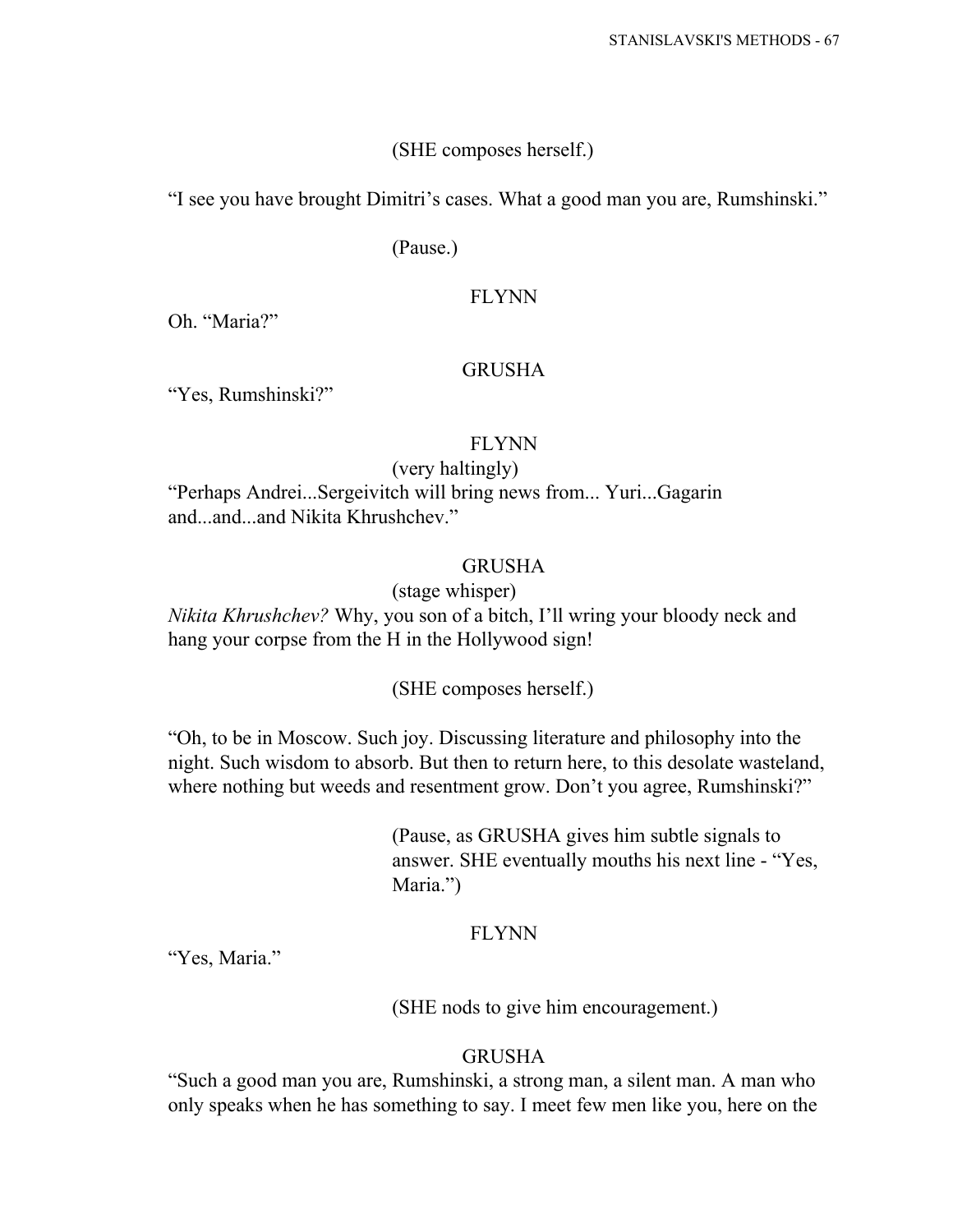(SHE composes herself.)

"I see you have brought Dimitri's cases. What a good man you are, Rumshinski."

(Pause.)

FLYNN

Oh. "Maria?"

GRUSHA

"Yes, Rumshinski?"

FLYNN

(very haltingly)

"Perhaps Andrei...Sergeivitch will bring news from... Yuri...Gagarin and...and...and Nikita Khrushchev."

GRUSHA

(stage whisper)

*Nikita Khrushchev?* Why, you son of a bitch, I'll wring your bloody neck and hang your corpse from the H in the Hollywood sign!

(SHE composes herself.)

"Oh, to be in Moscow. Such joy. Discussing literature and philosophy into the night. Such wisdom to absorb. But then to return here, to this desolate wasteland, where nothing but weeds and resentment grow. Don't you agree, Rumshinski?"

(Pause, as GRUSHA gives him subtle signals to answer. SHE eventually mouths his next line - "Yes, Maria.")

FLYNN

"Yes, Maria."

(SHE nods to give him encouragement.)

GRUSHA

"Such a good man you are, Rumshinski, a strong man, a silent man. A man who only speaks when he has something to say. I meet few men like you, here on the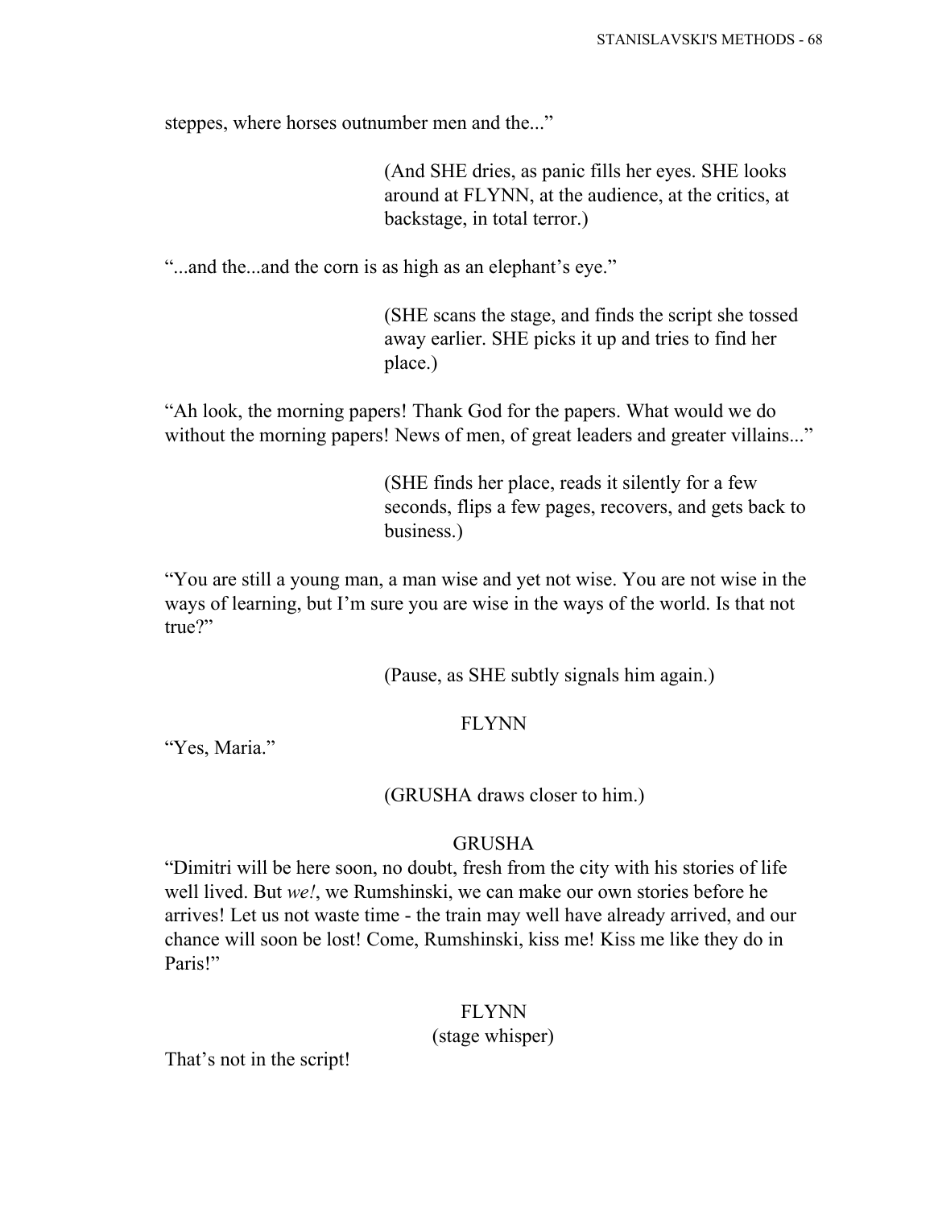steppes, where horses outnumber men and the..."

(And SHE dries, as panic fills her eyes. SHE looks around at FLYNN, at the audience, at the critics, at backstage, in total terror.)

"...and the...and the corn is as high as an elephant's eye."

(SHE scans the stage, and finds the script she tossed away earlier. SHE picks it up and tries to find her place.)

"Ah look, the morning papers! Thank God for the papers. What would we do without the morning papers! News of men, of great leaders and greater villains..."

(SHE finds her place, reads it silently for a few seconds, flips a few pages, recovers, and gets back to business.)

"You are still a young man, a man wise and yet not wise. You are not wise in the ways of learning, but I'm sure you are wise in the ways of the world. Is that not true?"

(Pause, as SHE subtly signals him again.)

FLYNN

"Yes, Maria."

(GRUSHA draws closer to him.)

GRUSHA

"Dimitri will be here soon, no doubt, fresh from the city with his stories of life well lived. But *we!*, we Rumshinski, we can make our own stories before he arrives! Let us not waste time - the train may well have already arrived, and our chance will soon be lost! Come, Rumshinski, kiss me! Kiss me like they do in Paris!"

FLYNN
(stage whisper)

That's not in the script!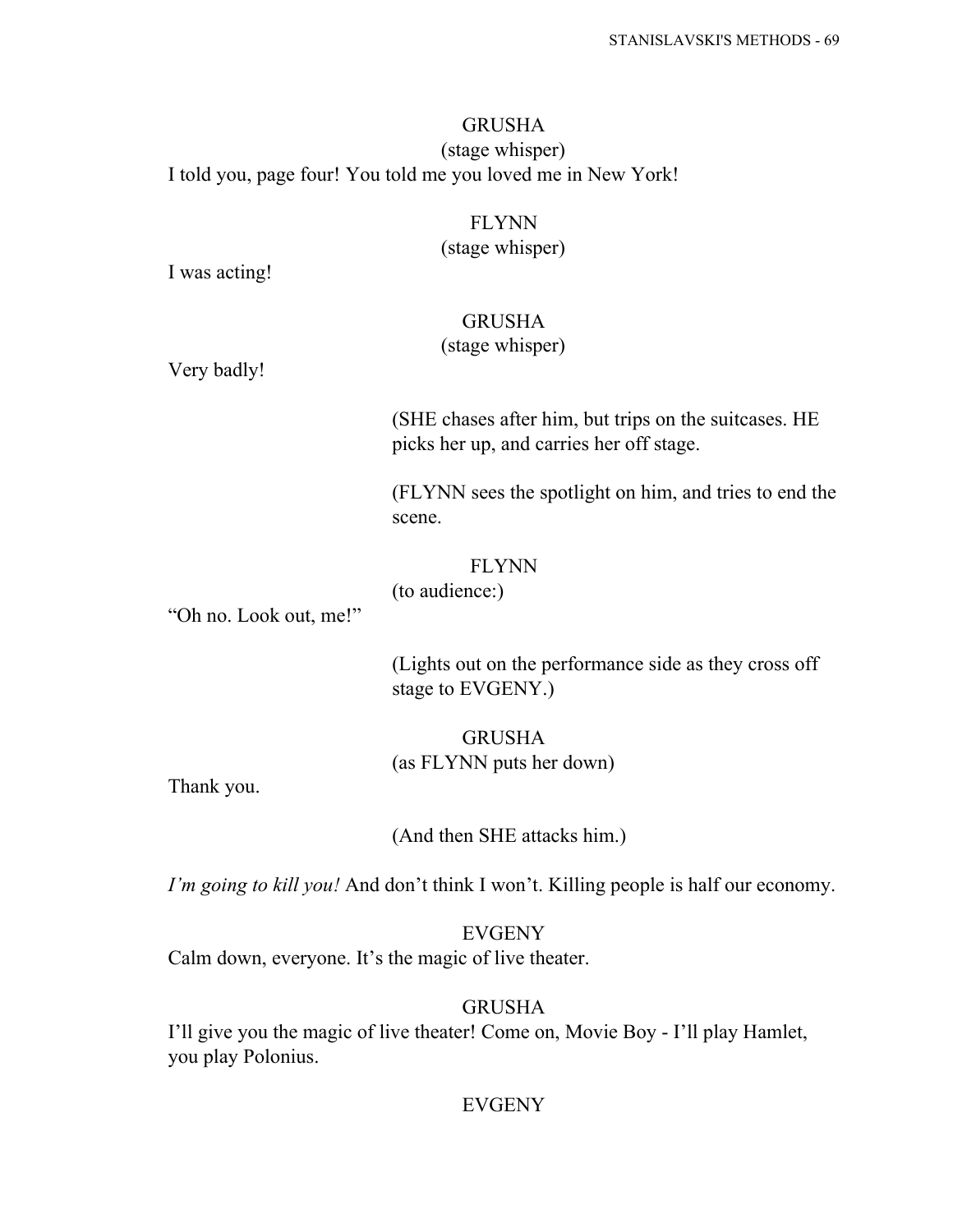GRUSHA
(stage whisper)
I told you, page four! You told me you loved me in New York!

FLYNN
(stage whisper)
I was acting!

GRUSHA
(stage whisper)
Very badly!

(SHE chases after him, but trips on the suitcases. HE picks her up, and carries her off stage.

(FLYNN sees the spotlight on him, and tries to end the scene.

FLYNN
(to audience:)
"Oh no. Look out, me!"

(Lights out on the performance side as they cross off stage to EVGENY.)

GRUSHA
(as FLYNN puts her down)
Thank you.

(And then SHE attacks him.)

*I'm going to kill you!* And don't think I won't. Killing people is half our economy.

EVGENY
Calm down, everyone. It's the magic of live theater.

GRUSHA
I'll give you the magic of live theater! Come on, Movie Boy - I'll play Hamlet, you play Polonius.

EVGENY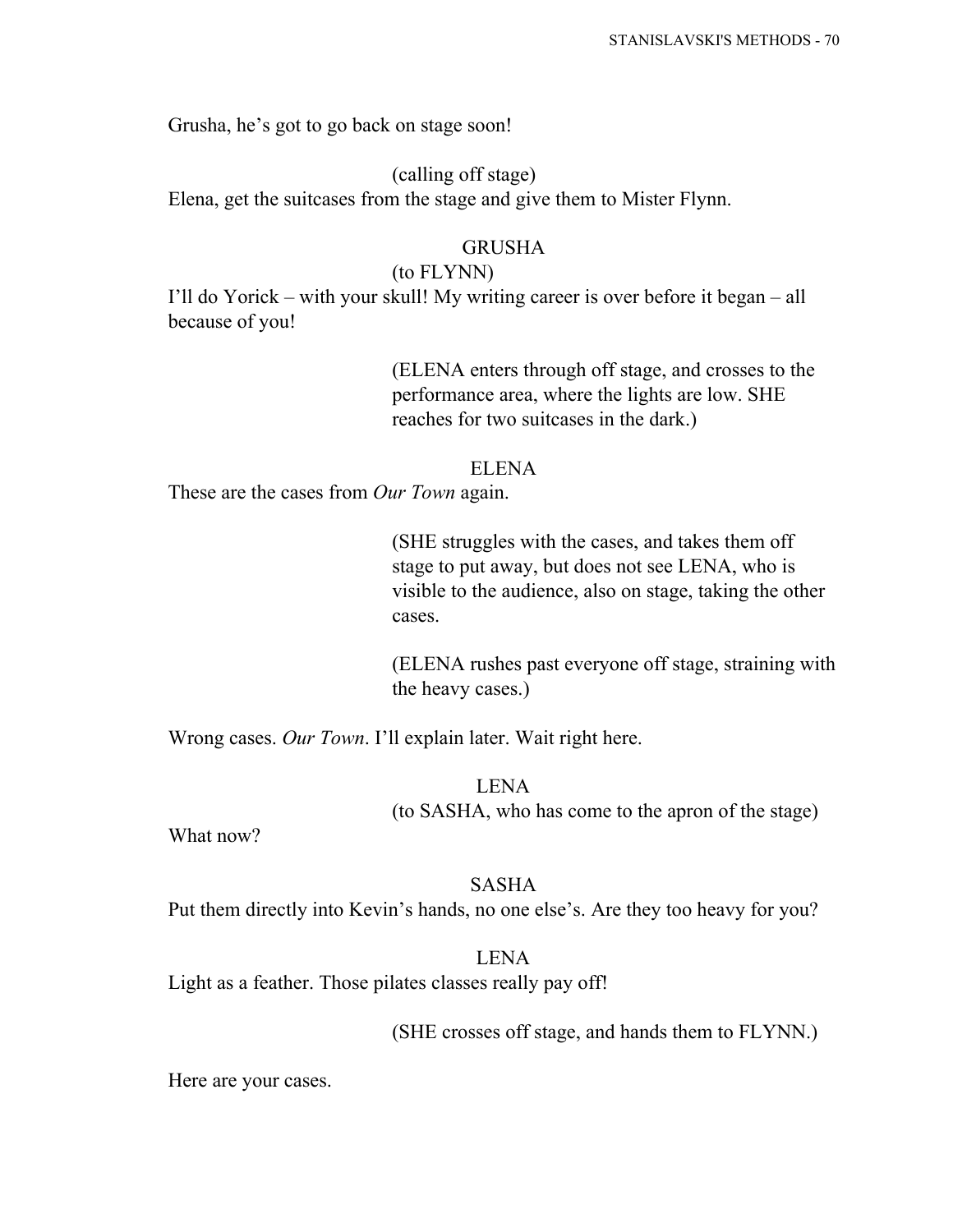Grusha, he's got to go back on stage soon!

(calling off stage)
Elena, get the suitcases from the stage and give them to Mister Flynn.

GRUSHA
(to FLYNN)
I'll do Yorick – with your skull! My writing career is over before it began – all because of you!

(ELENA enters through off stage, and crosses to the performance area, where the lights are low. SHE reaches for two suitcases in the dark.)

ELENA
These are the cases from *Our Town* again.

(SHE struggles with the cases, and takes them off stage to put away, but does not see LENA, who is visible to the audience, also on stage, taking the other cases.

(ELENA rushes past everyone off stage, straining with the heavy cases.)

Wrong cases. *Our Town*. I'll explain later. Wait right here.

LENA
(to SASHA, who has come to the apron of the stage)
What now?

SASHA
Put them directly into Kevin's hands, no one else's. Are they too heavy for you?

LENA
Light as a feather. Those pilates classes really pay off!

(SHE crosses off stage, and hands them to FLYNN.)

Here are your cases.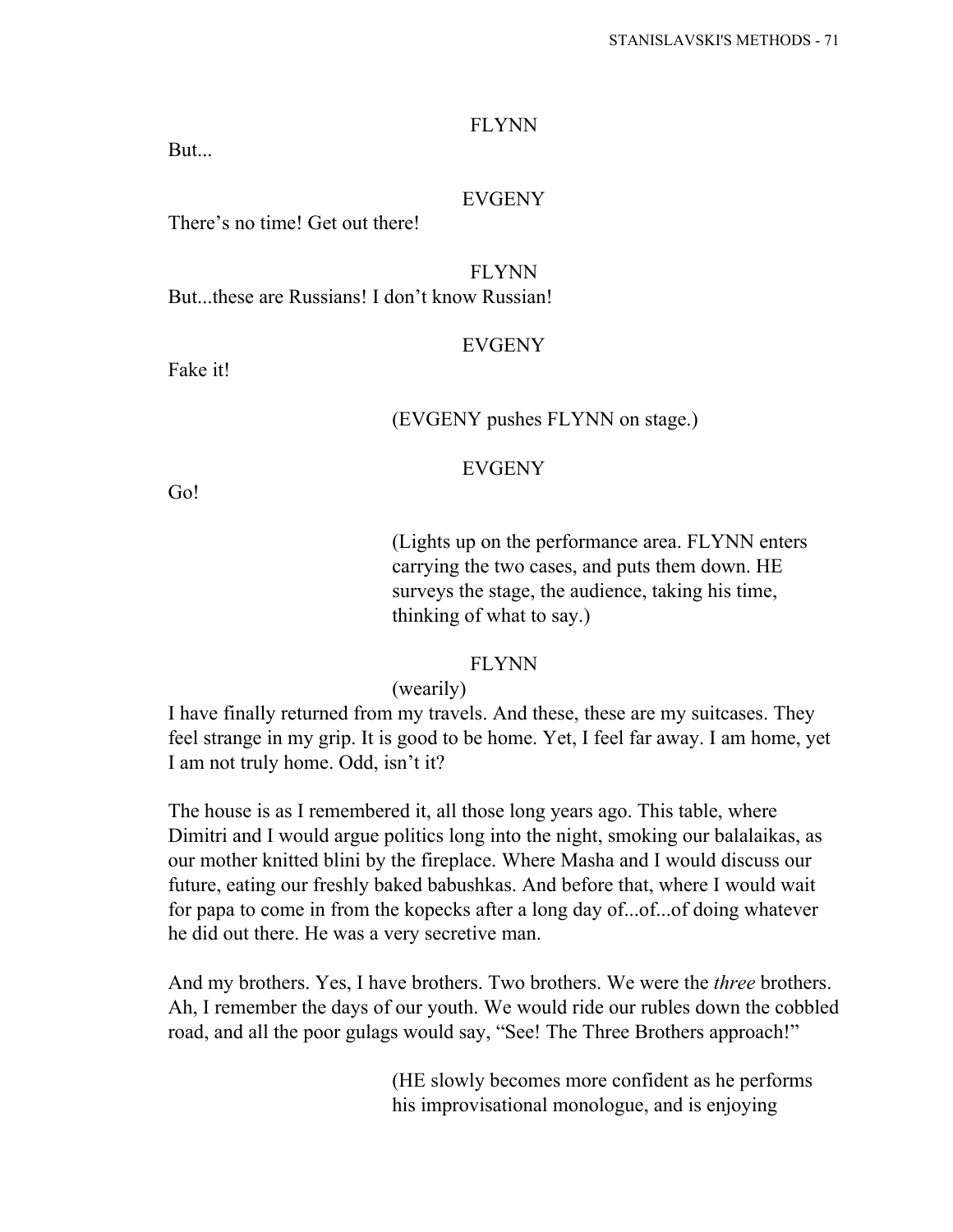FLYNN

But...

EVGENY

There's no time! Get out there!

FLYNN

But...these are Russians! I don't know Russian!

EVGENY

Fake it!

(EVGENY pushes FLYNN on stage.)

EVGENY

Go!

(Lights up on the performance area. FLYNN enters carrying the two cases, and puts them down. HE surveys the stage, the audience, taking his time, thinking of what to say.)

FLYNN

(wearily)

I have finally returned from my travels. And these, these are my suitcases. They feel strange in my grip. It is good to be home. Yet, I feel far away. I am home, yet I am not truly home. Odd, isn't it?

The house is as I remembered it, all those long years ago. This table, where Dimitri and I would argue politics long into the night, smoking our balalaikas, as our mother knitted blini by the fireplace. Where Masha and I would discuss our future, eating our freshly baked babushkas. And before that, where I would wait for papa to come in from the kopecks after a long day of...of...of doing whatever he did out there. He was a very secretive man.

And my brothers. Yes, I have brothers. Two brothers. We were the *three* brothers. Ah, I remember the days of our youth. We would ride our rubles down the cobbled road, and all the poor gulags would say, "See! The Three Brothers approach!"

(HE slowly becomes more confident as he performs his improvisational monologue, and is enjoying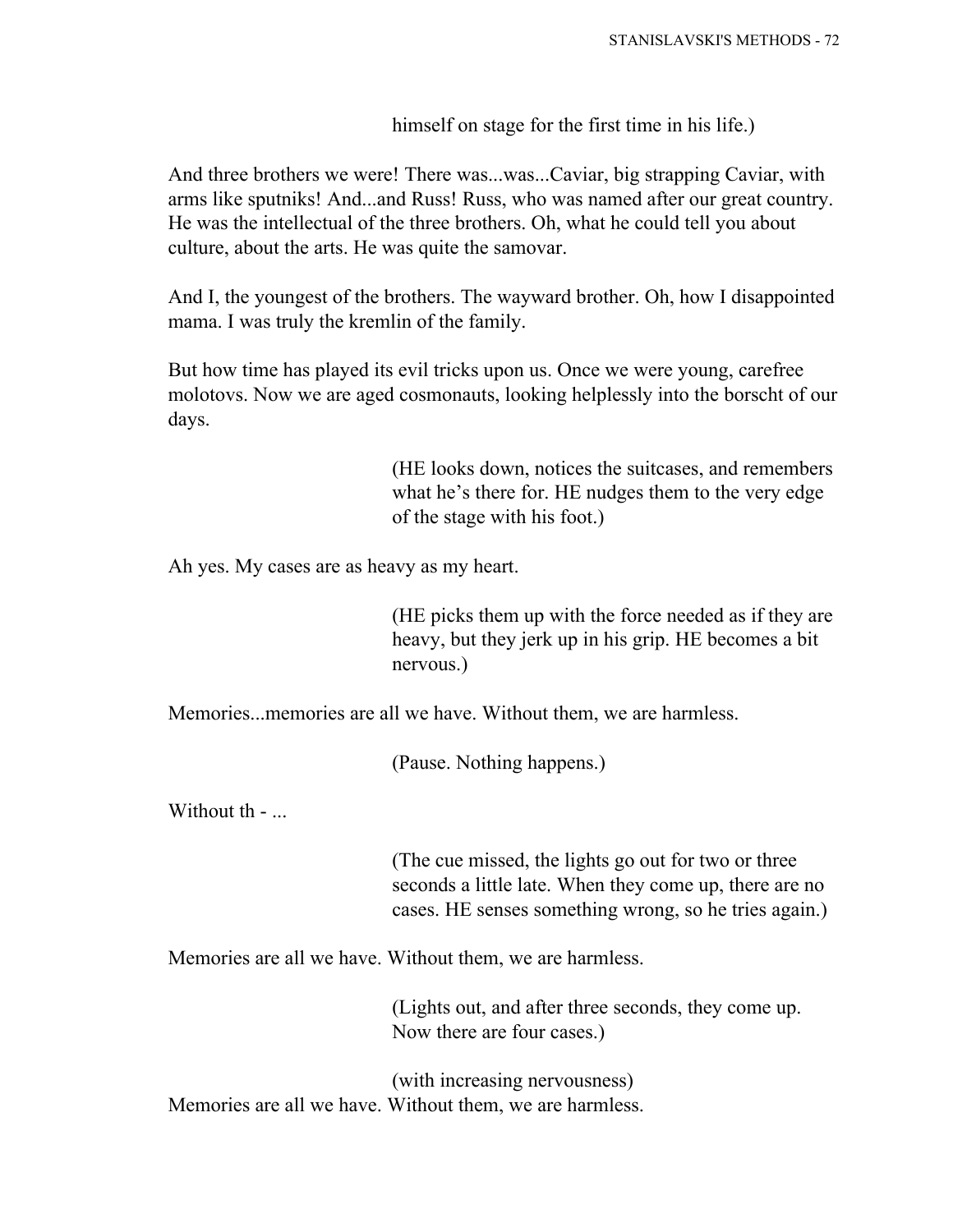himself on stage for the first time in his life.)

And three brothers we were! There was...was...Caviar, big strapping Caviar, with arms like sputniks! And...and Russ! Russ, who was named after our great country. He was the intellectual of the three brothers. Oh, what he could tell you about culture, about the arts. He was quite the samovar.

And I, the youngest of the brothers. The wayward brother. Oh, how I disappointed mama. I was truly the kremlin of the family.

But how time has played its evil tricks upon us. Once we were young, carefree molotovs. Now we are aged cosmonauts, looking helplessly into the borscht of our days.

(HE looks down, notices the suitcases, and remembers what he's there for. HE nudges them to the very edge of the stage with his foot.)

Ah yes. My cases are as heavy as my heart.

(HE picks them up with the force needed as if they are heavy, but they jerk up in his grip. HE becomes a bit nervous.)

Memories...memories are all we have. Without them, we are harmless.

(Pause. Nothing happens.)

Without th - ...

(The cue missed, the lights go out for two or three seconds a little late. When they come up, there are no cases. HE senses something wrong, so he tries again.)

Memories are all we have. Without them, we are harmless.

(Lights out, and after three seconds, they come up. Now there are four cases.)

(with increasing nervousness)
Memories are all we have. Without them, we are harmless.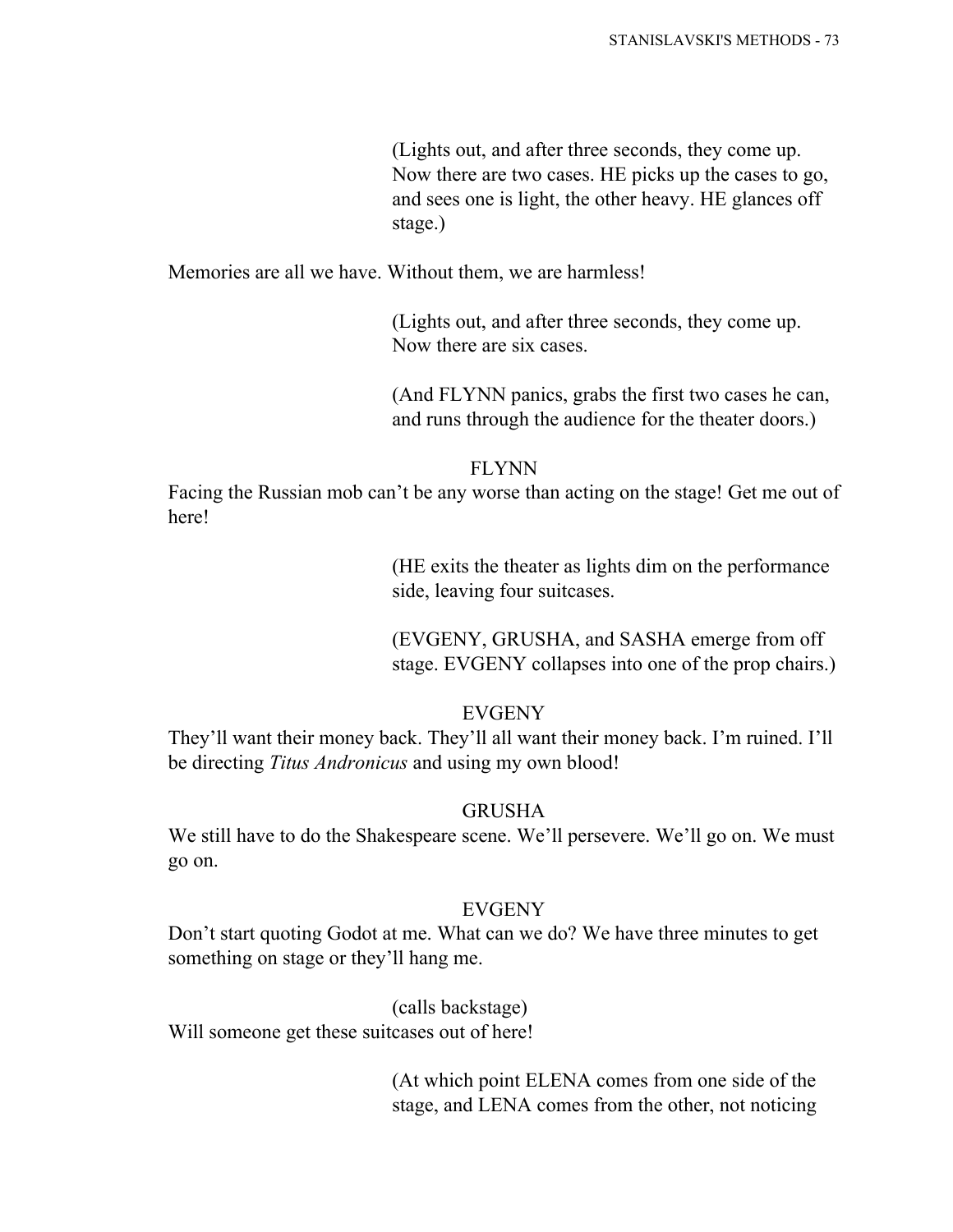(Lights out, and after three seconds, they come up. Now there are two cases. HE picks up the cases to go, and sees one is light, the other heavy. HE glances off stage.)

Memories are all we have. Without them, we are harmless!

(Lights out, and after three seconds, they come up. Now there are six cases.

(And FLYNN panics, grabs the first two cases he can, and runs through the audience for the theater doors.)

FLYNN

Facing the Russian mob can't be any worse than acting on the stage! Get me out of here!

(HE exits the theater as lights dim on the performance side, leaving four suitcases.

(EVGENY, GRUSHA, and SASHA emerge from off stage. EVGENY collapses into one of the prop chairs.)

EVGENY

They'll want their money back. They'll all want their money back. I'm ruined. I'll be directing *Titus Andronicus* and using my own blood!

GRUSHA

We still have to do the Shakespeare scene. We'll persevere. We'll go on. We must go on.

EVGENY

Don't start quoting Godot at me. What can we do? We have three minutes to get something on stage or they'll hang me.

(calls backstage)

Will someone get these suitcases out of here!

(At which point ELENA comes from one side of the stage, and LENA comes from the other, not noticing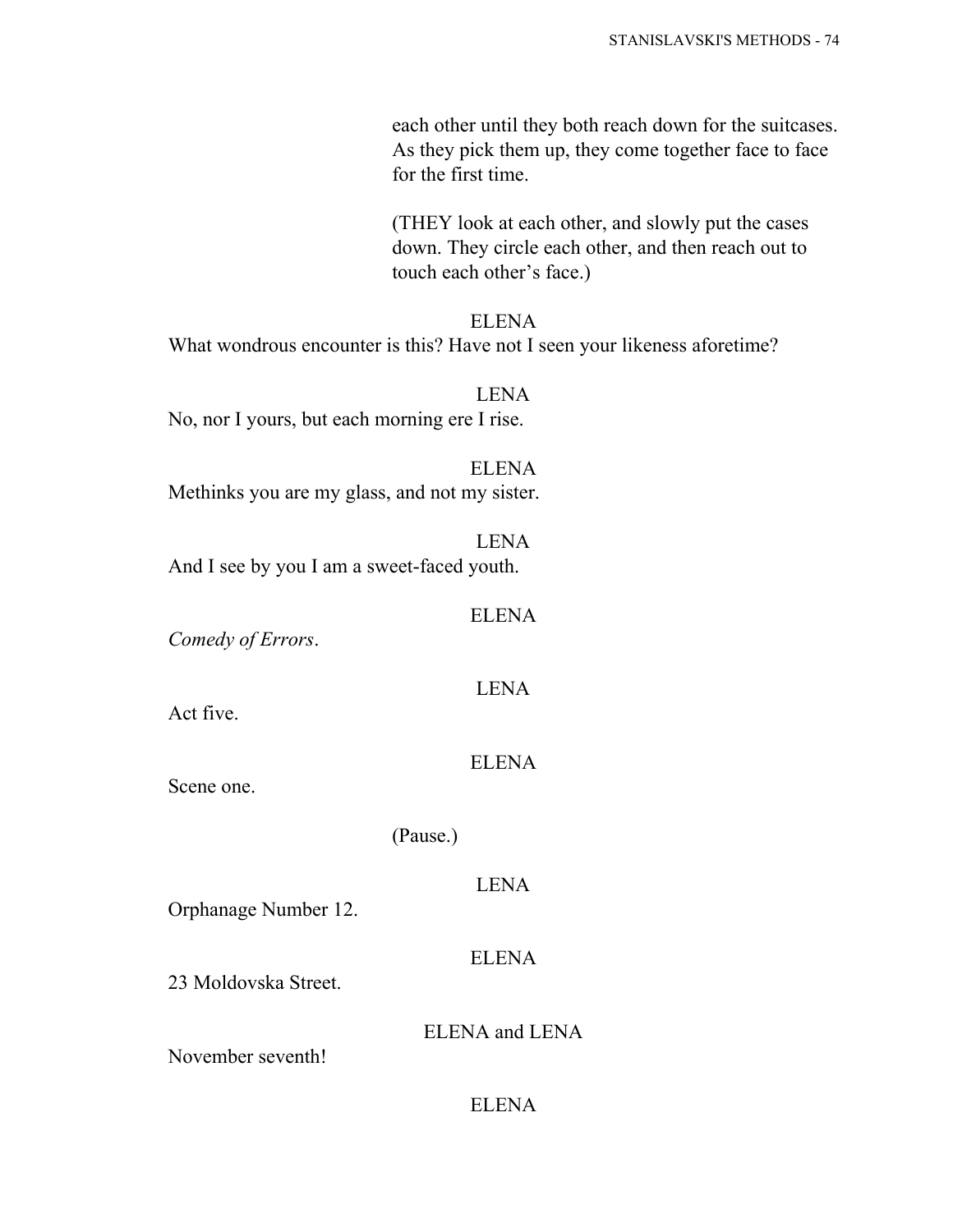each other until they both reach down for the suitcases. As they pick them up, they come together face to face for the first time.

(THEY look at each other, and slowly put the cases down. They circle each other, and then reach out to touch each other's face.)

ELENA

What wondrous encounter is this? Have not I seen your likeness aforetime?

LENA

No, nor I yours, but each morning ere I rise.

ELENA

Methinks you are my glass, and not my sister.

LENA

And I see by you I am a sweet-faced youth.

ELENA

*Comedy of Errors*.

LENA

Act five.

ELENA

Scene one.

(Pause.)

LENA

Orphanage Number 12.

ELENA

23 Moldovska Street.

ELENA and LENA

November seventh!

ELENA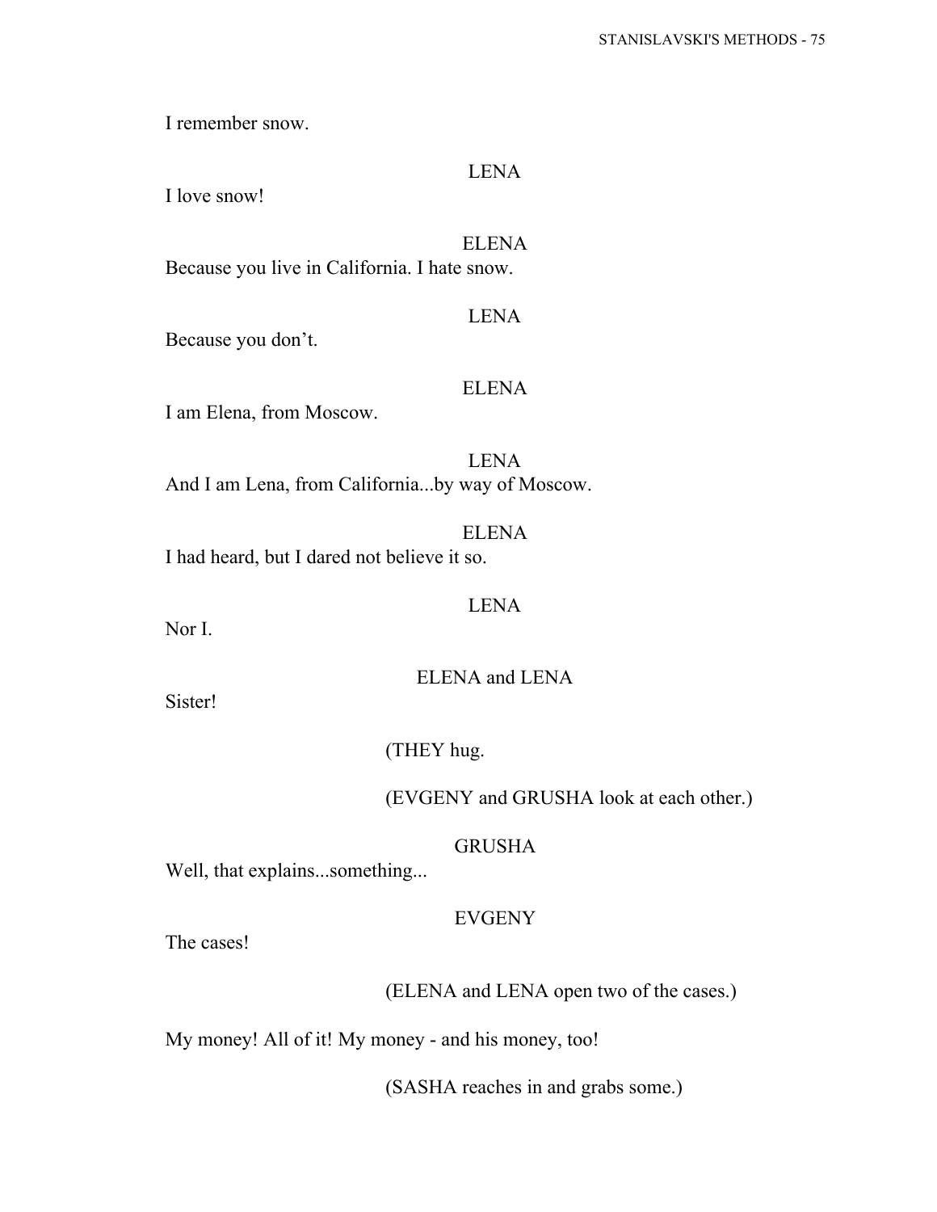I remember snow.

LENA

I love snow!

ELENA

Because you live in California. I hate snow.

LENA

Because you don't.

ELENA

I am Elena, from Moscow.

LENA

And I am Lena, from California...by way of Moscow.

ELENA

I had heard, but I dared not believe it so.

LENA

Nor I.

ELENA and LENA

Sister!

(THEY hug.

(EVGENY and GRUSHA look at each other.)

GRUSHA

Well, that explains...something...

EVGENY

The cases!

(ELENA and LENA open two of the cases.)

My money! All of it! My money - and his money, too!

(SASHA reaches in and grabs some.)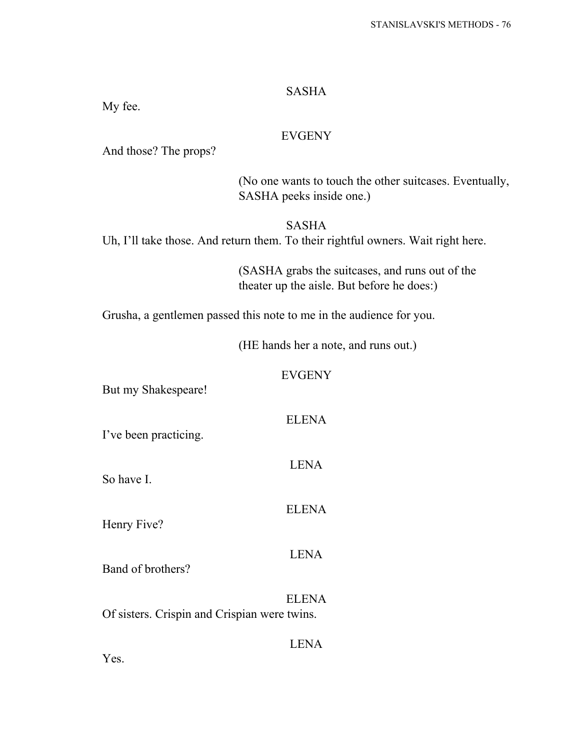SASHA

My fee.

EVGENY

And those? The props?

(No one wants to touch the other suitcases. Eventually, SASHA peeks inside one.)

SASHA

Uh, I'll take those. And return them. To their rightful owners. Wait right here.

(SASHA grabs the suitcases, and runs out of the theater up the aisle. But before he does:)

Grusha, a gentlemen passed this note to me in the audience for you.

(HE hands her a note, and runs out.)

EVGENY

But my Shakespeare!

ELENA

I've been practicing.

LENA

So have I.

ELENA

Henry Five?

LENA

Band of brothers?

ELENA

Of sisters. Crispin and Crispian were twins.

LENA

Yes.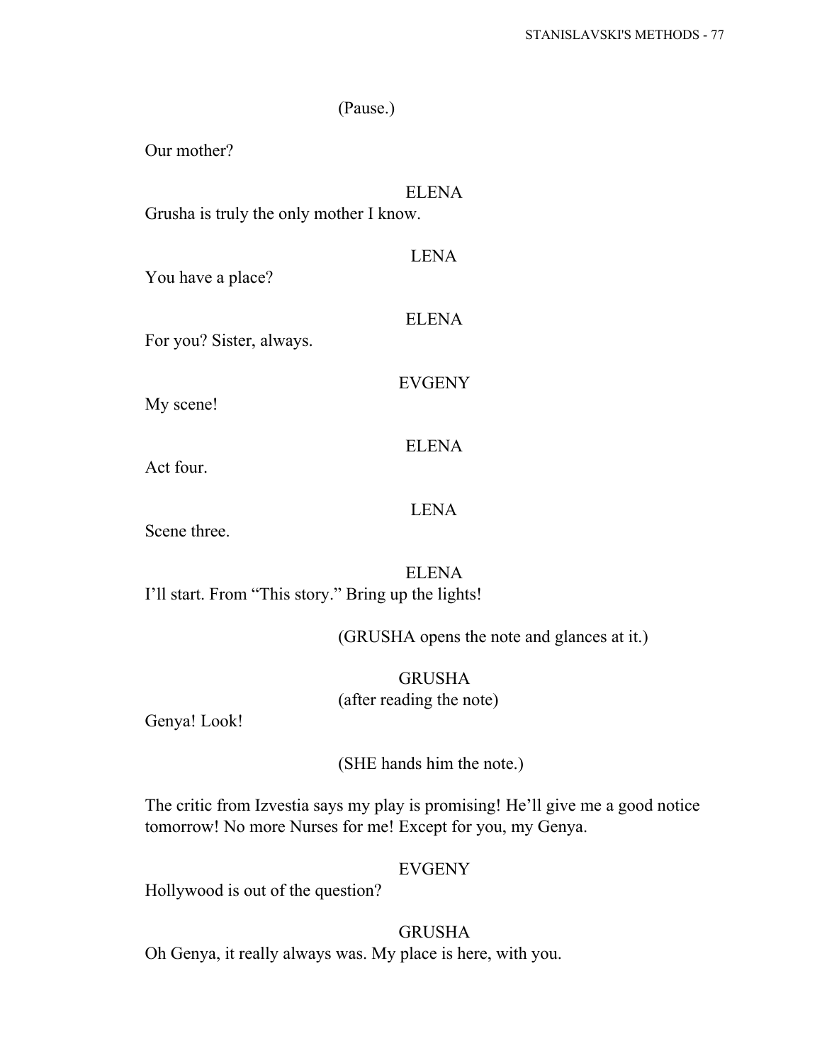(Pause.)

Our mother?

ELENA

Grusha is truly the only mother I know.

LENA

You have a place?

ELENA

For you? Sister, always.

EVGENY

My scene!

ELENA

Act four.

LENA

Scene three.

ELENA

I'll start. From "This story." Bring up the lights!

(GRUSHA opens the note and glances at it.)

GRUSHA

(after reading the note)

Genya! Look!

(SHE hands him the note.)

The critic from Izvestia says my play is promising! He'll give me a good notice tomorrow! No more Nurses for me! Except for you, my Genya.

EVGENY

Hollywood is out of the question?

GRUSHA

Oh Genya, it really always was. My place is here, with you.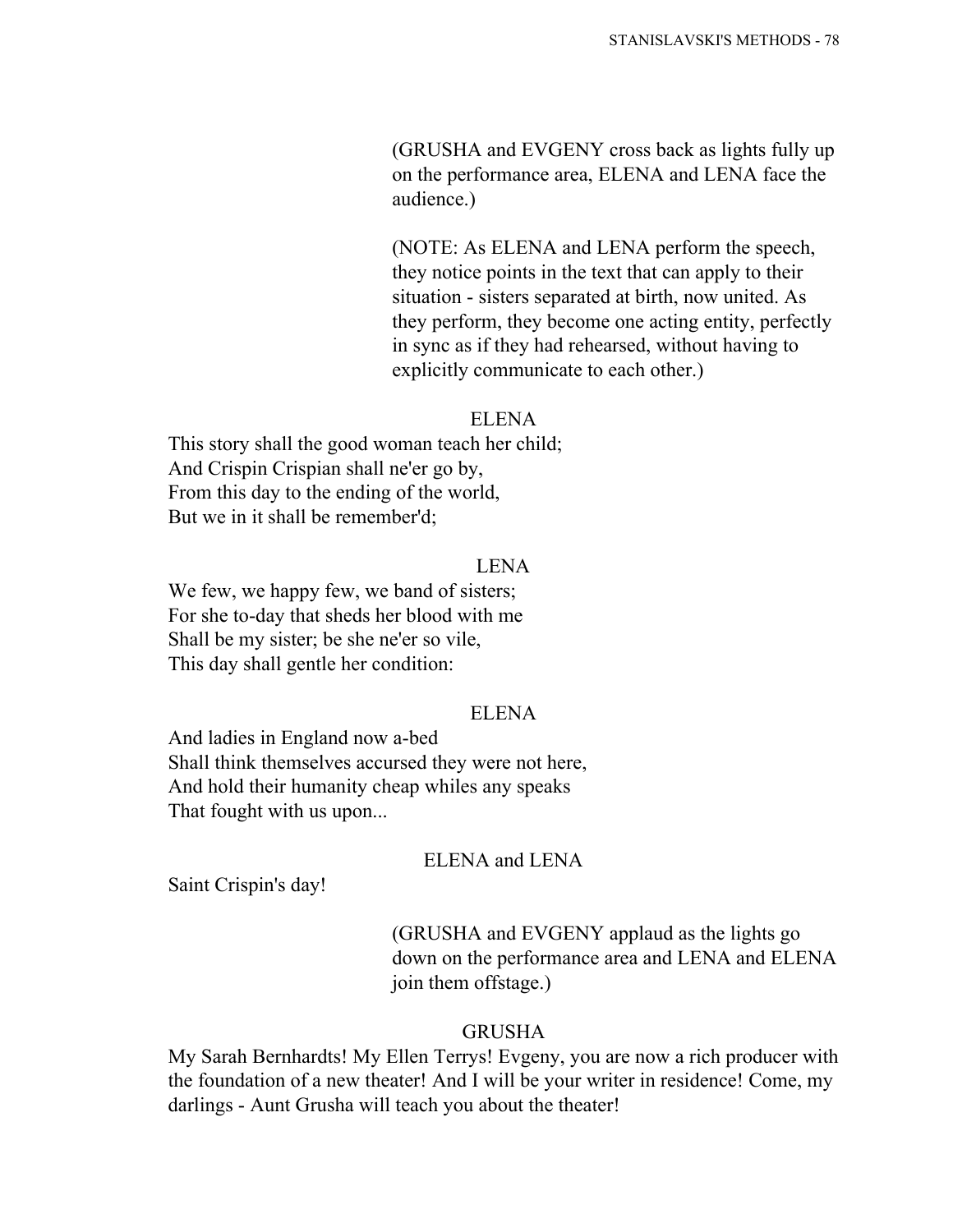(GRUSHA and EVGENY cross back as lights fully up on the performance area, ELENA and LENA face the audience.)

(NOTE: As ELENA and LENA perform the speech, they notice points in the text that can apply to their situation - sisters separated at birth, now united. As they perform, they become one acting entity, perfectly in sync as if they had rehearsed, without having to explicitly communicate to each other.)

ELENA

This story shall the good woman teach her child;
And Crispin Crispian shall ne'er go by,
From this day to the ending of the world,
But we in it shall be remember'd;

LENA

We few, we happy few, we band of sisters;
For she to-day that sheds her blood with me
Shall be my sister; be she ne'er so vile,
This day shall gentle her condition:

ELENA

And ladies in England now a-bed
Shall think themselves accursed they were not here,
And hold their humanity cheap whiles any speaks
That fought with us upon...

ELENA and LENA

Saint Crispin's day!

(GRUSHA and EVGENY applaud as the lights go down on the performance area and LENA and ELENA join them offstage.)

GRUSHA

My Sarah Bernhardts! My Ellen Terrys! Evgeny, you are now a rich producer with the foundation of a new theater! And I will be your writer in residence! Come, my darlings - Aunt Grusha will teach you about the theater!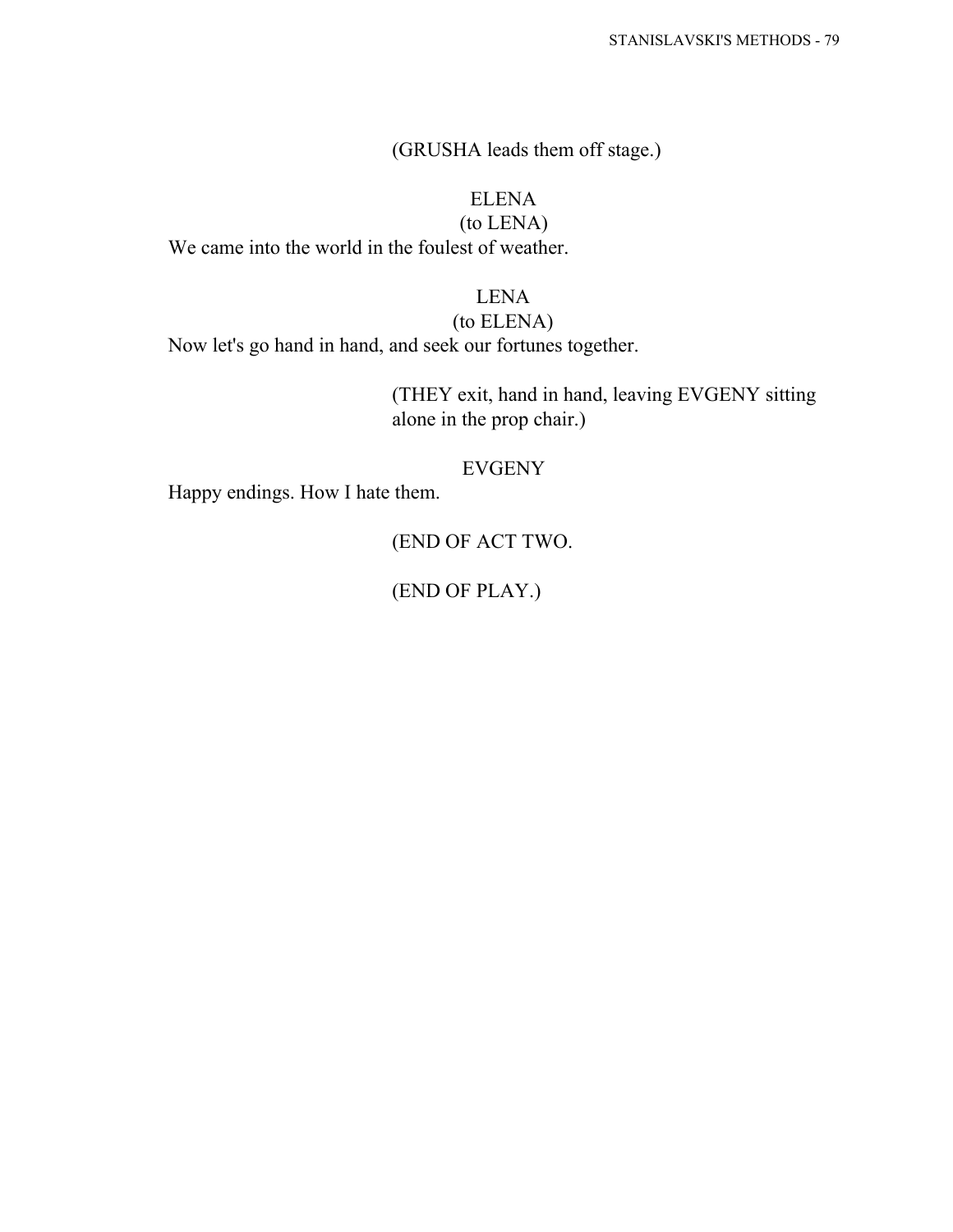(GRUSHA leads them off stage.)

ELENA
(to LENA)
We came into the world in the foulest of weather.

LENA
(to ELENA)
Now let's go hand in hand, and seek our fortunes together.

(THEY exit, hand in hand, leaving EVGENY sitting alone in the prop chair.)

EVGENY
Happy endings. How I hate them.

(END OF ACT TWO.

(END OF PLAY.)